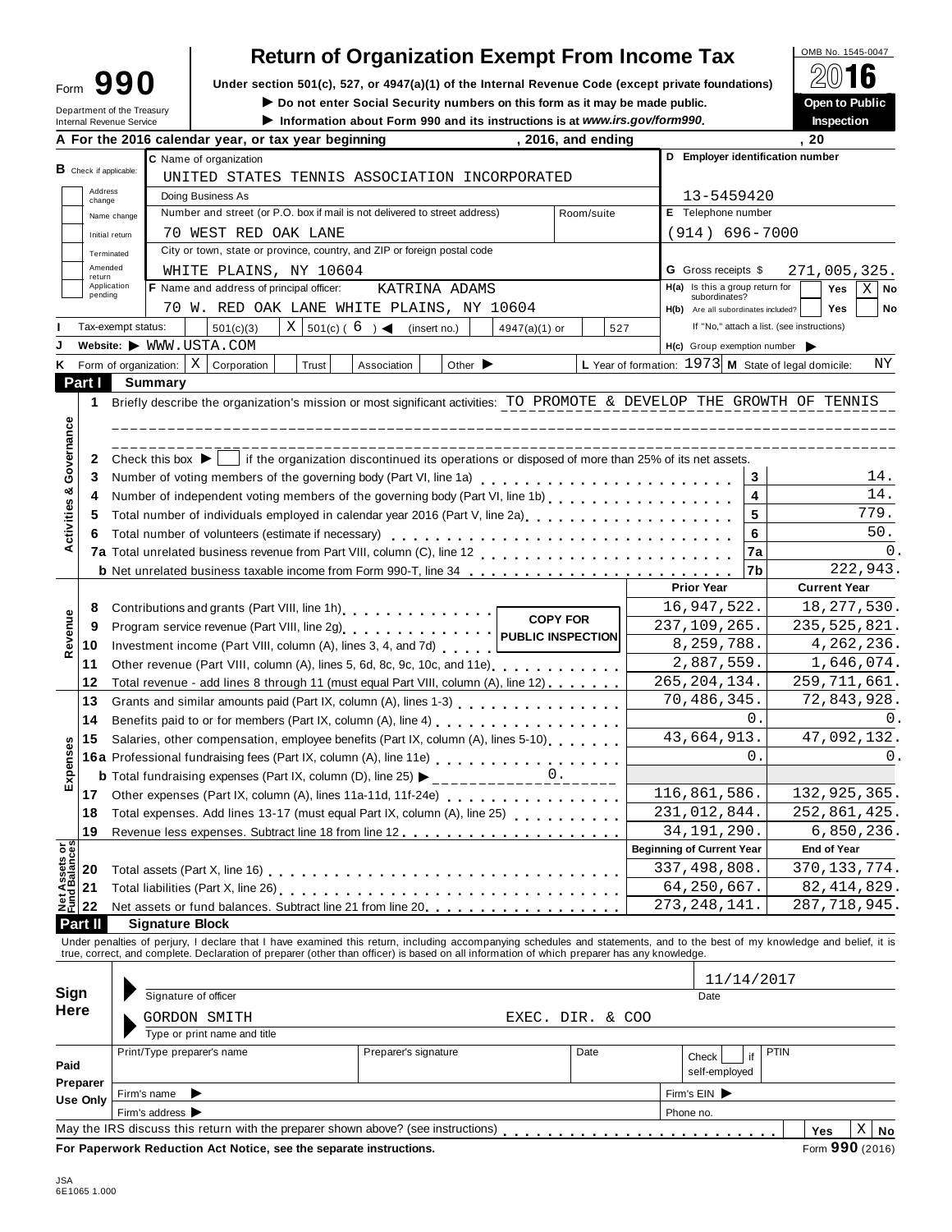# Form 990

**Return of Organization Exempt From Income Tax**

Under section 501(c), 527, or 4947(a)(1) of the Internal Revenue Code (except private foundations)

▶ Do not enter Social Security numbers on this form as it may be made public.

▶ Information about Form 990 and its instructions is at *www.irs.gov/form990*.

Department of the Treasury
Internal Revenue Service

OMB No. 1545-0047

**2016**

**Open to Public Inspection**

**A** For the 2016 calendar year, or tax year beginning , 2016, and ending , 20

**B** Check if applicable: Address change / Name change / Initial return / Terminated / Amended return / Application pending

**C** Name of organization: UNITED STATES TENNIS ASSOCIATION INCORPORATED

Doing Business As

Number and street (or P.O. box if mail is not delivered to street address): 70 WEST RED OAK LANE | Room/suite

City or town, state or province, country, and ZIP or foreign postal code: WHITE PLAINS, NY 10604

**D** Employer identification number: 13-5459420

**E** Telephone number: (914) 696-7000

**G** Gross receipts $ 271,005,325.

**F** Name and address of principal officer: KATRINA ADAMS
70 W. RED OAK LANE WHITE PLAINS, NY 10604

**H(a)** Is this a group return for subordinates? Yes [ ] No [X]

**H(b)** Are all subordinates included? Yes [ ] No [ ]
If "No," attach a list. (see instructions)

**H(c)** Group exemption number ▶

**I** Tax-exempt status: [ ] 501(c)(3) [X] 501(c) ( 6 ) ◀ (insert no.) [ ] 4947(a)(1) or [ ] 527

**J** Website: ▶ WWW.USTA.COM

**K** Form of organization: [X] Corporation [ ] Trust [ ] Association [ ] Other ▶

**L** Year of formation: 1973 **M** State of legal domicile: NY

## Part I Summary

**Activities & Governance**

1 Briefly describe the organization's mission or most significant activities: TO PROMOTE & DEVELOP THE GROWTH OF TENNIS

2 Check this box ▶ [ ] if the organization discontinued its operations or disposed of more than 25% of its net assets.

| Line | Description | | Value |
|---|---|---|---|
| 3 | Number of voting members of the governing body (Part VI, line 1a) | 3 | 14. |
| 4 | Number of independent voting members of the governing body (Part VI, line 1b) | 4 | 14. |
| 5 | Total number of individuals employed in calendar year 2016 (Part V, line 2a) | 5 | 779. |
| 6 | Total number of volunteers (estimate if necessary) | 6 | 50. |
| 7a | Total unrelated business revenue from Part VIII, column (C), line 12 | 7a | 0. |
| b | Net unrelated business taxable income from Form 990-T, line 34 | 7b | 222,943. |

COPY FOR PUBLIC INSPECTION

| | Line | Description | Prior Year | Current Year |
|---|---|---|---|---|
| Revenue | 8 | Contributions and grants (Part VIII, line 1h) | 16,947,522. | 18,277,530. |
| | 9 | Program service revenue (Part VIII, line 2g) | 237,109,265. | 235,525,821. |
| | 10 | Investment income (Part VIII, column (A), lines 3, 4, and 7d) | 8,259,788. | 4,262,236. |
| | 11 | Other revenue (Part VIII, column (A), lines 5, 6d, 8c, 9c, 10c, and 11e) | 2,887,559. | 1,646,074. |
| | 12 | Total revenue - add lines 8 through 11 (must equal Part VIII, column (A), line 12) | 265,204,134. | 259,711,661. |
| Expenses | 13 | Grants and similar amounts paid (Part IX, column (A), lines 1-3) | 70,486,345. | 72,843,928. |
| | 14 | Benefits paid to or for members (Part IX, column (A), line 4) | 0. | 0. |
| | 15 | Salaries, other compensation, employee benefits (Part IX, column (A), lines 5-10) | 43,664,913. | 47,092,132. |
| | 16a | Professional fundraising fees (Part IX, column (A), line 11e) | 0. | 0. |
| | b | Total fundraising expenses (Part IX, column (D), line 25) ▶ 0. | | |
| | 17 | Other expenses (Part IX, column (A), lines 11a-11d, 11f-24e) | 116,861,586. | 132,925,365. |
| | 18 | Total expenses. Add lines 13-17 (must equal Part IX, column (A), line 25) | 231,012,844. | 252,861,425. |
| | 19 | Revenue less expenses. Subtract line 18 from line 12 | 34,191,290. | 6,850,236. |
| | | | **Beginning of Current Year** | **End of Year** |
| Net Assets or Fund Balances | 20 | Total assets (Part X, line 16) | 337,498,808. | 370,133,774. |
| | 21 | Total liabilities (Part X, line 26) | 64,250,667. | 82,414,829. |
| | 22 | Net assets or fund balances. Subtract line 21 from line 20 | 273,248,141. | 287,718,945. |

## Part II Signature Block

Under penalties of perjury, I declare that I have examined this return, including accompanying schedules and statements, and to the best of my knowledge and belief, it is true, correct, and complete. Declaration of preparer (other than officer) is based on all information of which preparer has any knowledge.

**Sign Here**

Signature of officer | Date: 11/14/2017

GORDON SMITH EXEC. DIR. & COO
Type or print name and title

**Paid Preparer Use Only**

| Print/Type preparer's name | Preparer's signature | Date | Check [ ] if self-employed | PTIN |
|---|---|---|---|---|
| | | | | |

Firm's name ▶ | Firm's EIN ▶

Firm's address ▶ | Phone no.

May the IRS discuss this return with the preparer shown above? (see instructions) Yes [ ] No [X]

**For Paperwork Reduction Act Notice, see the separate instructions.** Form **990** (2016)

JSA
6E1065 1.000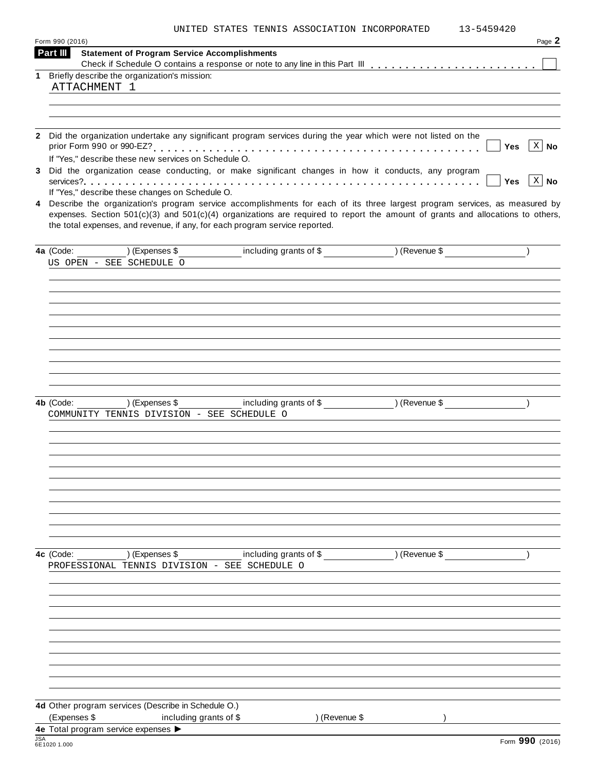UNITED STATES TENNIS ASSOCIATION INCORPORATED 13-5459420

Form 990 (2016) Page **2**

**Part III** **Statement of Program Service Accomplishments**

Check if Schedule O contains a response or note to any line in this Part III . . . . . . . . . . . . . . . . . . . . . . . . ☐

**1** Briefly describe the organization's mission:

ATTACHMENT 1

**2** Did the organization undertake any significant program services during the year which were not listed on the prior Form 990 or 990-EZ? . . . . . . . . . . . . . . . . . . . . . . . . . . . . . . . . . . . . . . . . . . . ☐ **Yes** ☒ **No**

If "Yes," describe these new services on Schedule O.

**3** Did the organization cease conducting, or make significant changes in how it conducts, any program services? . . . . . . . . . . . . . . . . . . . . . . . . . . . . . . . . . . . . . . . . . . . . . . . . . . . . ☐ **Yes** ☒ **No**

If "Yes," describe these changes on Schedule O.

**4** Describe the organization's program service accomplishments for each of its three largest program services, as measured by expenses. Section 501(c)(3) and 501(c)(4) organizations are required to report the amount of grants and allocations to others, the total expenses, and revenue, if any, for each program service reported.

**4a** (Code: ) (Expenses $ including grants of $ ) (Revenue $ )

US OPEN - SEE SCHEDULE O

**4b** (Code: ) (Expenses $ including grants of $ ) (Revenue $ )

COMMUNITY TENNIS DIVISION - SEE SCHEDULE O

**4c** (Code: ) (Expenses $ including grants of $ ) (Revenue $ )

PROFESSIONAL TENNIS DIVISION - SEE SCHEDULE O

**4d** Other program services (Describe in Schedule O.)

(Expenses $ including grants of $ ) (Revenue $ )

**4e** Total program service expenses ►

JSA 6E1020 1.000

Form **990** (2016)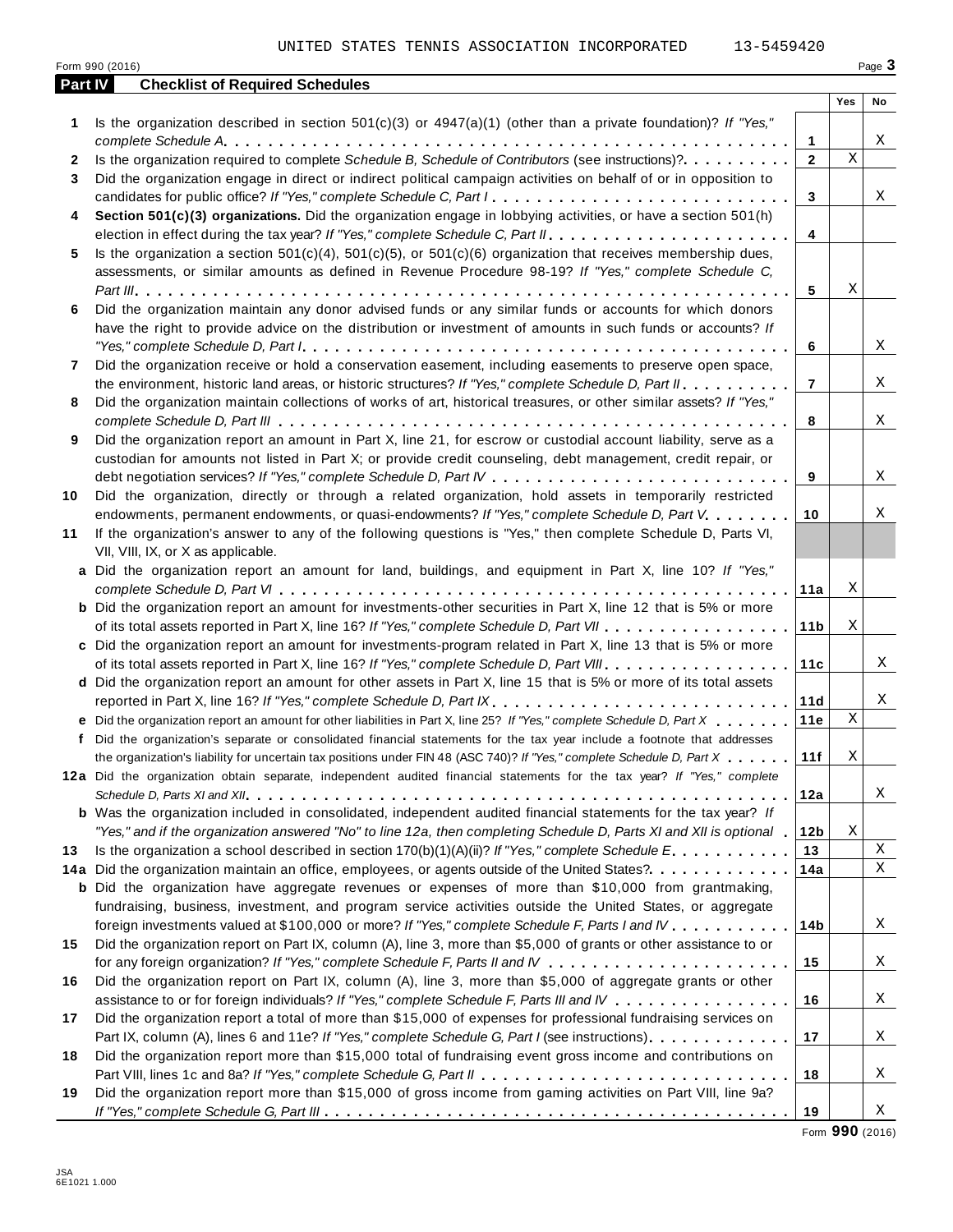UNITED STATES TENNIS ASSOCIATION INCORPORATED 13-5459420

Form 990 (2016)

## Part IV Checklist of Required Schedules

| | | | Yes | No |
|---|---|---|---|---|
| **1** | Is the organization described in section 501(c)(3) or 4947(a)(1) (other than a private foundation)? *If "Yes," complete Schedule A* | **1** | | X |
| **2** | Is the organization required to complete *Schedule B, Schedule of Contributors* (see instructions)? | **2** | X | |
| **3** | Did the organization engage in direct or indirect political campaign activities on behalf of or in opposition to candidates for public office? *If "Yes," complete Schedule C, Part I* | **3** | | X |
| **4** | **Section 501(c)(3) organizations.** Did the organization engage in lobbying activities, or have a section 501(h) election in effect during the tax year? *If "Yes," complete Schedule C, Part II* | **4** | | |
| **5** | Is the organization a section 501(c)(4), 501(c)(5), or 501(c)(6) organization that receives membership dues, assessments, or similar amounts as defined in Revenue Procedure 98-19? *If "Yes," complete Schedule C, Part III* | **5** | X | |
| **6** | Did the organization maintain any donor advised funds or any similar funds or accounts for which donors have the right to provide advice on the distribution or investment of amounts in such funds or accounts? *If "Yes," complete Schedule D, Part I* | **6** | | X |
| **7** | Did the organization receive or hold a conservation easement, including easements to preserve open space, the environment, historic land areas, or historic structures? *If "Yes," complete Schedule D, Part II* | **7** | | X |
| **8** | Did the organization maintain collections of works of art, historical treasures, or other similar assets? *If "Yes," complete Schedule D, Part III* | **8** | | X |
| **9** | Did the organization report an amount in Part X, line 21, for escrow or custodial account liability, serve as a custodian for amounts not listed in Part X; or provide credit counseling, debt management, credit repair, or debt negotiation services? *If "Yes," complete Schedule D, Part IV* | **9** | | X |
| **10** | Did the organization, directly or through a related organization, hold assets in temporarily restricted endowments, permanent endowments, or quasi-endowments? *If "Yes," complete Schedule D, Part V* | **10** | | X |
| **11** | If the organization's answer to any of the following questions is "Yes," then complete Schedule D, Parts VI, VII, VIII, IX, or X as applicable. | | | |
| **a** | Did the organization report an amount for land, buildings, and equipment in Part X, line 10? *If "Yes," complete Schedule D, Part VI* | **11a** | X | |
| **b** | Did the organization report an amount for investments-other securities in Part X, line 12 that is 5% or more of its total assets reported in Part X, line 16? *If "Yes," complete Schedule D, Part VII* | **11b** | X | |
| **c** | Did the organization report an amount for investments-program related in Part X, line 13 that is 5% or more of its total assets reported in Part X, line 16? *If "Yes," complete Schedule D, Part VIII* | **11c** | | X |
| **d** | Did the organization report an amount for other assets in Part X, line 15 that is 5% or more of its total assets reported in Part X, line 16? *If "Yes," complete Schedule D, Part IX* | **11d** | | X |
| **e** | Did the organization report an amount for other liabilities in Part X, line 25? *If "Yes," complete Schedule D, Part X* | **11e** | X | |
| **f** | Did the organization's separate or consolidated financial statements for the tax year include a footnote that addresses the organization's liability for uncertain tax positions under FIN 48 (ASC 740)? *If "Yes," complete Schedule D, Part X* | **11f** | X | |
| **12a** | Did the organization obtain separate, independent audited financial statements for the tax year? *If "Yes," complete Schedule D, Parts XI and XII* | **12a** | | X |
| **b** | Was the organization included in consolidated, independent audited financial statements for the tax year? *If "Yes," and if the organization answered "No" to line 12a, then completing Schedule D, Parts XI and XII is optional* | **12b** | X | |
| **13** | Is the organization a school described in section 170(b)(1)(A)(ii)? *If "Yes," complete Schedule E* | **13** | | X |
| **14a** | Did the organization maintain an office, employees, or agents outside of the United States? | **14a** | | X |
| **b** | Did the organization have aggregate revenues or expenses of more than $10,000 from grantmaking, fundraising, business, investment, and program service activities outside the United States, or aggregate foreign investments valued at $100,000 or more? *If "Yes," complete Schedule F, Parts I and IV* | **14b** | | X |
| **15** | Did the organization report on Part IX, column (A), line 3, more than $5,000 of grants or other assistance to or for any foreign organization? *If "Yes," complete Schedule F, Parts II and IV* | **15** | | X |
| **16** | Did the organization report on Part IX, column (A), line 3, more than $5,000 of aggregate grants or other assistance to or for foreign individuals? *If "Yes," complete Schedule F, Parts III and IV* | **16** | | X |
| **17** | Did the organization report a total of more than $15,000 of expenses for professional fundraising services on Part IX, column (A), lines 6 and 11e? *If "Yes," complete Schedule G, Part I* (see instructions) | **17** | | X |
| **18** | Did the organization report more than $15,000 total of fundraising event gross income and contributions on Part VIII, lines 1c and 8a? *If "Yes," complete Schedule G, Part II* | **18** | | X |
| **19** | Did the organization report more than $15,000 of gross income from gaming activities on Part VIII, line 9a? *If "Yes," complete Schedule G, Part III* | **19** | | X |

Form **990** (2016)

JSA
6E1021 1.000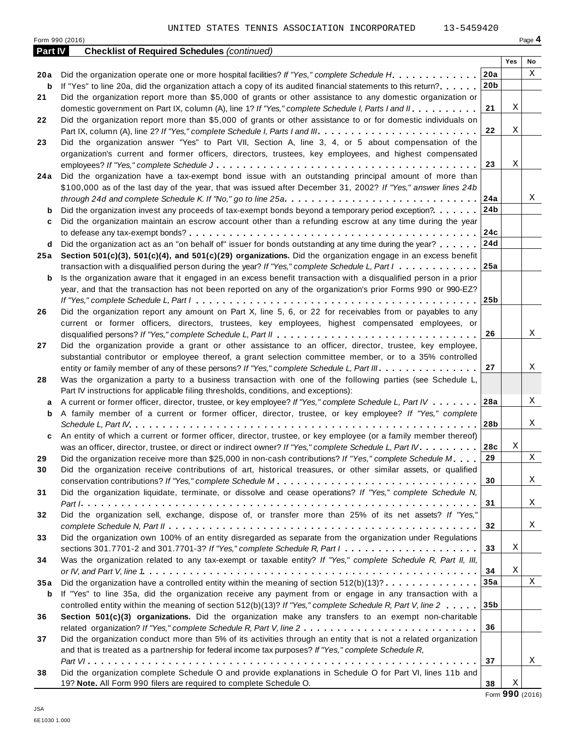UNITED STATES TENNIS ASSOCIATION INCORPORATED 13-5459420

Form 990 (2016) Page **4**

**Part IV** **Checklist of Required Schedules** *(continued)*

| | | | Yes | No |
|---|---|---|---|---|
| **20a** | Did the organization operate one or more hospital facilities? *If "Yes," complete Schedule H* | **20a** | | X |
| **b** | If "Yes" to line 20a, did the organization attach a copy of its audited financial statements to this return? | **20b** | | |
| **21** | Did the organization report more than $5,000 of grants or other assistance to any domestic organization or domestic government on Part IX, column (A), line 1? *If "Yes," complete Schedule I, Parts I and II* | **21** | X | |
| **22** | Did the organization report more than $5,000 of grants or other assistance to or for domestic individuals on Part IX, column (A), line 2? *If "Yes," complete Schedule I, Parts I and III* | **22** | X | |
| **23** | Did the organization answer "Yes" to Part VII, Section A, line 3, 4, or 5 about compensation of the organization's current and former officers, directors, trustees, key employees, and highest compensated employees? *If "Yes," complete Schedule J* | **23** | X | |
| **24a** | Did the organization have a tax-exempt bond issue with an outstanding principal amount of more than $100,000 as of the last day of the year, that was issued after December 31, 2002? *If "Yes," answer lines 24b through 24d and complete Schedule K. If "No," go to line 25a* | **24a** | | X |
| **b** | Did the organization invest any proceeds of tax-exempt bonds beyond a temporary period exception? | **24b** | | |
| **c** | Did the organization maintain an escrow account other than a refunding escrow at any time during the year to defease any tax-exempt bonds? | **24c** | | |
| **d** | Did the organization act as an "on behalf of" issuer for bonds outstanding at any time during the year? | **24d** | | |
| **25a** | **Section 501(c)(3), 501(c)(4), and 501(c)(29) organizations.** Did the organization engage in an excess benefit transaction with a disqualified person during the year? *If "Yes," complete Schedule L, Part I* | **25a** | | |
| **b** | Is the organization aware that it engaged in an excess benefit transaction with a disqualified person in a prior year, and that the transaction has not been reported on any of the organization's prior Forms 990 or 990-EZ? *If "Yes," complete Schedule L, Part I* | **25b** | | |
| **26** | Did the organization report any amount on Part X, line 5, 6, or 22 for receivables from or payables to any current or former officers, directors, trustees, key employees, highest compensated employees, or disqualified persons? *If "Yes," complete Schedule L, Part II* | **26** | | X |
| **27** | Did the organization provide a grant or other assistance to an officer, director, trustee, key employee, substantial contributor or employee thereof, a grant selection committee member, or to a 35% controlled entity or family member of any of these persons? *If "Yes," complete Schedule L, Part III* | **27** | | X |
| **28** | Was the organization a party to a business transaction with one of the following parties (see Schedule L, Part IV instructions for applicable filing thresholds, conditions, and exceptions): | | | |
| **a** | A current or former officer, director, trustee, or key employee? *If "Yes," complete Schedule L, Part IV* | **28a** | | X |
| **b** | A family member of a current or former officer, director, trustee, or key employee? *If "Yes," complete Schedule L, Part IV* | **28b** | | X |
| **c** | An entity of which a current or former officer, director, trustee, or key employee (or a family member thereof) was an officer, director, trustee, or direct or indirect owner? *If "Yes," complete Schedule L, Part IV* | **28c** | X | |
| **29** | Did the organization receive more than $25,000 in non-cash contributions? *If "Yes," complete Schedule M* | **29** | | X |
| **30** | Did the organization receive contributions of art, historical treasures, or other similar assets, or qualified conservation contributions? *If "Yes," complete Schedule M* | **30** | | X |
| **31** | Did the organization liquidate, terminate, or dissolve and cease operations? *If "Yes," complete Schedule N, Part I* | **31** | | X |
| **32** | Did the organization sell, exchange, dispose of, or transfer more than 25% of its net assets? *If "Yes," complete Schedule N, Part II* | **32** | | X |
| **33** | Did the organization own 100% of an entity disregarded as separate from the organization under Regulations sections 301.7701-2 and 301.7701-3? *If "Yes," complete Schedule R, Part I* | **33** | X | |
| **34** | Was the organization related to any tax-exempt or taxable entity? *If "Yes," complete Schedule R, Part II, III, or IV, and Part V, line 1* | **34** | X | |
| **35a** | Did the organization have a controlled entity within the meaning of section 512(b)(13)? | **35a** | | X |
| **b** | If "Yes" to line 35a, did the organization receive any payment from or engage in any transaction with a controlled entity within the meaning of section 512(b)(13)? *If "Yes," complete Schedule R, Part V, line 2* | **35b** | | |
| **36** | **Section 501(c)(3) organizations.** Did the organization make any transfers to an exempt non-charitable related organization? *If "Yes," complete Schedule R, Part V, line 2* | **36** | | |
| **37** | Did the organization conduct more than 5% of its activities through an entity that is not a related organization and that is treated as a partnership for federal income tax purposes? *If "Yes," complete Schedule R, Part VI* | **37** | | X |
| **38** | Did the organization complete Schedule O and provide explanations in Schedule O for Part VI, lines 11b and 19? **Note.** All Form 990 filers are required to complete Schedule O. | **38** | X | |

Form **990** (2016)

JSA
6E1030 1.000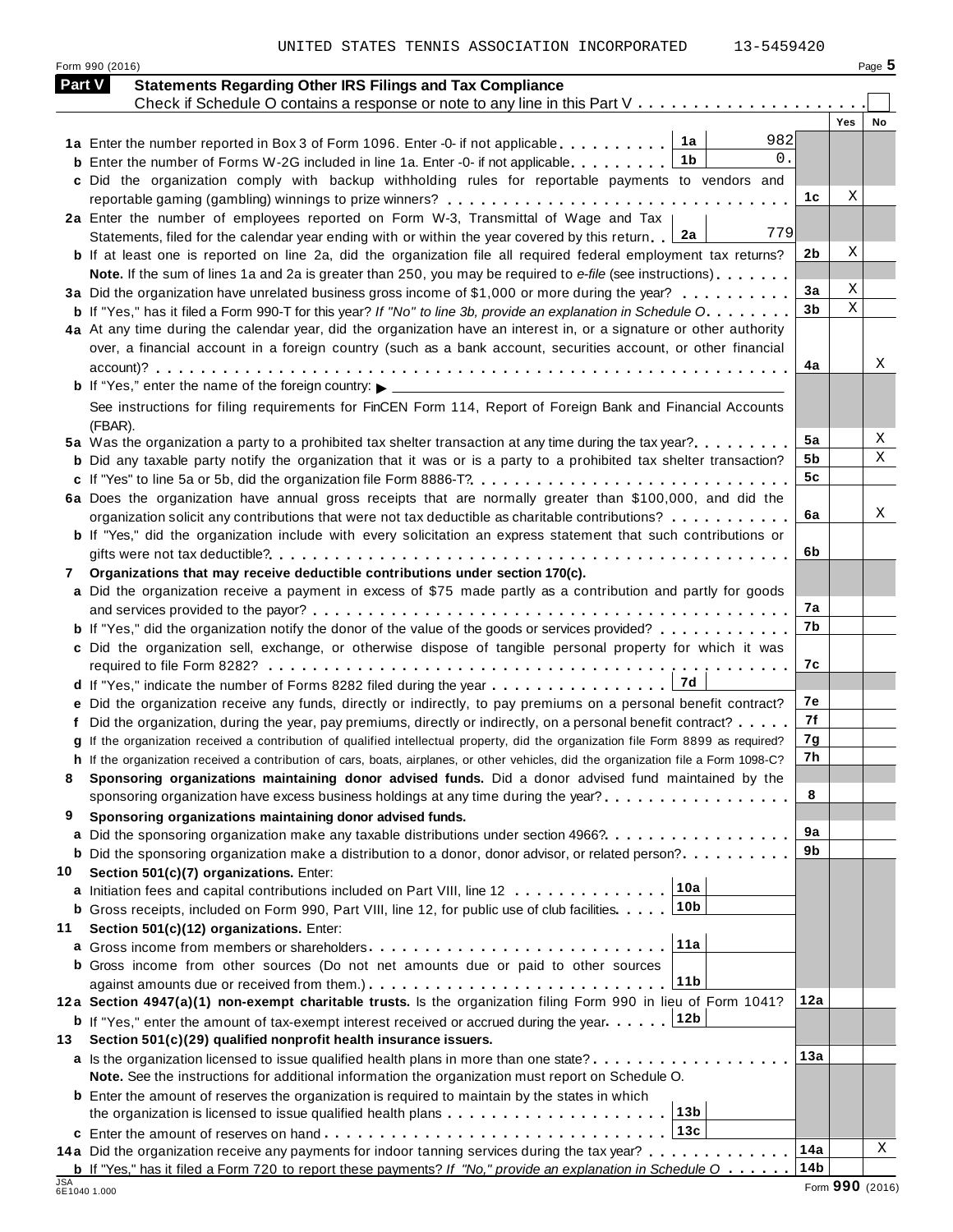UNITED STATES TENNIS ASSOCIATION INCORPORATED 13-5459420

Form 990 (2016) Page **5**

## Part V Statements Regarding Other IRS Filings and Tax Compliance

Check if Schedule O contains a response or note to any line in this Part V . . . . . . . . . . . . . . . . . . . . . ☐

| | | | | Line | Yes | No |
|---|---|---|---|---|---|---|
| **1a** | Enter the number reported in Box 3 of Form 1096. Enter -0- if not applicable | 1a | 982 | | | |
| **b** | Enter the number of Forms W-2G included in line 1a. Enter -0- if not applicable | 1b | 0. | | | |
| **c** | Did the organization comply with backup withholding rules for reportable payments to vendors and reportable gaming (gambling) winnings to prize winners? | | | 1c | X | |
| **2a** | Enter the number of employees reported on Form W-3, Transmittal of Wage and Tax Statements, filed for the calendar year ending with or within the year covered by this return | 2a | 779 | | | |
| **b** | If at least one is reported on line 2a, did the organization file all required federal employment tax returns? | | | 2b | X | |
| | **Note.** If the sum of lines 1a and 2a is greater than 250, you may be required to *e-file* (see instructions) | | | | | |
| **3a** | Did the organization have unrelated business gross income of $1,000 or more during the year? | | | 3a | X | |
| **b** | If "Yes," has it filed a Form 990-T for this year? *If "No" to line 3b, provide an explanation in Schedule O* | | | 3b | X | |
| **4a** | At any time during the calendar year, did the organization have an interest in, or a signature or other authority over, a financial account in a foreign country (such as a bank account, securities account, or other financial account)? | | | 4a | | X |
| **b** | If "Yes," enter the name of the foreign country: ▶ | | | | | |
| | See instructions for filing requirements for FinCEN Form 114, Report of Foreign Bank and Financial Accounts (FBAR). | | | | | |
| **5a** | Was the organization a party to a prohibited tax shelter transaction at any time during the tax year? | | | 5a | | X |
| **b** | Did any taxable party notify the organization that it was or is a party to a prohibited tax shelter transaction? | | | 5b | | X |
| **c** | If "Yes" to line 5a or 5b, did the organization file Form 8886-T? | | | 5c | | |
| **6a** | Does the organization have annual gross receipts that are normally greater than $100,000, and did the organization solicit any contributions that were not tax deductible as charitable contributions? | | | 6a | | X |
| **b** | If "Yes," did the organization include with every solicitation an express statement that such contributions or gifts were not tax deductible? | | | 6b | | |
| **7** | **Organizations that may receive deductible contributions under section 170(c).** | | | | | |
| **a** | Did the organization receive a payment in excess of $75 made partly as a contribution and partly for goods and services provided to the payor? | | | 7a | | |
| **b** | If "Yes," did the organization notify the donor of the value of the goods or services provided? | | | 7b | | |
| **c** | Did the organization sell, exchange, or otherwise dispose of tangible personal property for which it was required to file Form 8282? | | | 7c | | |
| **d** | If "Yes," indicate the number of Forms 8282 filed during the year | 7d | | | | |
| **e** | Did the organization receive any funds, directly or indirectly, to pay premiums on a personal benefit contract? | | | 7e | | |
| **f** | Did the organization, during the year, pay premiums, directly or indirectly, on a personal benefit contract? | | | 7f | | |
| **g** | If the organization received a contribution of qualified intellectual property, did the organization file Form 8899 as required? | | | 7g | | |
| **h** | If the organization received a contribution of cars, boats, airplanes, or other vehicles, did the organization file a Form 1098-C? | | | 7h | | |
| **8** | **Sponsoring organizations maintaining donor advised funds.** Did a donor advised fund maintained by the sponsoring organization have excess business holdings at any time during the year? | | | 8 | | |
| **9** | **Sponsoring organizations maintaining donor advised funds.** | | | | | |
| **a** | Did the sponsoring organization make any taxable distributions under section 4966? | | | 9a | | |
| **b** | Did the sponsoring organization make a distribution to a donor, donor advisor, or related person? | | | 9b | | |
| **10** | **Section 501(c)(7) organizations.** Enter: | | | | | |
| **a** | Initiation fees and capital contributions included on Part VIII, line 12 | 10a | | | | |
| **b** | Gross receipts, included on Form 990, Part VIII, line 12, for public use of club facilities | 10b | | | | |
| **11** | **Section 501(c)(12) organizations.** Enter: | | | | | |
| **a** | Gross income from members or shareholders | 11a | | | | |
| **b** | Gross income from other sources (Do not net amounts due or paid to other sources against amounts due or received from them.) | 11b | | | | |
| **12a** | **Section 4947(a)(1) non-exempt charitable trusts.** Is the organization filing Form 990 in lieu of Form 1041? | | | 12a | | |
| **b** | If "Yes," enter the amount of tax-exempt interest received or accrued during the year | 12b | | | | |
| **13** | **Section 501(c)(29) qualified nonprofit health insurance issuers.** | | | | | |
| **a** | Is the organization licensed to issue qualified health plans in more than one state? | | | 13a | | |
| | **Note.** See the instructions for additional information the organization must report on Schedule O. | | | | | |
| **b** | Enter the amount of reserves the organization is required to maintain by the states in which the organization is licensed to issue qualified health plans | 13b | | | | |
| **c** | Enter the amount of reserves on hand | 13c | | | | |
| **14a** | Did the organization receive any payments for indoor tanning services during the tax year? | | | 14a | | X |
| **b** | If "Yes," has it filed a Form 720 to report these payments? *If "No," provide an explanation in Schedule O* | | | 14b | | |

JSA 6E1040 1.000 Form **990** (2016)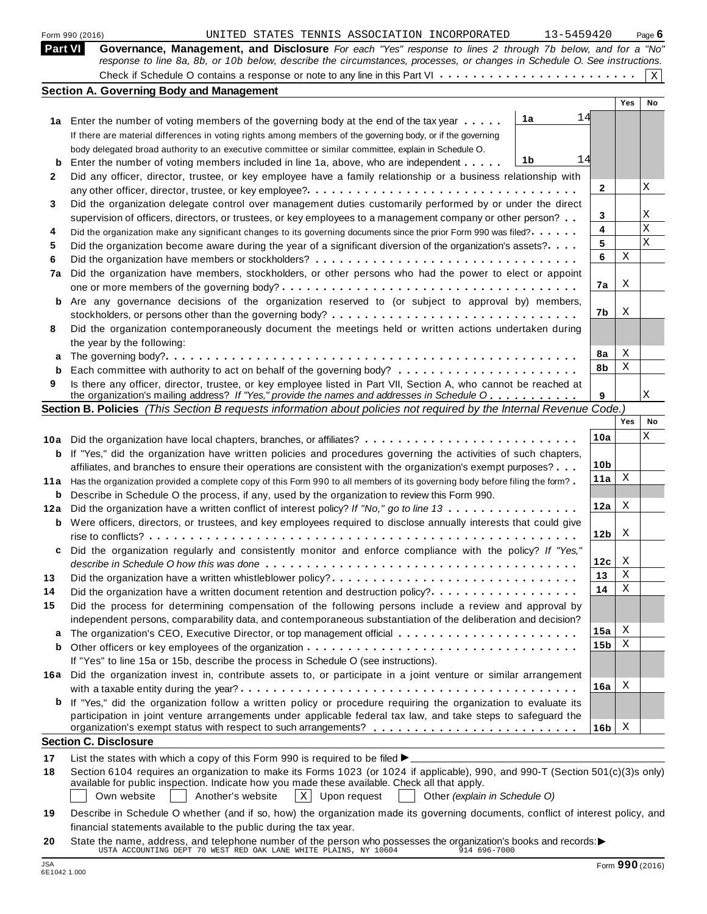Form 990 (2016) UNITED STATES TENNIS ASSOCIATION INCORPORATED 13-5459420 Page 6

**Part VI Governance, Management, and Disclosure** *For each "Yes" response to lines 2 through 7b below, and for a "No" response to line 8a, 8b, or 10b below, describe the circumstances, processes, or changes in Schedule O. See instructions.*

Check if Schedule O contains a response or note to any line in this Part VI . . . . . . . . . . . . . . . . . . . . . . . X

## Section A. Governing Body and Management

| | | | | Yes | No |
|---|---|---|---|---|---|
| **1a** | Enter the number of voting members of the governing body at the end of the tax year . . . . . If there are material differences in voting rights among members of the governing body, or if the governing body delegated broad authority to an executive committee or similar committee, explain in Schedule O. | 1a 14 | | | |
| **b** | Enter the number of voting members included in line 1a, above, who are independent . . . . . | 1b 14 | | | |
| **2** | Did any officer, director, trustee, or key employee have a family relationship or a business relationship with any other officer, director, trustee, or key employee? | | 2 | | X |
| **3** | Did the organization delegate control over management duties customarily performed by or under the direct supervision of officers, directors, or trustees, or key employees to a management company or other person? | | 3 | | X |
| **4** | Did the organization make any significant changes to its governing documents since the prior Form 990 was filed? | | 4 | | X |
| **5** | Did the organization become aware during the year of a significant diversion of the organization's assets? | | 5 | | X |
| **6** | Did the organization have members or stockholders? | | 6 | X | |
| **7a** | Did the organization have members, stockholders, or other persons who had the power to elect or appoint one or more members of the governing body? | | 7a | X | |
| **b** | Are any governance decisions of the organization reserved to (or subject to approval by) members, stockholders, or persons other than the governing body? | | 7b | X | |
| **8** | Did the organization contemporaneously document the meetings held or written actions undertaken during the year by the following: | | | | |
| **a** | The governing body? | | 8a | X | |
| **b** | Each committee with authority to act on behalf of the governing body? | | 8b | X | |
| **9** | Is there any officer, director, trustee, or key employee listed in Part VII, Section A, who cannot be reached at the organization's mailing address? *If "Yes," provide the names and addresses in Schedule O* | | 9 | | X |

## Section B. Policies *(This Section B requests information about policies not required by the Internal Revenue Code.)*

| | | | Yes | No |
|---|---|---|---|---|
| **10a** | Did the organization have local chapters, branches, or affiliates? | 10a | | X |
| **b** | If "Yes," did the organization have written policies and procedures governing the activities of such chapters, affiliates, and branches to ensure their operations are consistent with the organization's exempt purposes? | 10b | | |
| **11a** | Has the organization provided a complete copy of this Form 990 to all members of its governing body before filing the form? | 11a | X | |
| **b** | Describe in Schedule O the process, if any, used by the organization to review this Form 990. | | | |
| **12a** | Did the organization have a written conflict of interest policy? *If "No," go to line 13* | 12a | X | |
| **b** | Were officers, directors, or trustees, and key employees required to disclose annually interests that could give rise to conflicts? | 12b | X | |
| **c** | Did the organization regularly and consistently monitor and enforce compliance with the policy? *If "Yes," describe in Schedule O how this was done* | 12c | X | |
| **13** | Did the organization have a written whistleblower policy? | 13 | X | |
| **14** | Did the organization have a written document retention and destruction policy? | 14 | X | |
| **15** | Did the process for determining compensation of the following persons include a review and approval by independent persons, comparability data, and contemporaneous substantiation of the deliberation and decision? | | | |
| **a** | The organization's CEO, Executive Director, or top management official | 15a | X | |
| **b** | Other officers or key employees of the organization | 15b | X | |
| | If "Yes" to line 15a or 15b, describe the process in Schedule O (see instructions). | | | |
| **16a** | Did the organization invest in, contribute assets to, or participate in a joint venture or similar arrangement with a taxable entity during the year? | 16a | X | |
| **b** | If "Yes," did the organization follow a written policy or procedure requiring the organization to evaluate its participation in joint venture arrangements under applicable federal tax law, and take steps to safeguard the organization's exempt status with respect to such arrangements? | 16b | X | |

## Section C. Disclosure

**17** List the states with which a copy of this Form 990 is required to be filed ▶

**18** Section 6104 requires an organization to make its Forms 1023 (or 1024 if applicable), 990, and 990-T (Section 501(c)(3)s only) available for public inspection. Indicate how you made these available. Check all that apply.

☐ Own website ☐ Another's website ☒ Upon request ☐ Other *(explain in Schedule O)*

**19** Describe in Schedule O whether (and if so, how) the organization made its governing documents, conflict of interest policy, and financial statements available to the public during the tax year.

**20** State the name, address, and telephone number of the person who possesses the organization's books and records: ▶
USTA ACCOUNTING DEPT 70 WEST RED OAK LANE WHITE PLAINS, NY 10604 914 696-7000

JSA
6E1042 1.000

Form **990** (2016)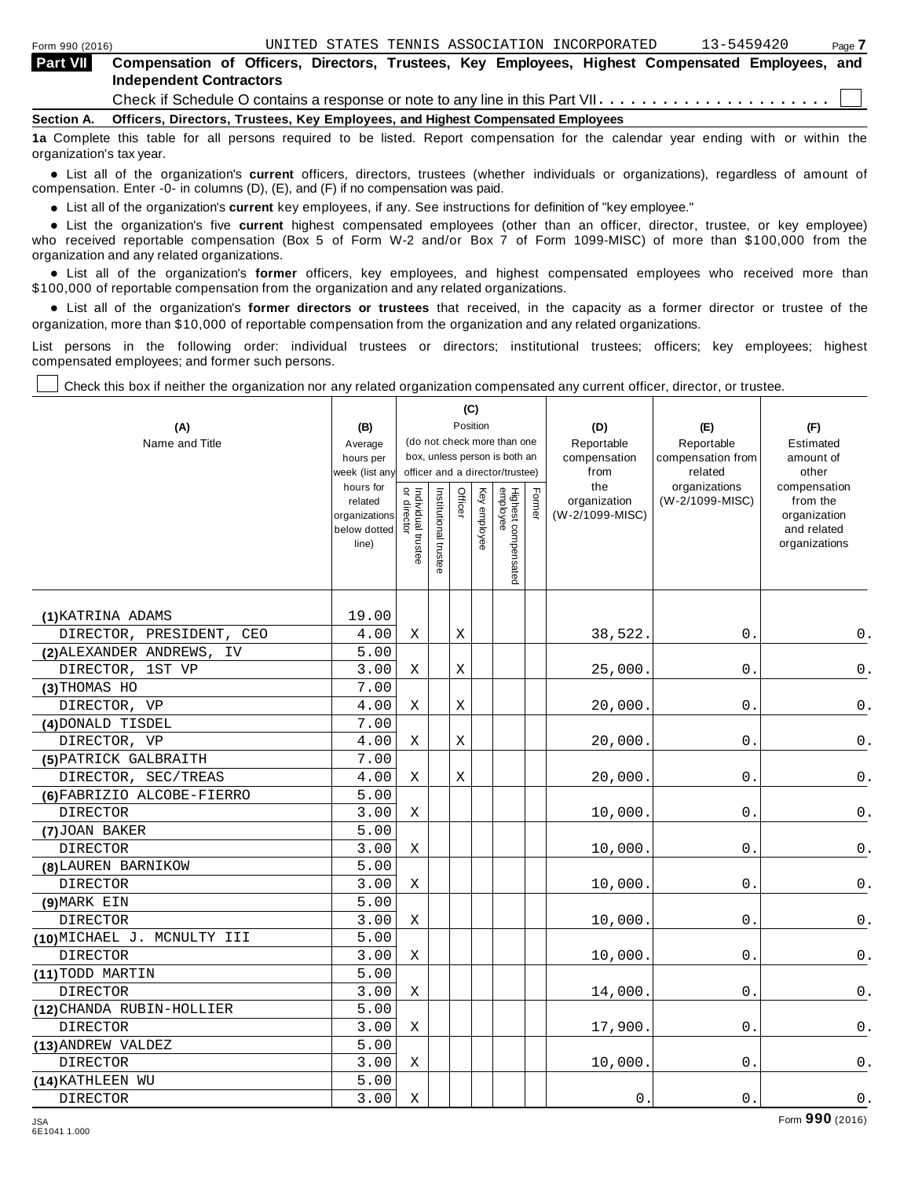Form 990 (2016) UNITED STATES TENNIS ASSOCIATION INCORPORATED 13-5459420

**Part VII Compensation of Officers, Directors, Trustees, Key Employees, Highest Compensated Employees, and Independent Contractors**

Check if Schedule O contains a response or note to any line in this Part VII. . . . . . . . . . . . . . . . . . . . . . ☐

**Section A. Officers, Directors, Trustees, Key Employees, and Highest Compensated Employees**

**1a** Complete this table for all persons required to be listed. Report compensation for the calendar year ending with or within the organization's tax year.

- List all of the organization's **current** officers, directors, trustees (whether individuals or organizations), regardless of amount of compensation. Enter -0- in columns (D), (E), and (F) if no compensation was paid.
- List all of the organization's **current** key employees, if any. See instructions for definition of "key employee."
- List the organization's five **current** highest compensated employees (other than an officer, director, trustee, or key employee) who received reportable compensation (Box 5 of Form W-2 and/or Box 7 of Form 1099-MISC) of more than $100,000 from the organization and any related organizations.
- List all of the organization's **former** officers, key employees, and highest compensated employees who received more than $100,000 of reportable compensation from the organization and any related organizations.
- List all of the organization's **former directors or trustees** that received, in the capacity as a former director or trustee of the organization, more than $10,000 of reportable compensation from the organization and any related organizations.

List persons in the following order: individual trustees or directors; institutional trustees; officers; key employees; highest compensated employees; and former such persons.

☐ Check this box if neither the organization nor any related organization compensated any current officer, director, or trustee.

| (A) Name and Title | (B) Average hours per week (list any hours for related organizations below dotted line) | (C) Position: Individual trustee or director | Institutional trustee | Officer | Key employee | Highest compensated employee | Former | (D) Reportable compensation from the organization (W-2/1099-MISC) | (E) Reportable compensation from related organizations (W-2/1099-MISC) | (F) Estimated amount of other compensation from the organization and related organizations |
|---|---|---|---|---|---|---|---|---|---|---|
| (1) KATRINA ADAMS<br>DIRECTOR, PRESIDENT, CEO | 19.00<br>4.00 | X | | X | | | | 38,522. | 0. | 0. |
| (2) ALEXANDER ANDREWS, IV<br>DIRECTOR, 1ST VP | 5.00<br>3.00 | X | | X | | | | 25,000. | 0. | 0. |
| (3) THOMAS HO<br>DIRECTOR, VP | 7.00<br>4.00 | X | | X | | | | 20,000. | 0. | 0. |
| (4) DONALD TISDEL<br>DIRECTOR, VP | 7.00<br>4.00 | X | | X | | | | 20,000. | 0. | 0. |
| (5) PATRICK GALBRAITH<br>DIRECTOR, SEC/TREAS | 7.00<br>4.00 | X | | X | | | | 20,000. | 0. | 0. |
| (6) FABRIZIO ALCOBE-FIERRO<br>DIRECTOR | 5.00<br>3.00 | X | | | | | | 10,000. | 0. | 0. |
| (7) JOAN BAKER<br>DIRECTOR | 5.00<br>3.00 | X | | | | | | 10,000. | 0. | 0. |
| (8) LAUREN BARNIKOW<br>DIRECTOR | 5.00<br>3.00 | X | | | | | | 10,000. | 0. | 0. |
| (9) MARK EIN<br>DIRECTOR | 5.00<br>3.00 | X | | | | | | 10,000. | 0. | 0. |
| (10) MICHAEL J. MCNULTY III<br>DIRECTOR | 5.00<br>3.00 | X | | | | | | 10,000. | 0. | 0. |
| (11) TODD MARTIN<br>DIRECTOR | 5.00<br>3.00 | X | | | | | | 14,000. | 0. | 0. |
| (12) CHANDA RUBIN-HOLLIER<br>DIRECTOR | 5.00<br>3.00 | X | | | | | | 17,900. | 0. | 0. |
| (13) ANDREW VALDEZ<br>DIRECTOR | 5.00<br>3.00 | X | | | | | | 10,000. | 0. | 0. |
| (14) KATHLEEN WU<br>DIRECTOR | 5.00<br>3.00 | X | | | | | | 0. | 0. | 0. |

JSA 6E1041 1.000 Form **990** (2016)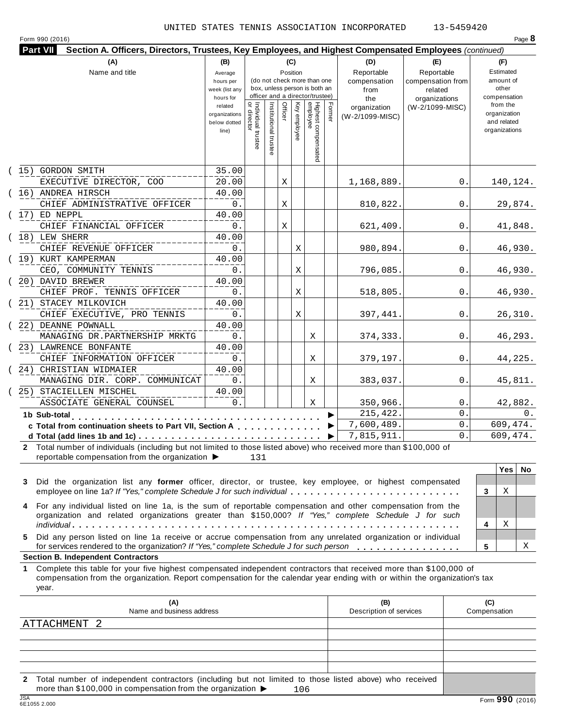UNITED STATES TENNIS ASSOCIATION INCORPORATED 13-5459420

Form 990 (2016)

**Part VII Section A. Officers, Directors, Trustees, Key Employees, and Highest Compensated Employees** *(continued)*

| (A) Name and title | (B) Average hours per week (list any hours for related organizations below dotted line) | (C) Individual trustee or director | Institutional trustee | Officer | Key employee | Highest compensated employee | Former | (D) Reportable compensation from the organization (W-2/1099-MISC) | (E) Reportable compensation from related organizations (W-2/1099-MISC) | (F) Estimated amount of other compensation from the organization and related organizations |
|---|---|---|---|---|---|---|---|---|---|---|
| (15) GORDON SMITH<br>EXECUTIVE DIRECTOR, COO | 35.00<br>20.00 | | | X | | | | 1,168,889. | 0. | 140,124. |
| (16) ANDREA HIRSCH<br>CHIEF ADMINISTRATIVE OFFICER | 40.00<br>0. | | | X | | | | 810,822. | 0. | 29,874. |
| (17) ED NEPPL<br>CHIEF FINANCIAL OFFICER | 40.00<br>0. | | | X | | | | 621,409. | 0. | 41,848. |
| (18) LEW SHERR<br>CHIEF REVENUE OFFICER | 40.00<br>0. | | | | X | | | 980,894. | 0. | 46,930. |
| (19) KURT KAMPERMAN<br>CEO, COMMUNITY TENNIS | 40.00<br>0. | | | | X | | | 796,085. | 0. | 46,930. |
| (20) DAVID BREWER<br>CHIEF PROF. TENNIS OFFICER | 40.00<br>0. | | | | X | | | 518,805. | 0. | 46,930. |
| (21) STACEY MILKOVICH<br>CHIEF EXECUTIVE, PRO TENNIS | 40.00<br>0. | | | | X | | | 397,441. | 0. | 26,310. |
| (22) DEANNE POWNALL<br>MANAGING DR.PARTNERSHIP MRKTG | 40.00<br>0. | | | | | X | | 374,333. | 0. | 46,293. |
| (23) LAWRENCE BONFANTE<br>CHIEF INFORMATION OFFICER | 40.00<br>0. | | | | | X | | 379,197. | 0. | 44,225. |
| (24) CHRISTIAN WIDMAIER<br>MANAGING DIR. CORP. COMMUNICAT | 40.00<br>0. | | | | | X | | 383,037. | 0. | 45,811. |
| (25) STACIELLEN MISCHEL<br>ASSOCIATE GENERAL COUNSEL | 40.00<br>0. | | | | | X | | 350,966. | 0. | 42,882. |
| **1b Sub-total** | | | | | | | | 215,422. | 0. | 0. |
| **c Total from continuation sheets to Part VII, Section A** | | | | | | | | 7,600,489. | 0. | 609,474. |
| **d Total (add lines 1b and 1c)** | | | | | | | | 7,815,911. | 0. | 609,474. |

**2** Total number of individuals (including but not limited to those listed above) who received more than $100,000 of reportable compensation from the organization ▶ 131

| | | Yes | No |
|---|---|---|---|
| **3** Did the organization list any **former** officer, director, or trustee, key employee, or highest compensated employee on line 1a? *If "Yes," complete Schedule J for such individual* | 3 | X | |
| **4** For any individual listed on line 1a, is the sum of reportable compensation and other compensation from the organization and related organizations greater than $150,000? *If "Yes," complete Schedule J for such individual* | 4 | X | |
| **5** Did any person listed on line 1a receive or accrue compensation from any unrelated organization or individual for services rendered to the organization? *If "Yes," complete Schedule J for such person* | 5 | | X |

**Section B. Independent Contractors**

**1** Complete this table for your five highest compensated independent contractors that received more than $100,000 of compensation from the organization. Report compensation for the calendar year ending with or within the organization's tax year.

| (A) Name and business address | (B) Description of services | (C) Compensation |
|---|---|---|
| ATTACHMENT 2 | | |
| | | |
| | | |
| | | |
| | | |

**2** Total number of independent contractors (including but not limited to those listed above) who received more than $100,000 in compensation from the organization ▶ 106

Form **990** (2016)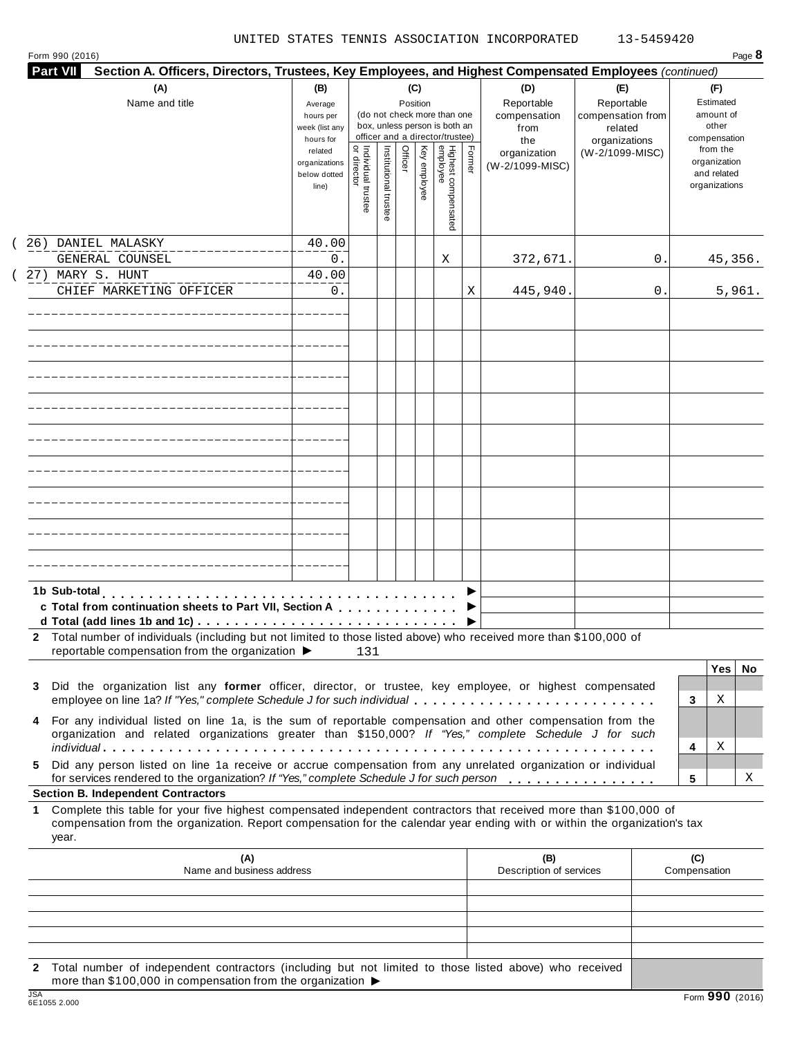UNITED STATES TENNIS ASSOCIATION INCORPORATED 13-5459420

**Part VII** **Section A. Officers, Directors, Trustees, Key Employees, and Highest Compensated Employees** *(continued)*

| (A) Name and title | (B) Average hours per week (list any hours for related organizations below dotted line) | (C) Position: Individual trustee or director | Institutional trustee | Officer | Key employee | Highest compensated employee | Former | (D) Reportable compensation from the organization (W-2/1099-MISC) | (E) Reportable compensation from related organizations (W-2/1099-MISC) | (F) Estimated amount of other compensation from the organization and related organizations |
|---|---|---|---|---|---|---|---|---|---|---|
| (26) DANIEL MALASKY<br>GENERAL COUNSEL | 40.00<br>0. | | | | | X | | 372,671. | 0. | 45,356. |
| (27) MARY S. HUNT<br>CHIEF MARKETING OFFICER | 40.00<br>0. | | | | | | X | 445,940. | 0. | 5,961. |
| | | | | | | | | | | |
| **1b Sub-total** | | | | | | | | | | |
| **c Total from continuation sheets to Part VII, Section A** | | | | | | | | | | |
| **d Total (add lines 1b and 1c)** | | | | | | | | | | |

**2** Total number of individuals (including but not limited to those listed above) who received more than $100,000 of reportable compensation from the organization ▶ 131

| | | Yes | No |
|---|---|---|---|
| **3** Did the organization list any **former** officer, director, or trustee, key employee, or highest compensated employee on line 1a? *If "Yes," complete Schedule J for such individual* | 3 | X | |
| **4** For any individual listed on line 1a, is the sum of reportable compensation and other compensation from the organization and related organizations greater than $150,000? *If "Yes," complete Schedule J for such individual* | 4 | X | |
| **5** Did any person listed on line 1a receive or accrue compensation from any unrelated organization or individual for services rendered to the organization? *If "Yes," complete Schedule J for such person* | 5 | | X |

**Section B. Independent Contractors**

**1** Complete this table for your five highest compensated independent contractors that received more than $100,000 of compensation from the organization. Report compensation for the calendar year ending with or within the organization's tax year.

| (A) Name and business address | (B) Description of services | (C) Compensation |
|---|---|---|
| | | |
| | | |
| | | |
| | | |
| | | |

**2** Total number of independent contractors (including but not limited to those listed above) who received more than $100,000 in compensation from the organization ▶

Form **990** (2016)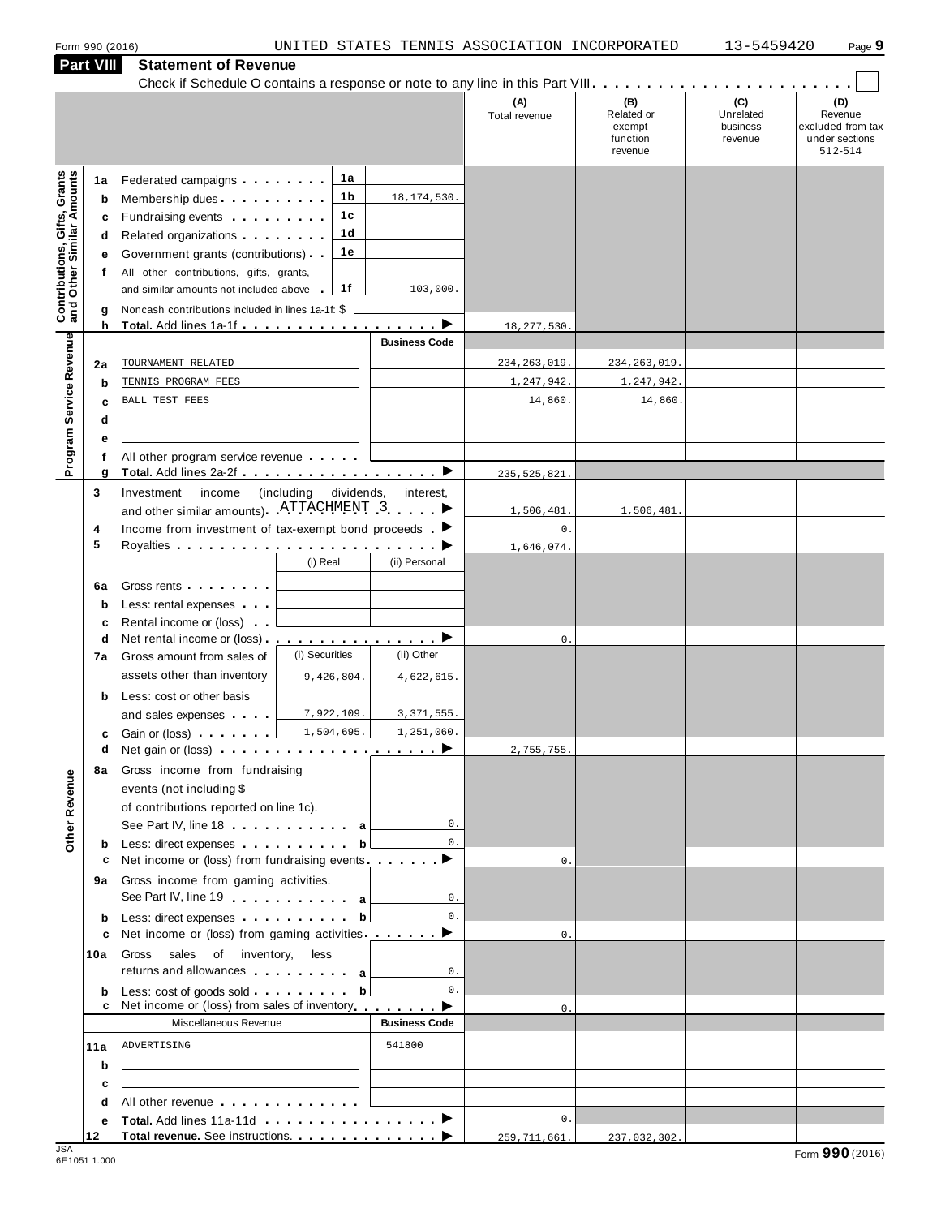Form 990 (2016) UNITED STATES TENNIS ASSOCIATION INCORPORATED 13-5459420

## Part VIII Statement of Revenue

Check if Schedule O contains a response or note to any line in this Part VIII. . . . . . . . . . . . . . . . . . . . . . . . ☐

| | | | (A) Total revenue | (B) Related or exempt function revenue | (C) Unrelated business revenue | (D) Revenue excluded from tax under sections 512-514 |
|---|---|---|---|---|---|---|
| **Contributions, Gifts, Grants and Other Similar Amounts** | | | | | | |
| 1a | Federated campaigns . . . . . . . . 1a | | | | | |
| b | Membership dues . . . . . . . . . . 1b | 18,174,530. | | | | |
| c | Fundraising events . . . . . . . . . 1c | | | | | |
| d | Related organizations . . . . . . . . 1d | | | | | |
| e | Government grants (contributions) . . 1e | | | | | |
| f | All other contributions, gifts, grants, and similar amounts not included above . 1f | 103,000. | | | | |
| g | Noncash contributions included in lines 1a-1f: $ | | | | | |
| h | **Total.** Add lines 1a-1f . . . . . . . . . . . . . . . . . ▶ | | 18,277,530. | | | |
| **Program Service Revenue** | | **Business Code** | | | | |
| 2a | TOURNAMENT RELATED | | 234,263,019. | 234,263,019. | | |
| b | TENNIS PROGRAM FEES | | 1,247,942. | 1,247,942. | | |
| c | BALL TEST FEES | | 14,860. | 14,860. | | |
| d | | | | | | |
| e | | | | | | |
| f | All other program service revenue . . . . . | | | | | |
| g | **Total.** Add lines 2a-2f . . . . . . . . . . . . . . . . . ▶ | | 235,525,821. | | | |
| 3 | Investment income (including dividends, interest, and other similar amounts) ATTACHMENT 3 . . . . ▶ | | 1,506,481. | 1,506,481. | | |
| 4 | Income from investment of tax-exempt bond proceeds . ▶ | | 0. | | | |
| 5 | Royalties . . . . . . . . . . . . . . . . . . . . . . . ▶ | | 1,646,074. | | | |

| | | (i) Real | (ii) Personal | (A) | (B) | (C) | (D) |
|---|---|---|---|---|---|---|---|
| 6a | Gross rents . . . . . . . . | | | | | | |
| b | Less: rental expenses . . . | | | | | | |
| c | Rental income or (loss) . . | | | | | | |
| d | Net rental income or (loss) . . . . . . . . . . . . . . . . ▶ | | | 0. | | | |
| | | (i) Securities | (ii) Other | | | | |
| 7a | Gross amount from sales of assets other than inventory | 9,426,804. | 4,622,615. | | | | |
| b | Less: cost or other basis and sales expenses . . . . | 7,922,109. | 3,371,555. | | | | |
| c | Gain or (loss) . . . . . . . | 1,504,695. | 1,251,060. | | | | |
| d | Net gain or (loss) . . . . . . . . . . . . . . . . . . . ▶ | | | 2,755,755. | | | |

| | **Other Revenue** | | (A) | (B) | (C) | (D) |
|---|---|---|---|---|---|---|
| 8a | Gross income from fundraising events (not including $ ____ of contributions reported on line 1c). See Part IV, line 18 . . . . . . . . . . . a | 0. | | | | |
| b | Less: direct expenses . . . . . . . . . . b | 0. | | | | |
| c | Net income or (loss) from fundraising events . . . . . . . ▶ | | 0. | | | |
| 9a | Gross income from gaming activities. See Part IV, line 19 . . . . . . . . . . . a | 0. | | | | |
| b | Less: direct expenses . . . . . . . . . . b | 0. | | | | |
| c | Net income or (loss) from gaming activities . . . . . . . ▶ | | 0. | | | |
| 10a | Gross sales of inventory, less returns and allowances . . . . . . . . . a | 0. | | | | |
| b | Less: cost of goods sold . . . . . . . . . b | 0. | | | | |
| c | Net income or (loss) from sales of inventory . . . . . . . ▶ | | 0. | | | |
| | Miscellaneous Revenue | **Business Code** | | | | |
| 11a | ADVERTISING | 541800 | | | | |
| b | | | | | | |
| c | | | | | | |
| d | All other revenue . . . . . . . . . . . . . | | | | | |
| e | **Total.** Add lines 11a-11d . . . . . . . . . . . . . . . . ▶ | | 0. | | | |
| 12 | **Total revenue.** See instructions. . . . . . . . . . . . . . ▶ | | 259,711,661. | 237,032,302. | | |

JSA 6E1051 1.000

Form **990** (2016)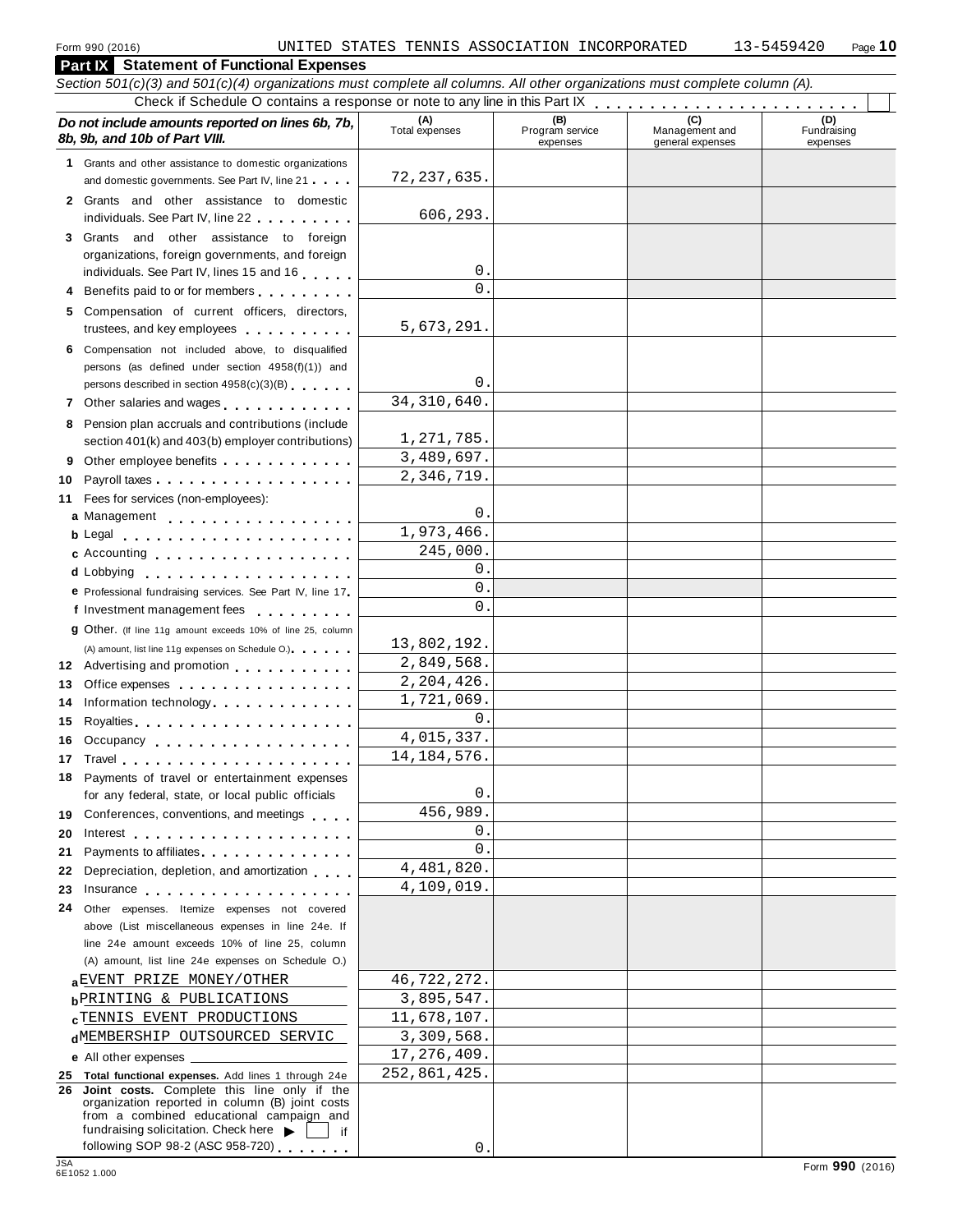Form 990 (2016) UNITED STATES TENNIS ASSOCIATION INCORPORATED 13-5459420 Page 10

## Part IX Statement of Functional Expenses

*Section 501(c)(3) and 501(c)(4) organizations must complete all columns. All other organizations must complete column (A).*

Check if Schedule O contains a response or note to any line in this Part IX . . . . . . . . . . . . . . . . . . . . . . . . ☐

| *Do not include amounts reported on lines 6b, 7b, 8b, 9b, and 10b of Part VIII.* | (A) Total expenses | (B) Program service expenses | (C) Management and general expenses | (D) Fundraising expenses |
|---|---|---|---|---|
| **1** Grants and other assistance to domestic organizations and domestic governments. See Part IV, line 21 | 72,237,635. | | | |
| **2** Grants and other assistance to domestic individuals. See Part IV, line 22 | 606,293. | | | |
| **3** Grants and other assistance to foreign organizations, foreign governments, and foreign individuals. See Part IV, lines 15 and 16 | 0. | | | |
| **4** Benefits paid to or for members | 0. | | | |
| **5** Compensation of current officers, directors, trustees, and key employees | 5,673,291. | | | |
| **6** Compensation not included above, to disqualified persons (as defined under section 4958(f)(1)) and persons described in section 4958(c)(3)(B) | 0. | | | |
| **7** Other salaries and wages | 34,310,640. | | | |
| **8** Pension plan accruals and contributions (include section 401(k) and 403(b) employer contributions) | 1,271,785. | | | |
| **9** Other employee benefits | 3,489,697. | | | |
| **10** Payroll taxes | 2,346,719. | | | |
| **11** Fees for services (non-employees): | | | | |
| **a** Management | 0. | | | |
| **b** Legal | 1,973,466. | | | |
| **c** Accounting | 245,000. | | | |
| **d** Lobbying | 0. | | | |
| **e** Professional fundraising services. See Part IV, line 17 | 0. | | | |
| **f** Investment management fees | 0. | | | |
| **g** Other. (If line 11g amount exceeds 10% of line 25, column (A) amount, list line 11g expenses on Schedule O.) | 13,802,192. | | | |
| **12** Advertising and promotion | 2,849,568. | | | |
| **13** Office expenses | 2,204,426. | | | |
| **14** Information technology | 1,721,069. | | | |
| **15** Royalties | 0. | | | |
| **16** Occupancy | 4,015,337. | | | |
| **17** Travel | 14,184,576. | | | |
| **18** Payments of travel or entertainment expenses for any federal, state, or local public officials | 0. | | | |
| **19** Conferences, conventions, and meetings | 456,989. | | | |
| **20** Interest | 0. | | | |
| **21** Payments to affiliates | 0. | | | |
| **22** Depreciation, depletion, and amortization | 4,481,820. | | | |
| **23** Insurance | 4,109,019. | | | |
| **24** Other expenses. Itemize expenses not covered above (List miscellaneous expenses in line 24e. If line 24e amount exceeds 10% of line 25, column (A) amount, list line 24e expenses on Schedule O.) | | | | |
| **a** EVENT PRIZE MONEY/OTHER | 46,722,272. | | | |
| **b** PRINTING & PUBLICATIONS | 3,895,547. | | | |
| **c** TENNIS EVENT PRODUCTIONS | 11,678,107. | | | |
| **d** MEMBERSHIP OUTSOURCED SERVIC | 3,309,568. | | | |
| **e** All other expenses | 17,276,409. | | | |
| **25 Total functional expenses.** Add lines 1 through 24e | 252,861,425. | | | |
| **26 Joint costs.** Complete this line only if the organization reported in column (B) joint costs from a combined educational campaign and fundraising solicitation. Check here ▶ ☐ if following SOP 98-2 (ASC 958-720) | 0. | | | |

JSA 6E1052 1.000

Form **990** (2016)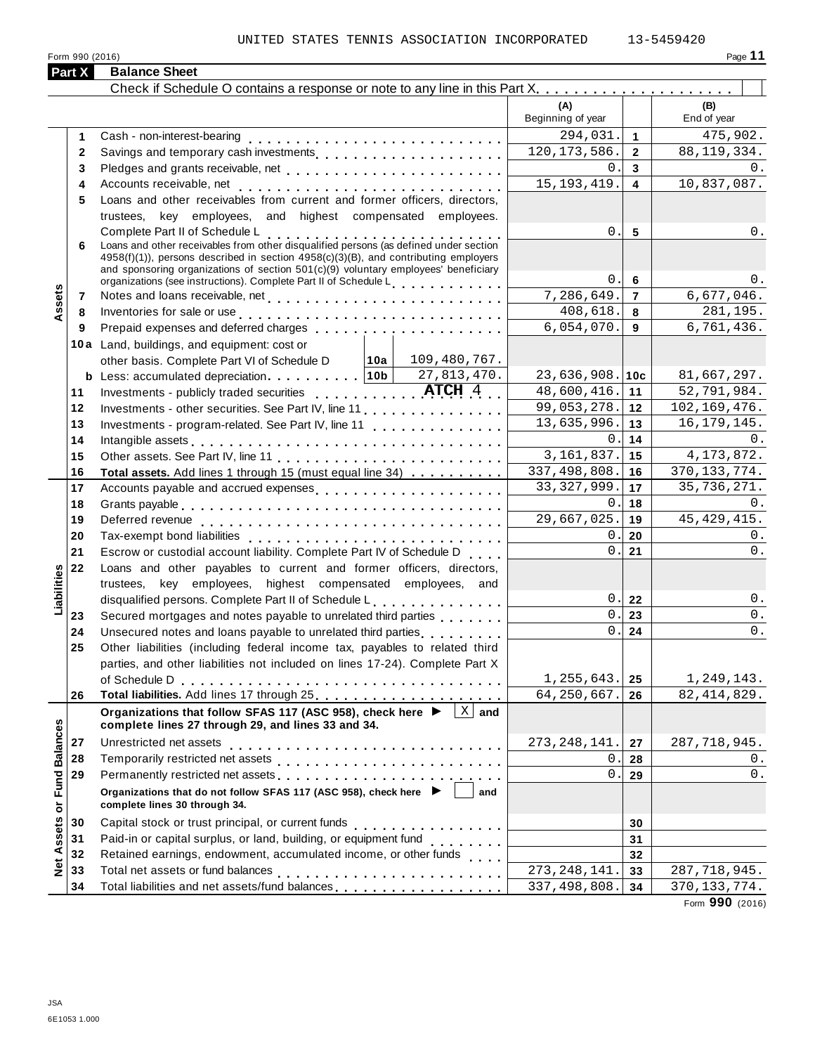UNITED STATES TENNIS ASSOCIATION INCORPORATED 13-5459420

Form 990 (2016) Page **11**

## Part X Balance Sheet

Check if Schedule O contains a response or note to any line in this Part X. . . . . . . . . . . . . . . . . . . . . ☐

| | | | | (A) Beginning of year | | (B) End of year |
|---|---|---|---|---|---|---|
| **Assets** | 1 | Cash - non-interest-bearing | | 294,031. | 1 | 475,902. |
| | 2 | Savings and temporary cash investments | | 120,173,586. | 2 | 88,119,334. |
| | 3 | Pledges and grants receivable, net | | 0. | 3 | 0. |
| | 4 | Accounts receivable, net | | 15,193,419. | 4 | 10,837,087. |
| | 5 | Loans and other receivables from current and former officers, directors, trustees, key employees, and highest compensated employees. Complete Part II of Schedule L | | 0. | 5 | 0. |
| | 6 | Loans and other receivables from other disqualified persons (as defined under section 4958(f)(1)), persons described in section 4958(c)(3)(B), and contributing employers and sponsoring organizations of section 501(c)(9) voluntary employees' beneficiary organizations (see instructions). Complete Part II of Schedule L | | 0. | 6 | 0. |
| | 7 | Notes and loans receivable, net | | 7,286,649. | 7 | 6,677,046. |
| | 8 | Inventories for sale or use | | 408,618. | 8 | 281,195. |
| | 9 | Prepaid expenses and deferred charges | | 6,054,070. | 9 | 6,761,436. |
| | 10a | Land, buildings, and equipment: cost or other basis. Complete Part VI of Schedule D | 10a: 109,480,767. | | | |
| | b | Less: accumulated depreciation | 10b: 27,813,470. | 23,636,908. | 10c | 81,667,297. |
| | 11 | Investments - publicly traded securities **ATCH 4** | | 48,600,416. | 11 | 52,791,984. |
| | 12 | Investments - other securities. See Part IV, line 11 | | 99,053,278. | 12 | 102,169,476. |
| | 13 | Investments - program-related. See Part IV, line 11 | | 13,635,996. | 13 | 16,179,145. |
| | 14 | Intangible assets | | 0. | 14 | 0. |
| | 15 | Other assets. See Part IV, line 11 | | 3,161,837. | 15 | 4,173,872. |
| | 16 | **Total assets.** Add lines 1 through 15 (must equal line 34) | | 337,498,808. | 16 | 370,133,774. |
| **Liabilities** | 17 | Accounts payable and accrued expenses | | 33,327,999. | 17 | 35,736,271. |
| | 18 | Grants payable | | 0. | 18 | 0. |
| | 19 | Deferred revenue | | 29,667,025. | 19 | 45,429,415. |
| | 20 | Tax-exempt bond liabilities | | 0. | 20 | 0. |
| | 21 | Escrow or custodial account liability. Complete Part IV of Schedule D | | 0. | 21 | 0. |
| | 22 | Loans and other payables to current and former officers, directors, trustees, key employees, highest compensated employees, and disqualified persons. Complete Part II of Schedule L | | 0. | 22 | 0. |
| | 23 | Secured mortgages and notes payable to unrelated third parties | | 0. | 23 | 0. |
| | 24 | Unsecured notes and loans payable to unrelated third parties | | 0. | 24 | 0. |
| | 25 | Other liabilities (including federal income tax, payables to related third parties, and other liabilities not included on lines 17-24). Complete Part X of Schedule D | | 1,255,643. | 25 | 1,249,143. |
| | 26 | **Total liabilities.** Add lines 17 through 25 | | 64,250,667. | 26 | 82,414,829. |
| **Net Assets or Fund Balances** | | **Organizations that follow SFAS 117 (ASC 958), check here ▶ ☒ and complete lines 27 through 29, and lines 33 and 34.** | | | | |
| | 27 | Unrestricted net assets | | 273,248,141. | 27 | 287,718,945. |
| | 28 | Temporarily restricted net assets | | 0. | 28 | 0. |
| | 29 | Permanently restricted net assets | | 0. | 29 | 0. |
| | | **Organizations that do not follow SFAS 117 (ASC 958), check here ▶ ☐ and complete lines 30 through 34.** | | | | |
| | 30 | Capital stock or trust principal, or current funds | | | 30 | |
| | 31 | Paid-in or capital surplus, or land, building, or equipment fund | | | 31 | |
| | 32 | Retained earnings, endowment, accumulated income, or other funds | | | 32 | |
| | 33 | Total net assets or fund balances | | 273,248,141. | 33 | 287,718,945. |
| | 34 | Total liabilities and net assets/fund balances | | 337,498,808. | 34 | 370,133,774. |

Form **990** (2016)

JSA
6E1053 1.000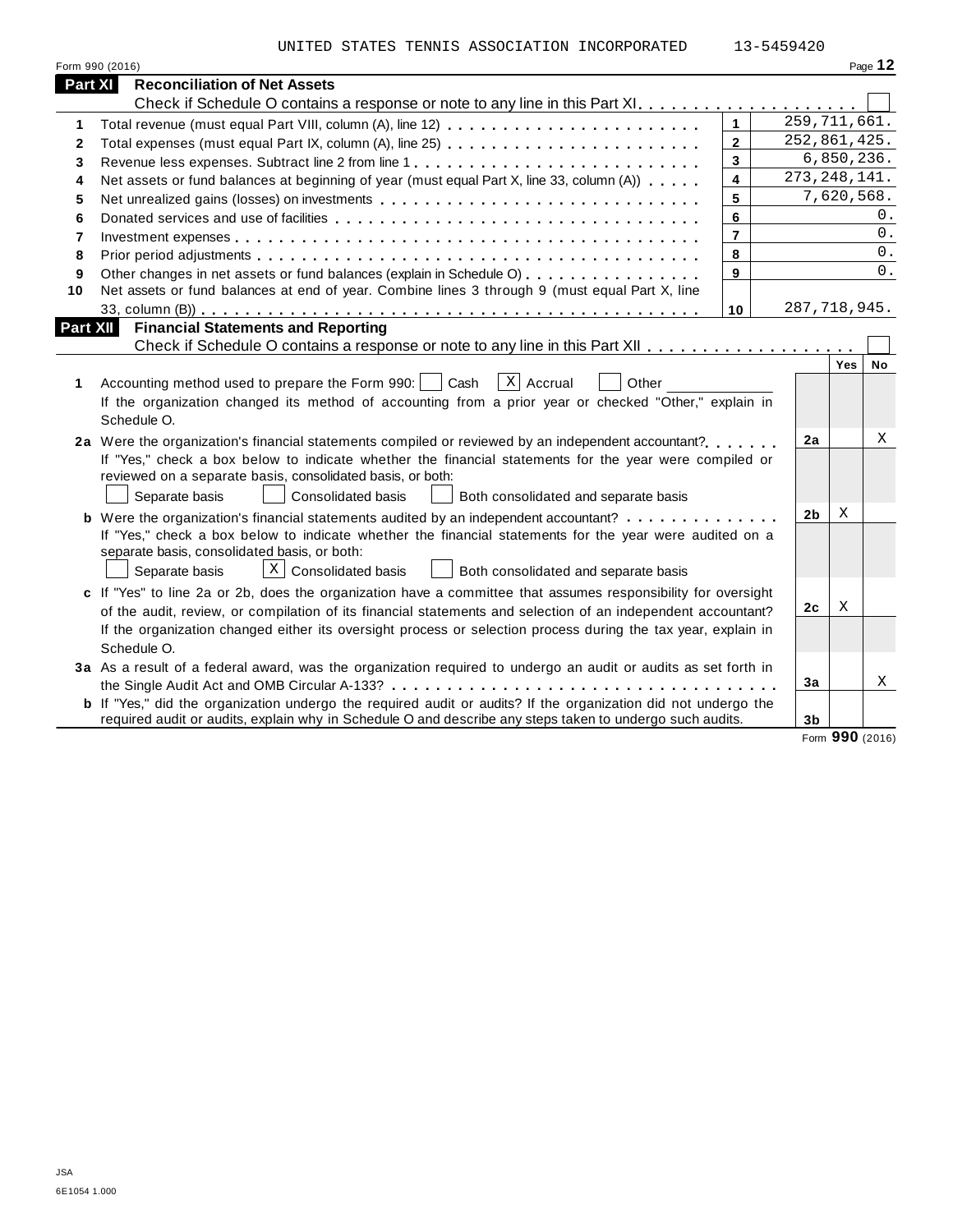UNITED STATES TENNIS ASSOCIATION INCORPORATED 13-5459420

## Part XI Reconciliation of Net Assets

Check if Schedule O contains a response or note to any line in this Part XI . . . . . . . . . . . . . . . . . . . . ☐

| | | Line | Amount |
|---|---|---|---|
| 1 | Total revenue (must equal Part VIII, column (A), line 12) | 1 | 259,711,661. |
| 2 | Total expenses (must equal Part IX, column (A), line 25) | 2 | 252,861,425. |
| 3 | Revenue less expenses. Subtract line 2 from line 1 | 3 | 6,850,236. |
| 4 | Net assets or fund balances at beginning of year (must equal Part X, line 33, column (A)) | 4 | 273,248,141. |
| 5 | Net unrealized gains (losses) on investments | 5 | 7,620,568. |
| 6 | Donated services and use of facilities | 6 | 0. |
| 7 | Investment expenses | 7 | 0. |
| 8 | Prior period adjustments | 8 | 0. |
| 9 | Other changes in net assets or fund balances (explain in Schedule O) | 9 | 0. |
| 10 | Net assets or fund balances at end of year. Combine lines 3 through 9 (must equal Part X, line 33, column (B)) | 10 | 287,718,945. |

## Part XII Financial Statements and Reporting

Check if Schedule O contains a response or note to any line in this Part XII . . . . . . . . . . . . . . . . . . ☐

| | | | Yes | No |
|---|---|---|---|---|
| **1** | Accounting method used to prepare the Form 990: ☐ Cash ☒ Accrual ☐ Other ______<br>If the organization changed its method of accounting from a prior year or checked "Other," explain in Schedule O. | | | |
| **2a** | Were the organization's financial statements compiled or reviewed by an independent accountant?<br>If "Yes," check a box below to indicate whether the financial statements for the year were compiled or reviewed on a separate basis, consolidated basis, or both:<br>☐ Separate basis ☐ Consolidated basis ☐ Both consolidated and separate basis | 2a | | X |
| **b** | Were the organization's financial statements audited by an independent accountant?<br>If "Yes," check a box below to indicate whether the financial statements for the year were audited on a separate basis, consolidated basis, or both:<br>☐ Separate basis ☒ Consolidated basis ☐ Both consolidated and separate basis | 2b | X | |
| **c** | If "Yes" to line 2a or 2b, does the organization have a committee that assumes responsibility for oversight of the audit, review, or compilation of its financial statements and selection of an independent accountant?<br>If the organization changed either its oversight process or selection process during the tax year, explain in Schedule O. | 2c | X | |
| **3a** | As a result of a federal award, was the organization required to undergo an audit or audits as set forth in the Single Audit Act and OMB Circular A-133? | 3a | | X |
| **b** | If "Yes," did the organization undergo the required audit or audits? If the organization did not undergo the required audit or audits, explain why in Schedule O and describe any steps taken to undergo such audits. | 3b | | |

Form **990** (2016)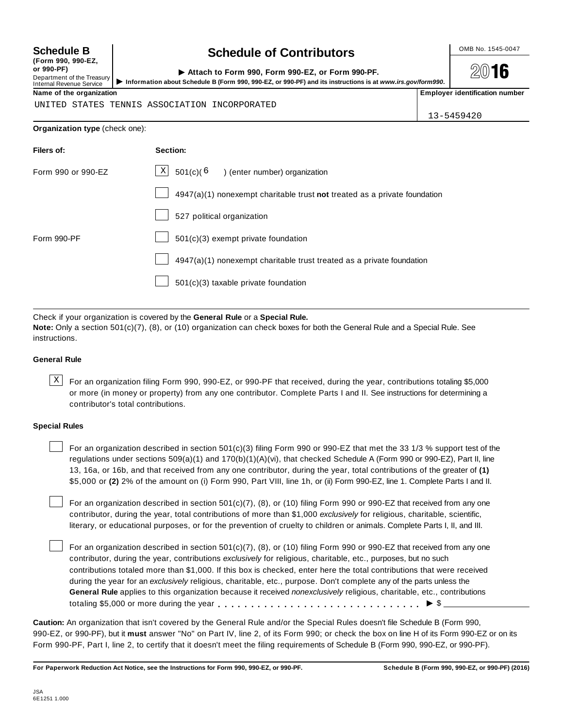**Schedule B** (Form 990, 990-EZ, or 990-PF)
Department of the Treasury
Internal Revenue Service

# Schedule of Contributors

► Attach to Form 990, Form 990-EZ, or Form 990-PF.
► Information about Schedule B (Form 990, 990-EZ, or 990-PF) and its instructions is at *www.irs.gov/form990*.

OMB No. 1545-0047

**2016**

| Name of the organization | Employer identification number |
|---|---|
| UNITED STATES TENNIS ASSOCIATION INCORPORATED | 13-5459420 |

**Organization type** (check one):

| Filers of: | Section: |
|---|---|
| Form 990 or 990-EZ | [X] 501(c)( 6 ) (enter number) organization |
| | [ ] 4947(a)(1) nonexempt charitable trust **not** treated as a private foundation |
| | [ ] 527 political organization |
| Form 990-PF | [ ] 501(c)(3) exempt private foundation |
| | [ ] 4947(a)(1) nonexempt charitable trust treated as a private foundation |
| | [ ] 501(c)(3) taxable private foundation |

Check if your organization is covered by the **General Rule** or a **Special Rule.**

**Note:** Only a section 501(c)(7), (8), or (10) organization can check boxes for both the General Rule and a Special Rule. See instructions.

**General Rule**

[X] For an organization filing Form 990, 990-EZ, or 990-PF that received, during the year, contributions totaling $5,000 or more (in money or property) from any one contributor. Complete Parts I and II. See instructions for determining a contributor's total contributions.

**Special Rules**

[ ] For an organization described in section 501(c)(3) filing Form 990 or 990-EZ that met the 33 1/3 % support test of the regulations under sections 509(a)(1) and 170(b)(1)(A)(vi), that checked Schedule A (Form 990 or 990-EZ), Part II, line 13, 16a, or 16b, and that received from any one contributor, during the year, total contributions of the greater of **(1)** $5,000 or **(2)** 2% of the amount on (i) Form 990, Part VIII, line 1h, or (ii) Form 990-EZ, line 1. Complete Parts I and II.

[ ] For an organization described in section 501(c)(7), (8), or (10) filing Form 990 or 990-EZ that received from any one contributor, during the year, total contributions of more than $1,000 *exclusively* for religious, charitable, scientific, literary, or educational purposes, or for the prevention of cruelty to children or animals. Complete Parts I, II, and III.

[ ] For an organization described in section 501(c)(7), (8), or (10) filing Form 990 or 990-EZ that received from any one contributor, during the year, contributions *exclusively* for religious, charitable, etc., purposes, but no such contributions totaled more than $1,000. If this box is checked, enter here the total contributions that were received during the year for an *exclusively* religious, charitable, etc., purpose. Don't complete any of the parts unless the **General Rule** applies to this organization because it received *nonexclusively* religious, charitable, etc., contributions totaling $5,000 or more during the year . . . . . . . . . . . . . . . . . . . . . . . . . . . . . ► $ ______________

**Caution:** An organization that isn't covered by the General Rule and/or the Special Rules doesn't file Schedule B (Form 990, 990-EZ, or 990-PF), but it **must** answer "No" on Part IV, line 2, of its Form 990; or check the box on line H of its Form 990-EZ or on its Form 990-PF, Part I, line 2, to certify that it doesn't meet the filing requirements of Schedule B (Form 990, 990-EZ, or 990-PF).

**For Paperwork Reduction Act Notice, see the Instructions for Form 990, 990-EZ, or 990-PF.** **Schedule B (Form 990, 990-EZ, or 990-PF) (2016)**

JSA
6E1251 1.000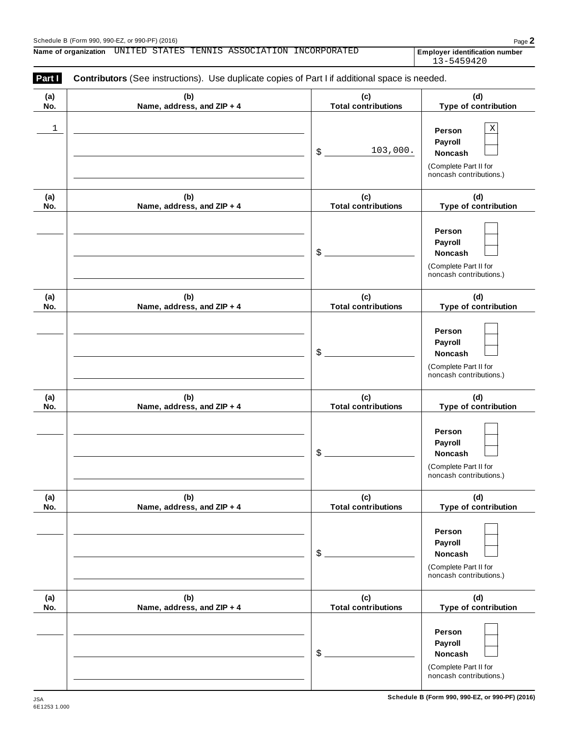Name of organization UNITED STATES TENNIS ASSOCIATION INCORPORATED

Employer identification number 13-5459420

**Part I** **Contributors** (See instructions). Use duplicate copies of Part I if additional space is needed.

| (a) No. | (b) Name, address, and ZIP + 4 | (c) Total contributions | (d) Type of contribution |
|---|---|---|---|
| 1 | | $ 103,000. | Person [X] Payroll [ ] Noncash [ ] (Complete Part II for noncash contributions.) |
| | | $ | Person [ ] Payroll [ ] Noncash [ ] (Complete Part II for noncash contributions.) |
| | | $ | Person [ ] Payroll [ ] Noncash [ ] (Complete Part II for noncash contributions.) |
| | | $ | Person [ ] Payroll [ ] Noncash [ ] (Complete Part II for noncash contributions.) |
| | | $ | Person [ ] Payroll [ ] Noncash [ ] (Complete Part II for noncash contributions.) |
| | | $ | Person [ ] Payroll [ ] Noncash [ ] (Complete Part II for noncash contributions.) |

JSA 6E1253 1.000

Schedule B (Form 990, 990-EZ, or 990-PF) (2016)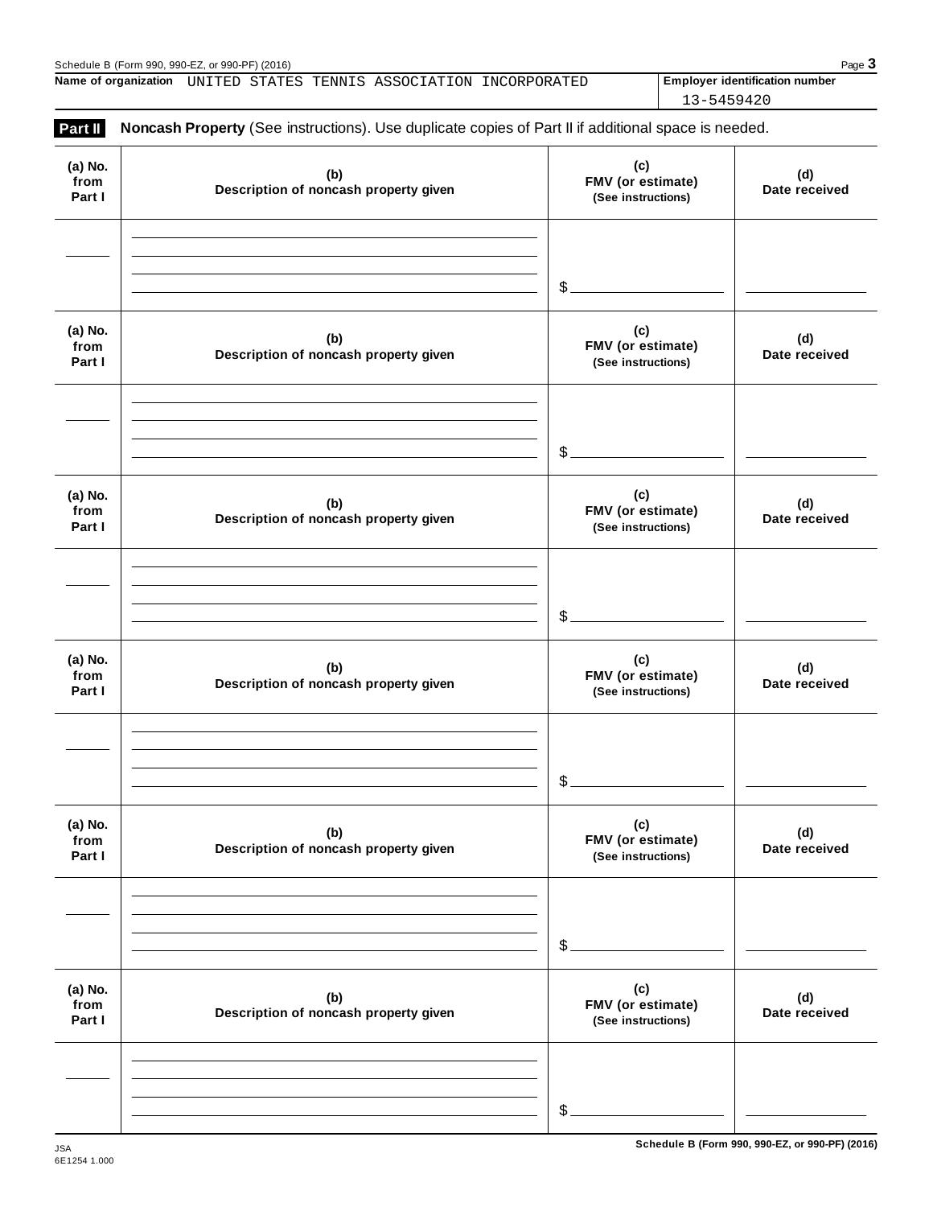Schedule B (Form 990, 990-EZ, or 990-PF) (2016)

**Name of organization** UNITED STATES TENNIS ASSOCIATION INCORPORATED

**Employer identification number** 13-5459420

**Part II** **Noncash Property** (See instructions). Use duplicate copies of Part II if additional space is needed.

| (a) No. from Part I | (b) Description of noncash property given | (c) FMV (or estimate) (See instructions) | (d) Date received |
|---|---|---|---|
| | | $ | |

| (a) No. from Part I | (b) Description of noncash property given | (c) FMV (or estimate) (See instructions) | (d) Date received |
|---|---|---|---|
| | | $ | |

| (a) No. from Part I | (b) Description of noncash property given | (c) FMV (or estimate) (See instructions) | (d) Date received |
|---|---|---|---|
| | | $ | |

| (a) No. from Part I | (b) Description of noncash property given | (c) FMV (or estimate) (See instructions) | (d) Date received |
|---|---|---|---|
| | | $ | |

| (a) No. from Part I | (b) Description of noncash property given | (c) FMV (or estimate) (See instructions) | (d) Date received |
|---|---|---|---|
| | | $ | |

| (a) No. from Part I | (b) Description of noncash property given | (c) FMV (or estimate) (See instructions) | (d) Date received |
|---|---|---|---|
| | | $ | |

JSA 6E1254 1.000

**Schedule B (Form 990, 990-EZ, or 990-PF) (2016)**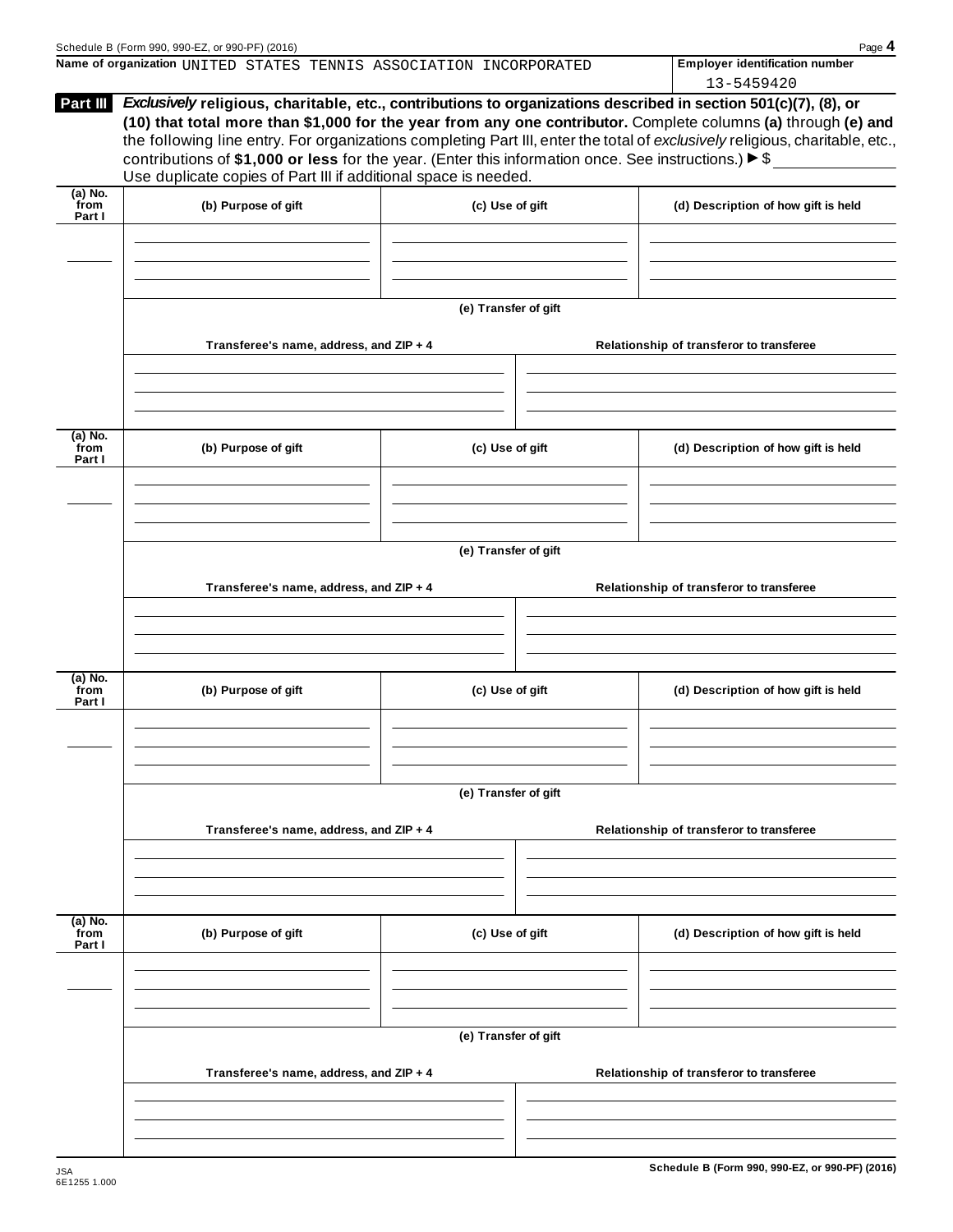Name of organization UNITED STATES TENNIS ASSOCIATION INCORPORATED

Employer identification number 13-5459420

**Part III** ***Exclusively*** **religious, charitable, etc., contributions to organizations described in section 501(c)(7), (8), or (10) that total more than $1,000 for the year from any one contributor.** Complete columns **(a)** through **(e) and** the following line entry. For organizations completing Part III, enter the total of *exclusively* religious, charitable, etc., contributions of **$1,000 or less** for the year. (Enter this information once. See instructions.) ► $ \_\_\_\_\_\_\_\_\_\_

Use duplicate copies of Part III if additional space is needed.

| (a) No. from Part I | (b) Purpose of gift | (c) Use of gift | (d) Description of how gift is held |
|---|---|---|---|
| | | | |

**(e) Transfer of gift**

| Transferee's name, address, and ZIP + 4 | Relationship of transferor to transferee |
|---|---|
| | |

| (a) No. from Part I | (b) Purpose of gift | (c) Use of gift | (d) Description of how gift is held |
|---|---|---|---|
| | | | |

**(e) Transfer of gift**

| Transferee's name, address, and ZIP + 4 | Relationship of transferor to transferee |
|---|---|
| | |

| (a) No. from Part I | (b) Purpose of gift | (c) Use of gift | (d) Description of how gift is held |
|---|---|---|---|
| | | | |

**(e) Transfer of gift**

| Transferee's name, address, and ZIP + 4 | Relationship of transferor to transferee |
|---|---|
| | |

| (a) No. from Part I | (b) Purpose of gift | (c) Use of gift | (d) Description of how gift is held |
|---|---|---|---|
| | | | |

**(e) Transfer of gift**

| Transferee's name, address, and ZIP + 4 | Relationship of transferor to transferee |
|---|---|
| | |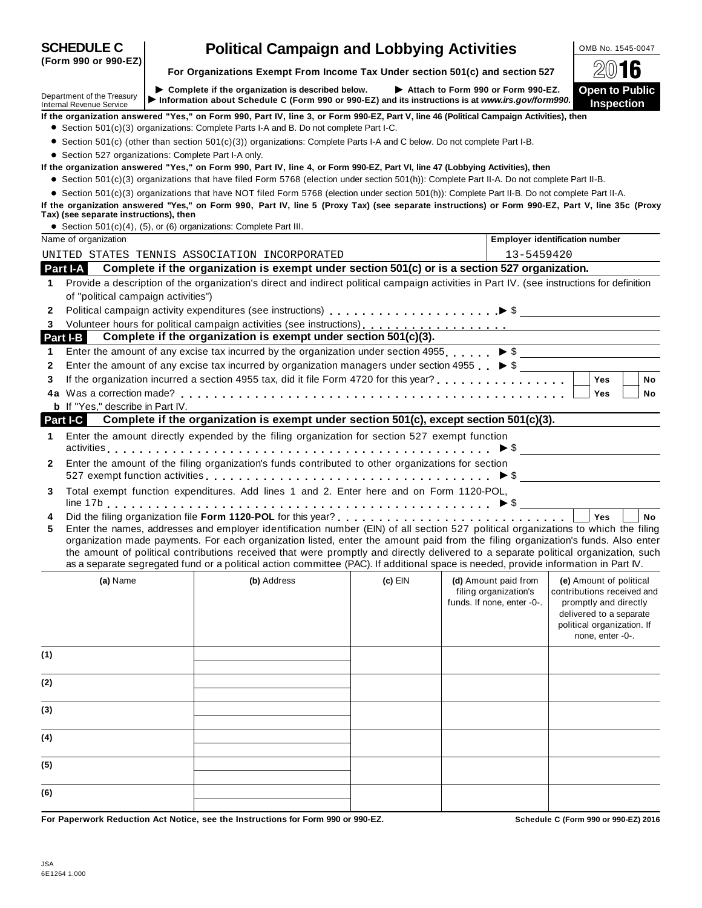**SCHEDULE C (Form 990 or 990-EZ)**

Department of the Treasury
Internal Revenue Service

# Political Campaign and Lobbying Activities

**For Organizations Exempt From Income Tax Under section 501(c) and section 527**

▶ **Complete if the organization is described below.** ▶ **Attach to Form 990 or Form 990-EZ.**
▶ **Information about Schedule C (Form 990 or 990-EZ) and its instructions is at** ***www.irs.gov/form990.***

OMB No. 1545-0047

**2016**

**Open to Public Inspection**

**If the organization answered "Yes," on Form 990, Part IV, line 3, or Form 990-EZ, Part V, line 46 (Political Campaign Activities), then**

- Section 501(c)(3) organizations: Complete Parts I-A and B. Do not complete Part I-C.
- Section 501(c) (other than section 501(c)(3)) organizations: Complete Parts I-A and C below. Do not complete Part I-B.
- Section 527 organizations: Complete Part I-A only.

**If the organization answered "Yes," on Form 990, Part IV, line 4, or Form 990-EZ, Part VI, line 47 (Lobbying Activities), then**

- Section 501(c)(3) organizations that have filed Form 5768 (election under section 501(h)): Complete Part II-A. Do not complete Part II-B.
- Section 501(c)(3) organizations that have NOT filed Form 5768 (election under section 501(h)): Complete Part II-B. Do not complete Part II-A.

**If the organization answered "Yes," on Form 990, Part IV, line 5 (Proxy Tax) (see separate instructions) or Form 990-EZ, Part V, line 35c (Proxy Tax) (see separate instructions), then**

- Section 501(c)(4), (5), or (6) organizations: Complete Part III.

| Name of organization | Employer identification number |
|---|---|
| UNITED STATES TENNIS ASSOCIATION INCORPORATED | 13-5459420 |

## Part I-A Complete if the organization is exempt under section 501(c) or is a section 527 organization.

1. Provide a description of the organization's direct and indirect political campaign activities in Part IV. (see instructions for definition of "political campaign activities")
2. Political campaign activity expenditures (see instructions) ▶ $
3. Volunteer hours for political campaign activities (see instructions)

## Part I-B Complete if the organization is exempt under section 501(c)(3).

1. Enter the amount of any excise tax incurred by the organization under section 4955 ▶ $
2. Enter the amount of any excise tax incurred by organization managers under section 4955 ▶ $
3. If the organization incurred a section 4955 tax, did it file Form 4720 for this year? ☐ Yes ☐ No

4a Was a correction made? ☐ Yes ☐ No

**b** If "Yes," describe in Part IV.

## Part I-C Complete if the organization is exempt under section 501(c), except section 501(c)(3).

1. Enter the amount directly expended by the filing organization for section 527 exempt function activities ▶ $
2. Enter the amount of the filing organization's funds contributed to other organizations for section 527 exempt function activities ▶ $
3. Total exempt function expenditures. Add lines 1 and 2. Enter here and on Form 1120-POL, line 17b ▶ $
4. Did the filing organization file **Form 1120-POL** for this year? ☐ Yes ☐ No
5. Enter the names, addresses and employer identification number (EIN) of all section 527 political organizations to which the filing organization made payments. For each organization listed, enter the amount paid from the filing organization's funds. Also enter the amount of political contributions received that were promptly and directly delivered to a separate political organization, such as a separate segregated fund or a political action committee (PAC). If additional space is needed, provide information in Part IV.

| | (a) Name | (b) Address | (c) EIN | (d) Amount paid from filing organization's funds. If none, enter -0-. | (e) Amount of political contributions received and promptly and directly delivered to a separate political organization. If none, enter -0-. |
|---|---|---|---|---|---|
| (1) | | | | | |
| (2) | | | | | |
| (3) | | | | | |
| (4) | | | | | |
| (5) | | | | | |
| (6) | | | | | |

**For Paperwork Reduction Act Notice, see the Instructions for Form 990 or 990-EZ.** **Schedule C (Form 990 or 990-EZ) 2016**

JSA
6E1264 1.000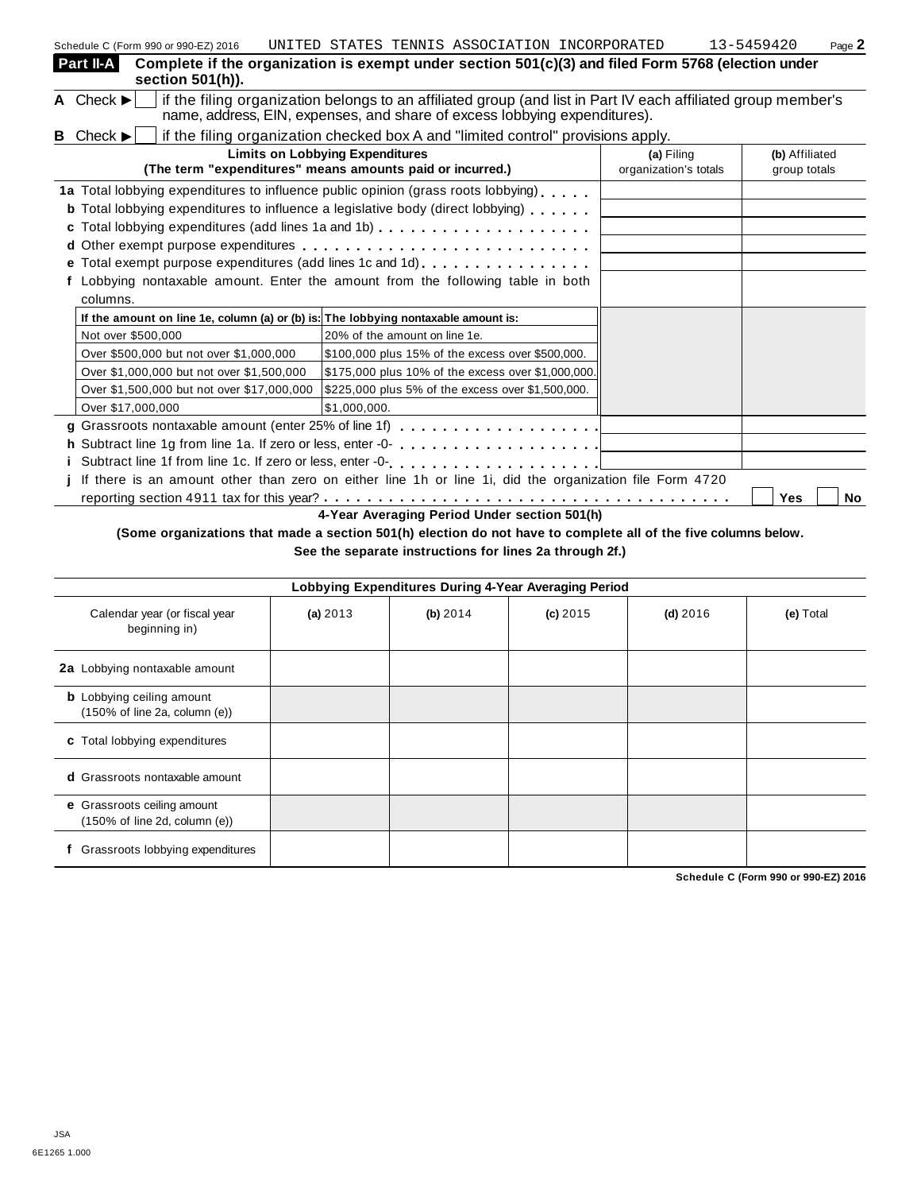Schedule C (Form 990 or 990-EZ) 2016 UNITED STATES TENNIS ASSOCIATION INCORPORATED 13-5459420

## Part II-A Complete if the organization is exempt under section 501(c)(3) and filed Form 5768 (election under section 501(h)).

**A** Check ▶ ☐ if the filing organization belongs to an affiliated group (and list in Part IV each affiliated group member's name, address, EIN, expenses, and share of excess lobbying expenditures).

**B** Check ▶ ☐ if the filing organization checked box A and "limited control" provisions apply.

| Limits on Lobbying Expenditures (The term "expenditures" means amounts paid or incurred.) | (a) Filing organization's totals | (b) Affiliated group totals |
|---|---|---|
| **1a** Total lobbying expenditures to influence public opinion (grass roots lobbying) | | |
| **b** Total lobbying expenditures to influence a legislative body (direct lobbying) | | |
| **c** Total lobbying expenditures (add lines 1a and 1b) | | |
| **d** Other exempt purpose expenditures | | |
| **e** Total exempt purpose expenditures (add lines 1c and 1d) | | |
| **f** Lobbying nontaxable amount. Enter the amount from the following table in both columns. | | |

| If the amount on line 1e, column (a) or (b) is: | The lobbying nontaxable amount is: |
|---|---|
| Not over $500,000 | 20% of the amount on line 1e. |
| Over $500,000 but not over $1,000,000 | $100,000 plus 15% of the excess over $500,000. |
| Over $1,000,000 but not over $1,500,000 | $175,000 plus 10% of the excess over $1,000,000. |
| Over $1,500,000 but not over $17,000,000 | $225,000 plus 5% of the excess over $1,500,000. |
| Over $17,000,000 | $1,000,000. |

| | (a) | (b) |
|---|---|---|
| **g** Grassroots nontaxable amount (enter 25% of line 1f) | | |
| **h** Subtract line 1g from line 1a. If zero or less, enter -0- | | |
| **i** Subtract line 1f from line 1c. If zero or less, enter -0- | | |

**j** If there is an amount other than zero on either line 1h or line 1i, did the organization file Form 4720 reporting section 4911 tax for this year? ☐ Yes ☐ No

### 4-Year Averaging Period Under section 501(h)

**(Some organizations that made a section 501(h) election do not have to complete all of the five columns below. See the separate instructions for lines 2a through 2f.)**

| Lobbying Expenditures During 4-Year Averaging Period | | | | | |
|---|---|---|---|---|---|
| Calendar year (or fiscal year beginning in) | (a) 2013 | (b) 2014 | (c) 2015 | (d) 2016 | (e) Total |
| **2a** Lobbying nontaxable amount | | | | | |
| **b** Lobbying ceiling amount (150% of line 2a, column (e)) | | | | | |
| **c** Total lobbying expenditures | | | | | |
| **d** Grassroots nontaxable amount | | | | | |
| **e** Grassroots ceiling amount (150% of line 2d, column (e)) | | | | | |
| **f** Grassroots lobbying expenditures | | | | | |

Schedule C (Form 990 or 990-EZ) 2016

JSA
6E1265 1.000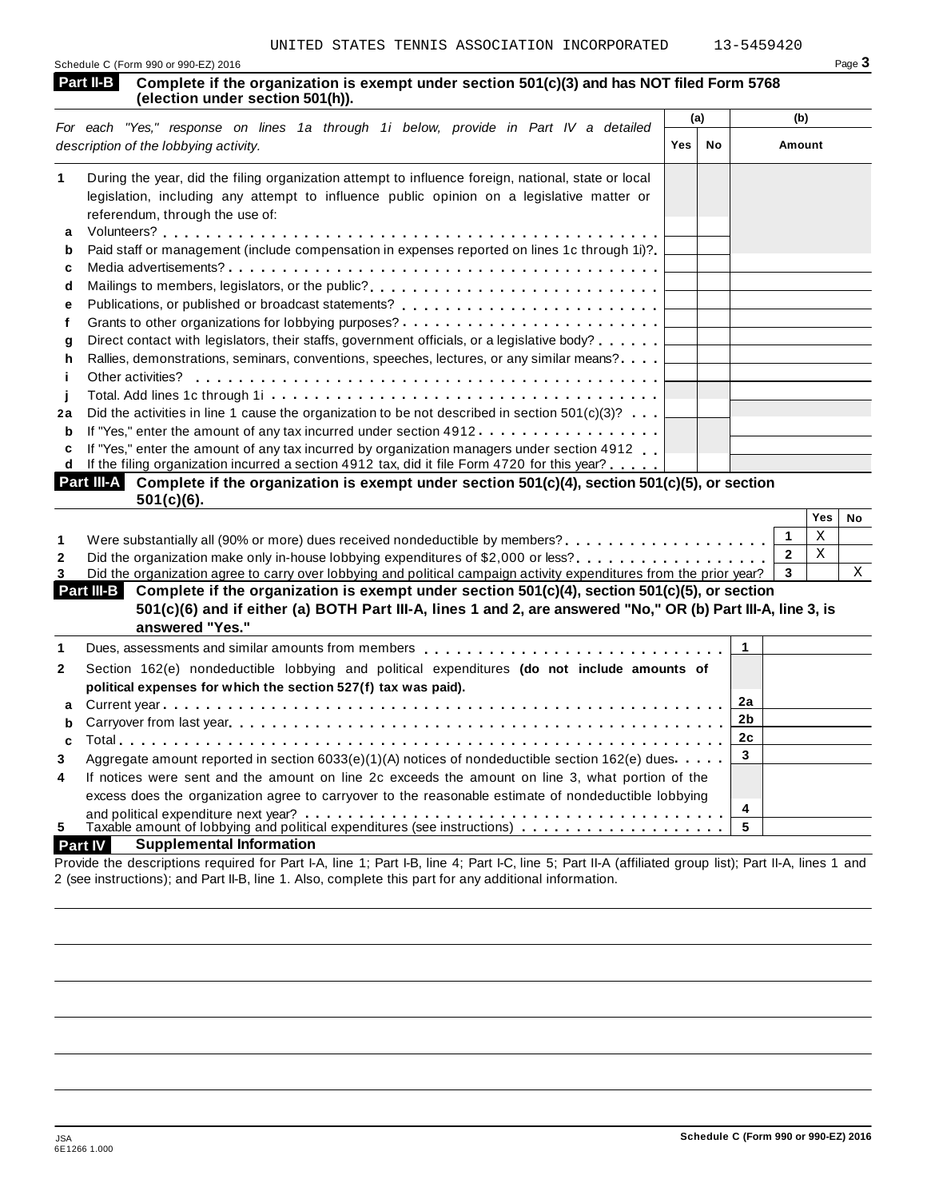UNITED STATES TENNIS ASSOCIATION INCORPORATED 13-5459420

Schedule C (Form 990 or 990-EZ) 2016 Page **3**

**Part II-B** **Complete if the organization is exempt under section 501(c)(3) and has NOT filed Form 5768 (election under section 501(h)).**

| *For each "Yes," response on lines 1a through 1i below, provide in Part IV a detailed description of the lobbying activity.* | (a) Yes | (a) No | (b) Amount |
|---|---|---|---|
| **1** During the year, did the filing organization attempt to influence foreign, national, state or local legislation, including any attempt to influence public opinion on a legislative matter or referendum, through the use of: | | | |
| **a** Volunteers? | | | |
| **b** Paid staff or management (include compensation in expenses reported on lines 1c through 1i)? | | | |
| **c** Media advertisements? | | | |
| **d** Mailings to members, legislators, or the public? | | | |
| **e** Publications, or published or broadcast statements? | | | |
| **f** Grants to other organizations for lobbying purposes? | | | |
| **g** Direct contact with legislators, their staffs, government officials, or a legislative body? | | | |
| **h** Rallies, demonstrations, seminars, conventions, speeches, lectures, or any similar means? | | | |
| **i** Other activities? | | | |
| **j** Total. Add lines 1c through 1i | | | |
| **2a** Did the activities in line 1 cause the organization to be not described in section 501(c)(3)? | | | |
| **b** If "Yes," enter the amount of any tax incurred under section 4912 | | | |
| **c** If "Yes," enter the amount of any tax incurred by organization managers under section 4912 | | | |
| **d** If the filing organization incurred a section 4912 tax, did it file Form 4720 for this year? | | | |

**Part III-A** **Complete if the organization is exempt under section 501(c)(4), section 501(c)(5), or section 501(c)(6).**

| | | | Yes | No |
|---|---|---|---|---|
| **1** | Were substantially all (90% or more) dues received nondeductible by members? | **1** | X | |
| **2** | Did the organization make only in-house lobbying expenditures of $2,000 or less? | **2** | X | |
| **3** | Did the organization agree to carry over lobbying and political campaign activity expenditures from the prior year? | **3** | | X |

**Part III-B** **Complete if the organization is exempt under section 501(c)(4), section 501(c)(5), or section 501(c)(6) and if either (a) BOTH Part III-A, lines 1 and 2, are answered "No," OR (b) Part III-A, line 3, is answered "Yes."**

| | | | |
|---|---|---|---|
| **1** | Dues, assessments and similar amounts from members | **1** | |
| **2** | Section 162(e) nondeductible lobbying and political expenditures **(do not include amounts of political expenses for which the section 527(f) tax was paid).** | | |
| **a** | Current year | **2a** | |
| **b** | Carryover from last year | **2b** | |
| **c** | Total | **2c** | |
| **3** | Aggregate amount reported in section 6033(e)(1)(A) notices of nondeductible section 162(e) dues | **3** | |
| **4** | If notices were sent and the amount on line 2c exceeds the amount on line 3, what portion of the excess does the organization agree to carryover to the reasonable estimate of nondeductible lobbying and political expenditure next year? | **4** | |
| **5** | Taxable amount of lobbying and political expenditures (see instructions) | **5** | |

**Part IV** **Supplemental Information**

Provide the descriptions required for Part I-A, line 1; Part I-B, line 4; Part I-C, line 5; Part II-A (affiliated group list); Part II-A, lines 1 and 2 (see instructions); and Part II-B, line 1. Also, complete this part for any additional information.

JSA
6E1266 1.000

Schedule C (Form 990 or 990-EZ) 2016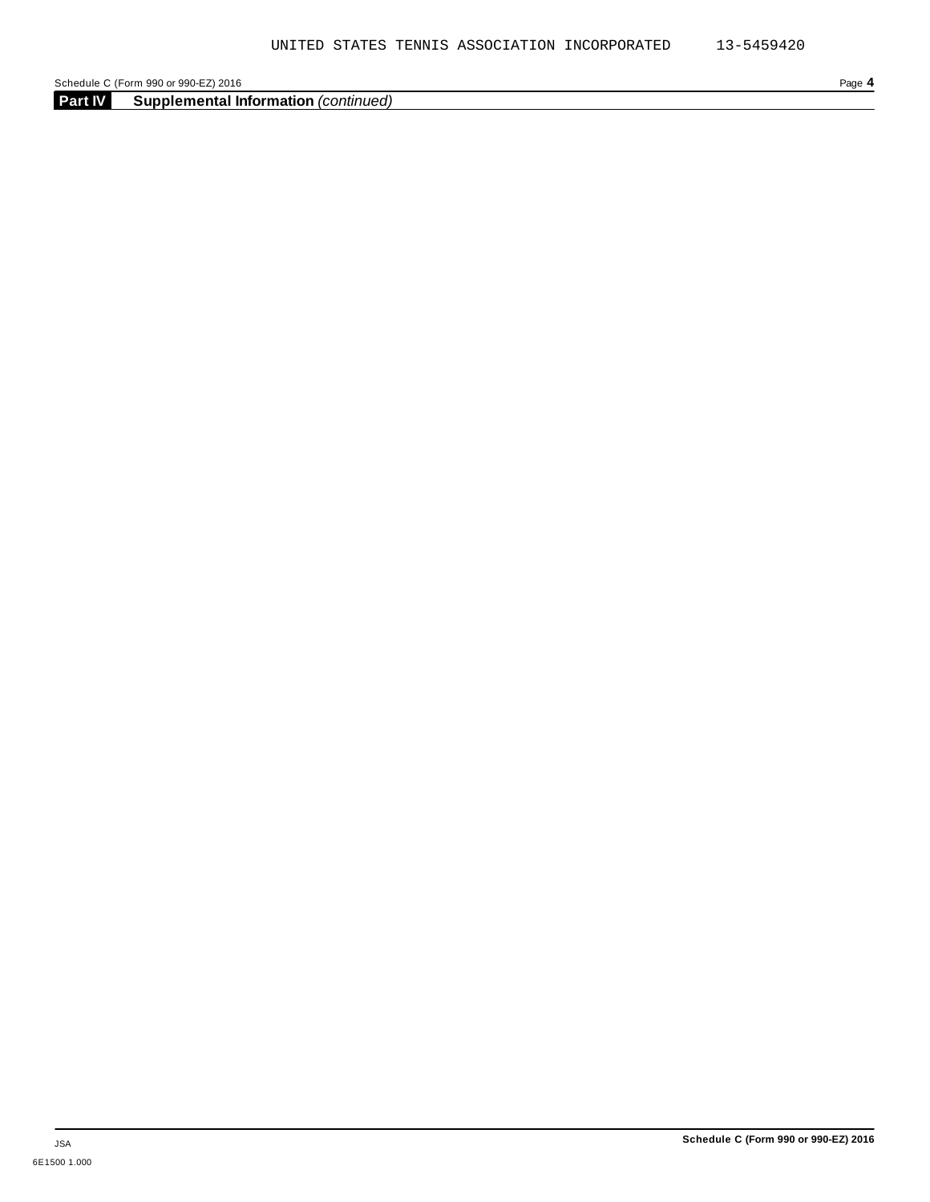UNITED STATES TENNIS ASSOCIATION INCORPORATED 13-5459420

Schedule C (Form 990 or 990-EZ) 2016

**Part IV** **Supplemental Information** *(continued)*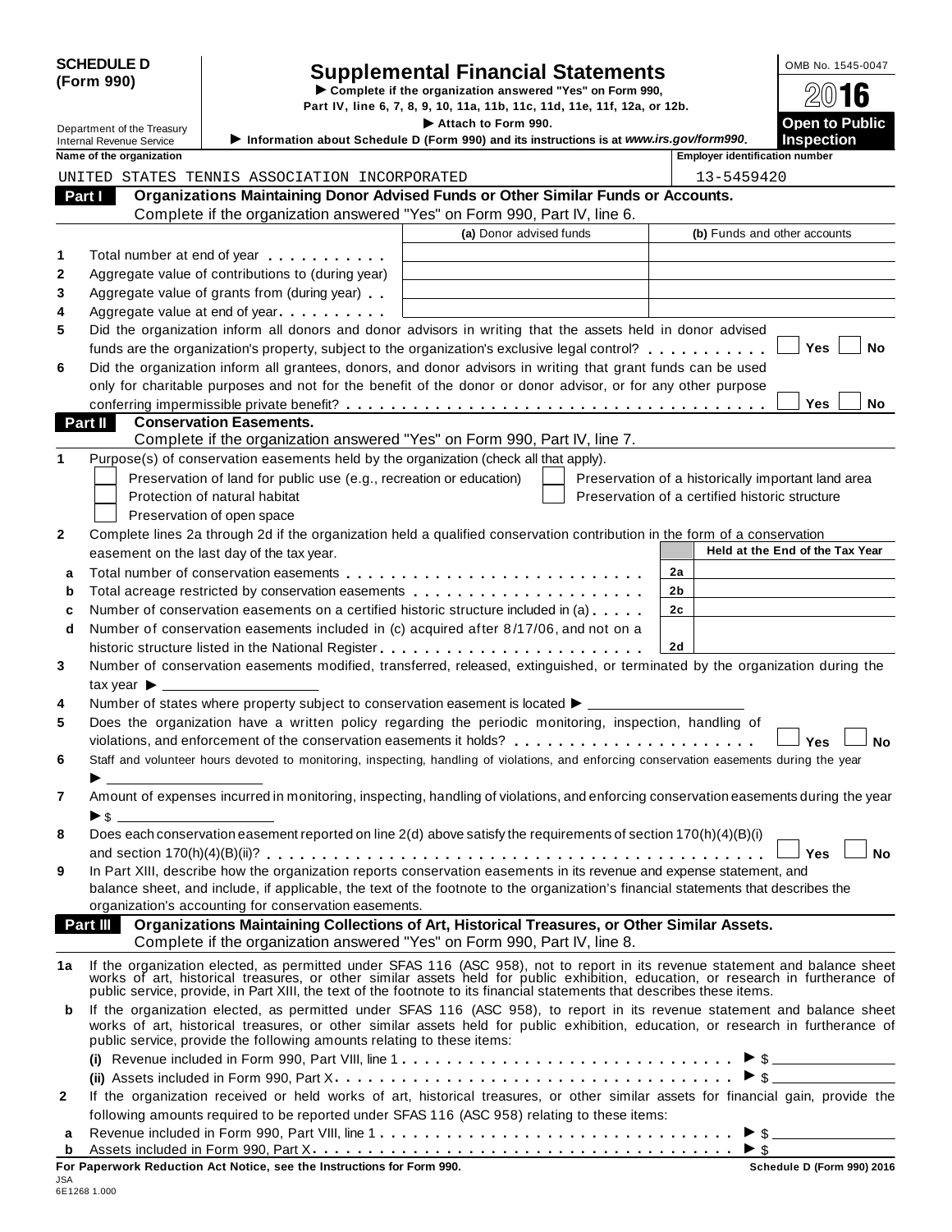**SCHEDULE D (Form 990)**

Department of the Treasury
Internal Revenue Service

# Supplemental Financial Statements

▶ Complete if the organization answered "Yes" on Form 990, Part IV, line 6, 7, 8, 9, 10, 11a, 11b, 11c, 11d, 11e, 11f, 12a, or 12b.

▶ Attach to Form 990.

▶ Information about Schedule D (Form 990) and its instructions is at *www.irs.gov/form990*.

OMB No. 1545-0047

2016

**Open to Public Inspection**

**Name of the organization:** UNITED STATES TENNIS ASSOCIATION INCORPORATED

**Employer identification number:** 13-5459420

## Part I Organizations Maintaining Donor Advised Funds or Other Similar Funds or Accounts.

Complete if the organization answered "Yes" on Form 990, Part IV, line 6.

| | | (a) Donor advised funds | (b) Funds and other accounts |
|---|---|---|---|
| 1 | Total number at end of year | | |
| 2 | Aggregate value of contributions to (during year) | | |
| 3 | Aggregate value of grants from (during year) | | |
| 4 | Aggregate value at end of year | | |

5 Did the organization inform all donors and donor advisors in writing that the assets held in donor advised funds are the organization's property, subject to the organization's exclusive legal control? ☐ Yes ☐ No

6 Did the organization inform all grantees, donors, and donor advisors in writing that grant funds can be used only for charitable purposes and not for the benefit of the donor or donor advisor, or for any other purpose conferring impermissible private benefit? ☐ Yes ☐ No

## Part II Conservation Easements.

Complete if the organization answered "Yes" on Form 990, Part IV, line 7.

1 Purpose(s) of conservation easements held by the organization (check all that apply).

- ☐ Preservation of land for public use (e.g., recreation or education)
- ☐ Protection of natural habitat
- ☐ Preservation of open space
- ☐ Preservation of a historically important land area
- ☐ Preservation of a certified historic structure

2 Complete lines 2a through 2d if the organization held a qualified conservation contribution in the form of a conservation easement on the last day of the tax year.

| | | | Held at the End of the Tax Year |
|---|---|---|---|
| a | Total number of conservation easements | 2a | |
| b | Total acreage restricted by conservation easements | 2b | |
| c | Number of conservation easements on a certified historic structure included in (a) | 2c | |
| d | Number of conservation easements included in (c) acquired after 8/17/06, and not on a historic structure listed in the National Register | 2d | |

3 Number of conservation easements modified, transferred, released, extinguished, or terminated by the organization during the tax year ▶ ____________

4 Number of states where property subject to conservation easement is located ▶ ____________

5 Does the organization have a written policy regarding the periodic monitoring, inspection, handling of violations, and enforcement of the conservation easements it holds? ☐ Yes ☐ No

6 Staff and volunteer hours devoted to monitoring, inspecting, handling of violations, and enforcing conservation easements during the year ▶ ____________

7 Amount of expenses incurred in monitoring, inspecting, handling of violations, and enforcing conservation easements during the year ▶ $ ____________

8 Does each conservation easement reported on line 2(d) above satisfy the requirements of section 170(h)(4)(B)(i) and section 170(h)(4)(B)(ii)? ☐ Yes ☐ No

9 In Part XIII, describe how the organization reports conservation easements in its revenue and expense statement, and balance sheet, and include, if applicable, the text of the footnote to the organization's financial statements that describes the organization's accounting for conservation easements.

## Part III Organizations Maintaining Collections of Art, Historical Treasures, or Other Similar Assets.

Complete if the organization answered "Yes" on Form 990, Part IV, line 8.

1a If the organization elected, as permitted under SFAS 116 (ASC 958), not to report in its revenue statement and balance sheet works of art, historical treasures, or other similar assets held for public exhibition, education, or research in furtherance of public service, provide, in Part XIII, the text of the footnote to its financial statements that describes these items.

b If the organization elected, as permitted under SFAS 116 (ASC 958), to report in its revenue statement and balance sheet works of art, historical treasures, or other similar assets held for public exhibition, education, or research in furtherance of public service, provide the following amounts relating to these items:

(i) Revenue included in Form 990, Part VIII, line 1 ▶ $ ____________

(ii) Assets included in Form 990, Part X ▶ $ ____________

2 If the organization received or held works of art, historical treasures, or other similar assets for financial gain, provide the following amounts required to be reported under SFAS 116 (ASC 958) relating to these items:

a Revenue included in Form 990, Part VIII, line 1 ▶ $ ____________

b Assets included in Form 990, Part X ▶ $ ____________

**For Paperwork Reduction Act Notice, see the Instructions for Form 990.** **Schedule D (Form 990) 2016**

JSA
6E1268 1.000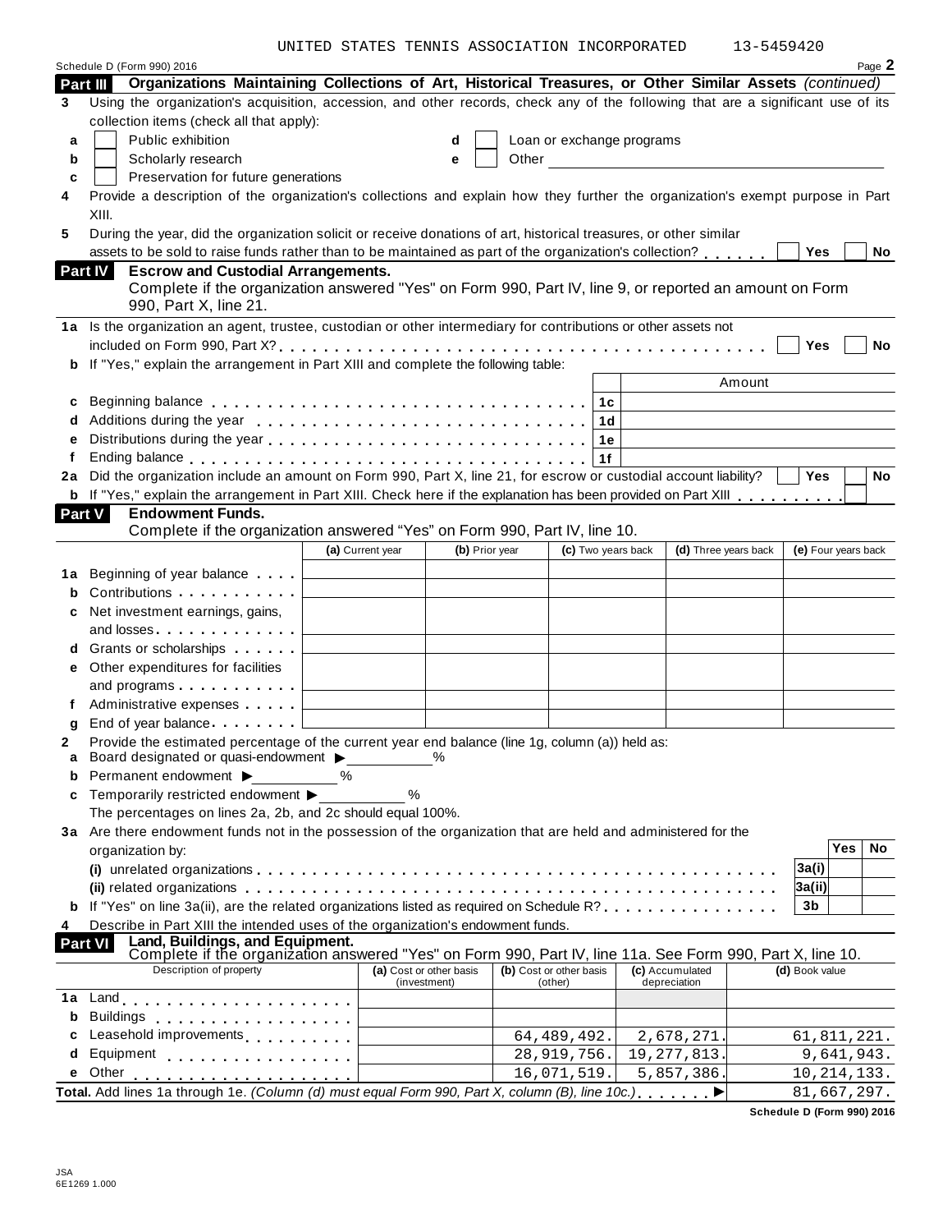UNITED STATES TENNIS ASSOCIATION INCORPORATED 13-5459420

Schedule D (Form 990) 2016 Page **2**

**Part III Organizations Maintaining Collections of Art, Historical Treasures, or Other Similar Assets** *(continued)*

**3** Using the organization's acquisition, accession, and other records, check any of the following that are a significant use of its collection items (check all that apply):

- **a** ☐ Public exhibition
- **b** ☐ Scholarly research
- **c** ☐ Preservation for future generations
- **d** ☐ Loan or exchange programs
- **e** ☐ Other ____________________

**4** Provide a description of the organization's collections and explain how they further the organization's exempt purpose in Part XIII.

**5** During the year, did the organization solicit or receive donations of art, historical treasures, or other similar assets to be sold to raise funds rather than to be maintained as part of the organization's collection? ☐ Yes ☐ No

**Part IV Escrow and Custodial Arrangements.**
Complete if the organization answered "Yes" on Form 990, Part IV, line 9, or reported an amount on Form 990, Part X, line 21.

**1a** Is the organization an agent, trustee, custodian or other intermediary for contributions or other assets not included on Form 990, Part X? ☐ Yes ☐ No

**b** If "Yes," explain the arrangement in Part XIII and complete the following table:

| | | | Amount |
|---|---|---|---|
| **c** | Beginning balance | **1c** | |
| **d** | Additions during the year | **1d** | |
| **e** | Distributions during the year | **1e** | |
| **f** | Ending balance | **1f** | |

**2a** Did the organization include an amount on Form 990, Part X, line 21, for escrow or custodial account liability? ☐ Yes ☐ No

**b** If "Yes," explain the arrangement in Part XIII. Check here if the explanation has been provided on Part XIII ☐

**Part V Endowment Funds.**
Complete if the organization answered "Yes" on Form 990, Part IV, line 10.

| | | (a) Current year | (b) Prior year | (c) Two years back | (d) Three years back | (e) Four years back |
|---|---|---|---|---|---|---|
| **1a** | Beginning of year balance | | | | | |
| **b** | Contributions | | | | | |
| **c** | Net investment earnings, gains, and losses | | | | | |
| **d** | Grants or scholarships | | | | | |
| **e** | Other expenditures for facilities and programs | | | | | |
| **f** | Administrative expenses | | | | | |
| **g** | End of year balance | | | | | |

**2** Provide the estimated percentage of the current year end balance (line 1g, column (a)) held as:

**a** Board designated or quasi-endowment ▶ ________ %

**b** Permanent endowment ▶ ________ %

**c** Temporarily restricted endowment ▶ ________ %

The percentages on lines 2a, 2b, and 2c should equal 100%.

**3a** Are there endowment funds not in the possession of the organization that are held and administered for the organization by:

| | | | Yes | No |
|---|---|---|---|---|
| | **(i)** unrelated organizations | **3a(i)** | | |
| | **(ii)** related organizations | **3a(ii)** | | |
| **b** | If "Yes" on line 3a(ii), are the related organizations listed as required on Schedule R? | **3b** | | |

**4** Describe in Part XIII the intended uses of the organization's endowment funds.

**Part VI Land, Buildings, and Equipment.**
Complete if the organization answered "Yes" on Form 990, Part IV, line 11a. See Form 990, Part X, line 10.

| | Description of property | (a) Cost or other basis (investment) | (b) Cost or other basis (other) | (c) Accumulated depreciation | (d) Book value |
|---|---|---|---|---|---|
| **1a** | Land | | | | |
| **b** | Buildings | | | | |
| **c** | Leasehold improvements | | 64,489,492. | 2,678,271. | 61,811,221. |
| **d** | Equipment | | 28,919,756. | 19,277,813. | 9,641,943. |
| **e** | Other | | 16,071,519. | 5,857,386. | 10,214,133. |

**Total.** Add lines 1a through 1e. *(Column (d) must equal Form 990, Part X, column (B), line 10c.)* ▶ 81,667,297.

**Schedule D (Form 990) 2016**

JSA
6E1269 1.000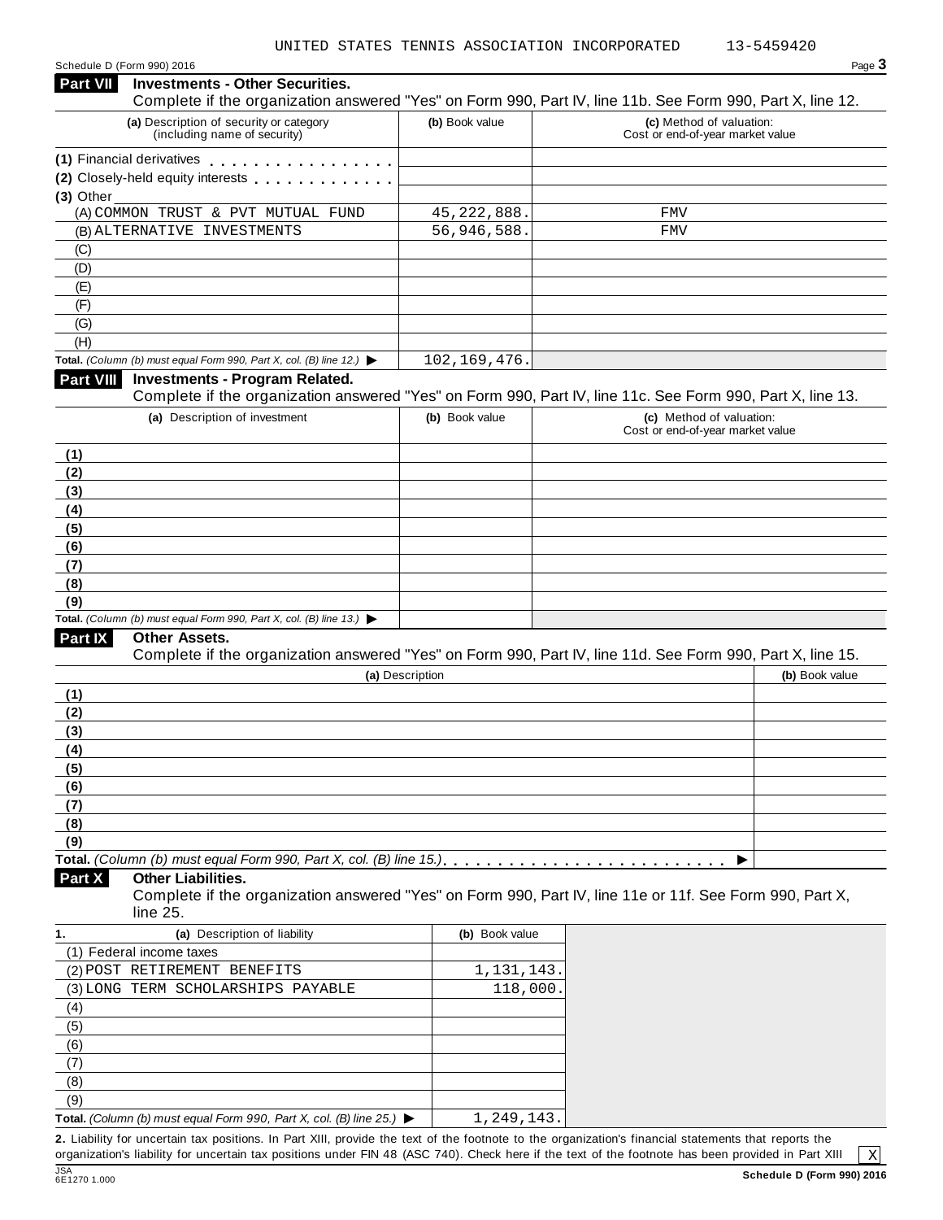UNITED STATES TENNIS ASSOCIATION INCORPORATED 13-5459420

Schedule D (Form 990) 2016

## Part VII Investments - Other Securities.

Complete if the organization answered "Yes" on Form 990, Part IV, line 11b. See Form 990, Part X, line 12.

| (a) Description of security or category (including name of security) | (b) Book value | (c) Method of valuation: Cost or end-of-year market value |
|---|---|---|
| (1) Financial derivatives | | |
| (2) Closely-held equity interests | | |
| (3) Other | | |
| (A) COMMON TRUST & PVT MUTUAL FUND | 45,222,888. | FMV |
| (B) ALTERNATIVE INVESTMENTS | 56,946,588. | FMV |
| (C) | | |
| (D) | | |
| (E) | | |
| (F) | | |
| (G) | | |
| (H) | | |
| **Total.** *(Column (b) must equal Form 990, Part X, col. (B) line 12.)* ▶ | 102,169,476. | |

## Part VIII Investments - Program Related.

Complete if the organization answered "Yes" on Form 990, Part IV, line 11c. See Form 990, Part X, line 13.

| (a) Description of investment | (b) Book value | (c) Method of valuation: Cost or end-of-year market value |
|---|---|---|
| (1) | | |
| (2) | | |
| (3) | | |
| (4) | | |
| (5) | | |
| (6) | | |
| (7) | | |
| (8) | | |
| (9) | | |
| **Total.** *(Column (b) must equal Form 990, Part X, col. (B) line 13.)* ▶ | | |

## Part IX Other Assets.

Complete if the organization answered "Yes" on Form 990, Part IV, line 11d. See Form 990, Part X, line 15.

| (a) Description | (b) Book value |
|---|---|
| (1) | |
| (2) | |
| (3) | |
| (4) | |
| (5) | |
| (6) | |
| (7) | |
| (8) | |
| (9) | |
| **Total.** *(Column (b) must equal Form 990, Part X, col. (B) line 15.)* ▶ | |

## Part X Other Liabilities.

Complete if the organization answered "Yes" on Form 990, Part IV, line 11e or 11f. See Form 990, Part X, line 25.

| 1. (a) Description of liability | (b) Book value |
|---|---|
| (1) Federal income taxes | |
| (2) POST RETIREMENT BENEFITS | 1,131,143. |
| (3) LONG TERM SCHOLARSHIPS PAYABLE | 118,000. |
| (4) | |
| (5) | |
| (6) | |
| (7) | |
| (8) | |
| (9) | |
| **Total.** *(Column (b) must equal Form 990, Part X, col. (B) line 25.)* ▶ | 1,249,143. |

**2.** Liability for uncertain tax positions. In Part XIII, provide the text of the footnote to the organization's financial statements that reports the organization's liability for uncertain tax positions under FIN 48 (ASC 740). Check here if the text of the footnote has been provided in Part XIII [X]

JSA 6E1270 1.000

**Schedule D (Form 990) 2016**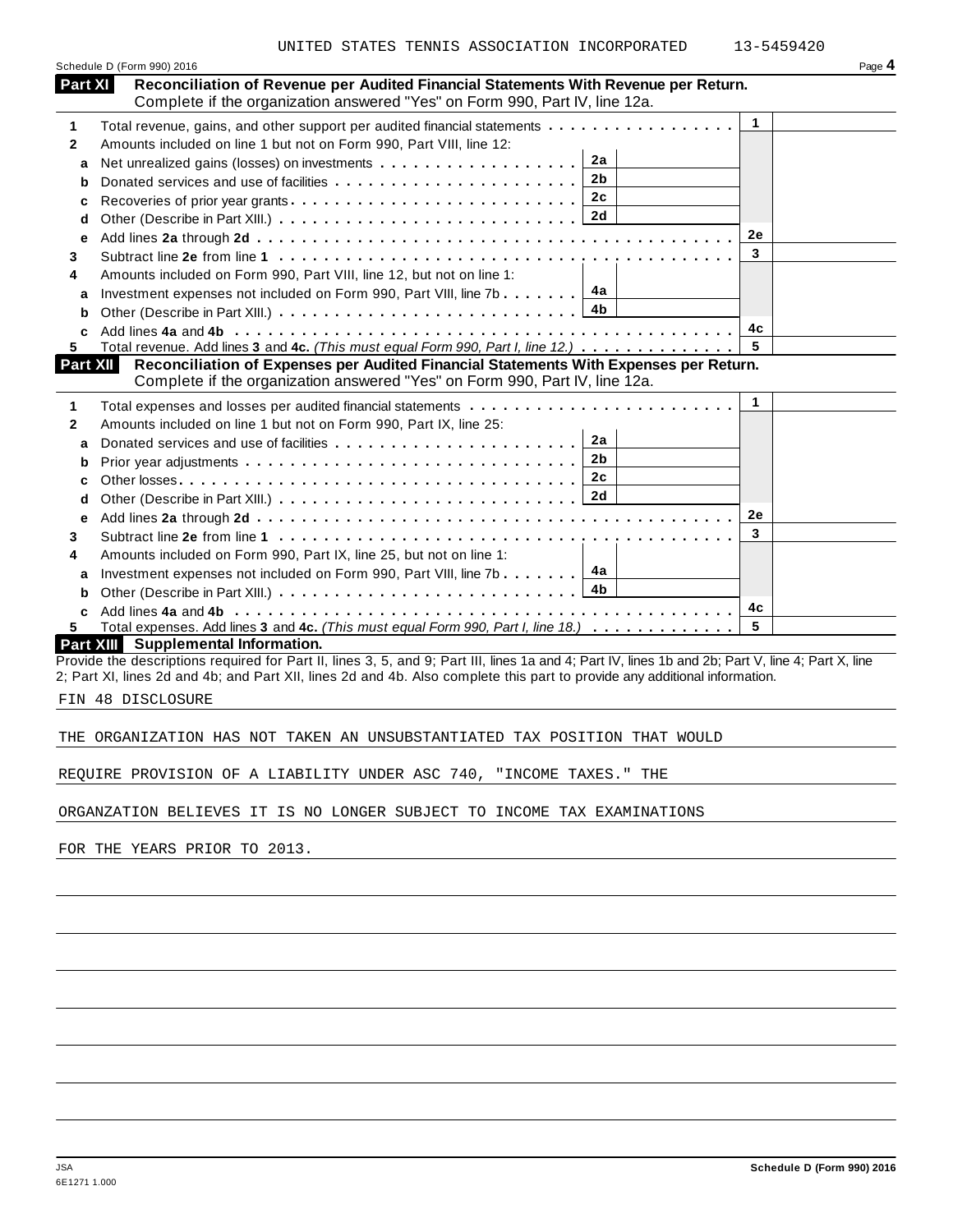UNITED STATES TENNIS ASSOCIATION INCORPORATED 13-5459420

Schedule D (Form 990) 2016 Page **4**

## Part XI Reconciliation of Revenue per Audited Financial Statements With Revenue per Return.

Complete if the organization answered "Yes" on Form 990, Part IV, line 12a.

| | | | | | |
|---|---|---|---|---|---|
| **1** | Total revenue, gains, and other support per audited financial statements | | | 1 | |
| **2** | Amounts included on line 1 but not on Form 990, Part VIII, line 12: | | | | |
| **a** | Net unrealized gains (losses) on investments | 2a | | | |
| **b** | Donated services and use of facilities | 2b | | | |
| **c** | Recoveries of prior year grants | 2c | | | |
| **d** | Other (Describe in Part XIII.) | 2d | | | |
| **e** | Add lines **2a** through **2d** | | | 2e | |
| **3** | Subtract line **2e** from line **1** | | | 3 | |
| **4** | Amounts included on Form 990, Part VIII, line 12, but not on line 1: | | | | |
| **a** | Investment expenses not included on Form 990, Part VIII, line 7b | 4a | | | |
| **b** | Other (Describe in Part XIII.) | 4b | | | |
| **c** | Add lines **4a** and **4b** | | | 4c | |
| **5** | Total revenue. Add lines **3** and **4c.** *(This must equal Form 990, Part I, line 12.)* | | | 5 | |

## Part XII Reconciliation of Expenses per Audited Financial Statements With Expenses per Return.

Complete if the organization answered "Yes" on Form 990, Part IV, line 12a.

| | | | | | |
|---|---|---|---|---|---|
| **1** | Total expenses and losses per audited financial statements | | | 1 | |
| **2** | Amounts included on line 1 but not on Form 990, Part IX, line 25: | | | | |
| **a** | Donated services and use of facilities | 2a | | | |
| **b** | Prior year adjustments | 2b | | | |
| **c** | Other losses | 2c | | | |
| **d** | Other (Describe in Part XIII.) | 2d | | | |
| **e** | Add lines **2a** through **2d** | | | 2e | |
| **3** | Subtract line **2e** from line **1** | | | 3 | |
| **4** | Amounts included on Form 990, Part IX, line 25, but not on line 1: | | | | |
| **a** | Investment expenses not included on Form 990, Part VIII, line 7b | 4a | | | |
| **b** | Other (Describe in Part XIII.) | 4b | | | |
| **c** | Add lines **4a** and **4b** | | | 4c | |
| **5** | Total expenses. Add lines **3** and **4c.** *(This must equal Form 990, Part I, line 18.)* | | | 5 | |

## Part XIII Supplemental Information.

Provide the descriptions required for Part II, lines 3, 5, and 9; Part III, lines 1a and 4; Part IV, lines 1b and 2b; Part V, line 4; Part X, line 2; Part XI, lines 2d and 4b; and Part XII, lines 2d and 4b. Also complete this part to provide any additional information.

FIN 48 DISCLOSURE

THE ORGANIZATION HAS NOT TAKEN AN UNSUBSTANTIATED TAX POSITION THAT WOULD REQUIRE PROVISION OF A LIABILITY UNDER ASC 740, "INCOME TAXES." THE ORGANZATION BELIEVES IT IS NO LONGER SUBJECT TO INCOME TAX EXAMINATIONS FOR THE YEARS PRIOR TO 2013.

JSA 6E1271 1.000 **Schedule D (Form 990) 2016**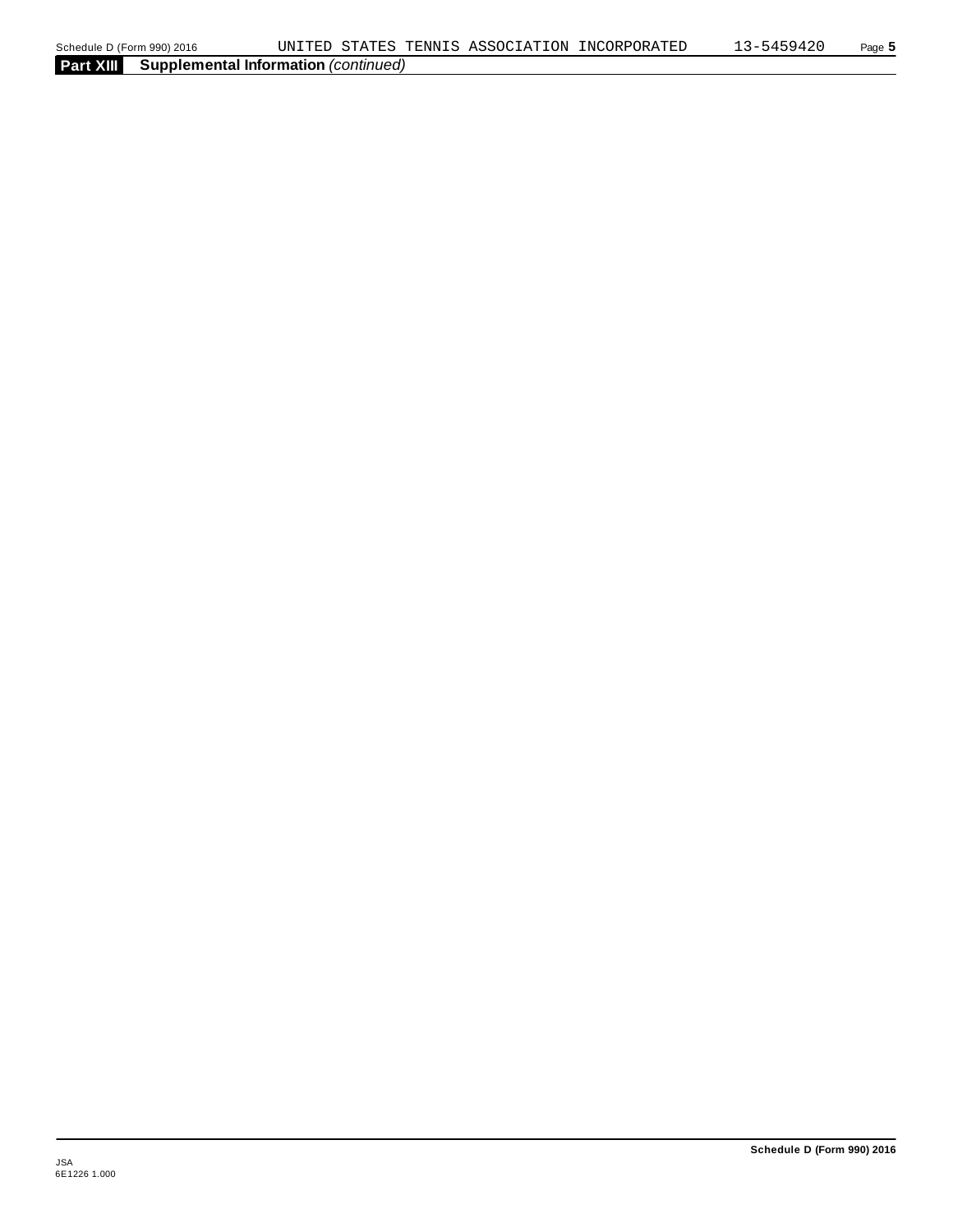## Part XIII Supplemental Information *(continued)*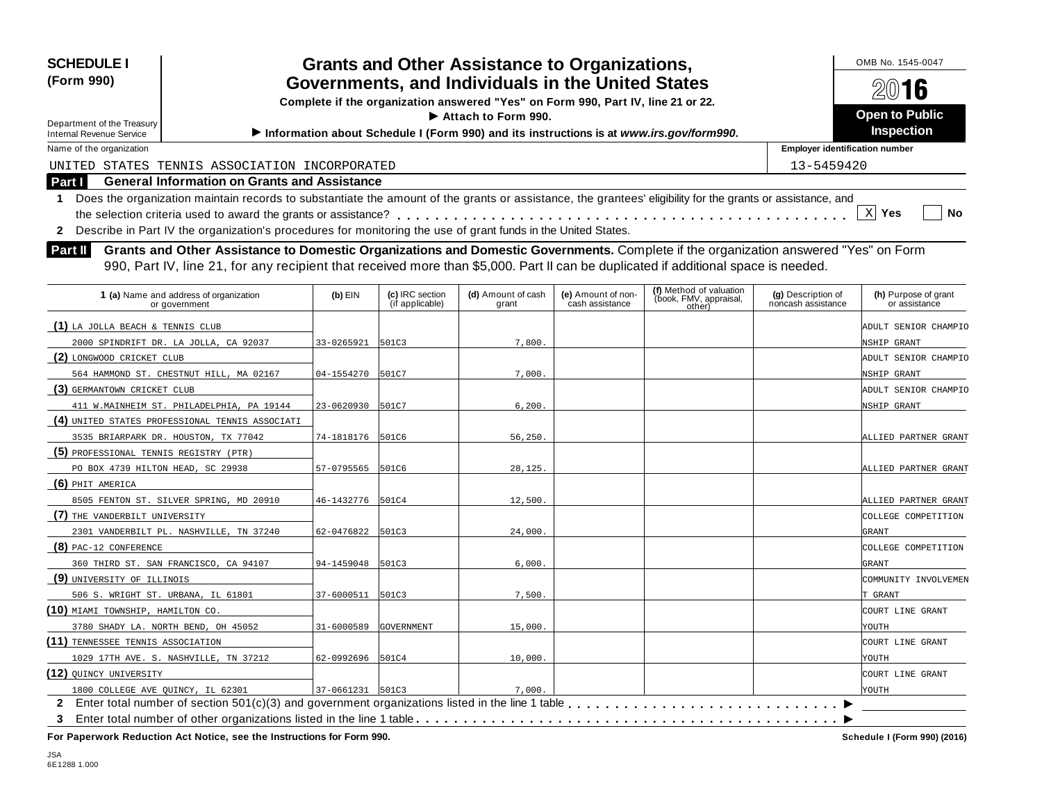**SCHEDULE I**
**(Form 990)**

Department of the Treasury
Internal Revenue Service

# Grants and Other Assistance to Organizations, Governments, and Individuals in the United States

**Complete if the organization answered "Yes" on Form 990, Part IV, line 21 or 22.**
**▶ Attach to Form 990.**
**▶ Information about Schedule I (Form 990) and its instructions is at *www.irs.gov/form990*.**

OMB No. 1545-0047
**2016**
**Open to Public Inspection**

Name of the organization: UNITED STATES TENNIS ASSOCIATION INCORPORATED
Employer identification number: 13-5459420

## Part I General Information on Grants and Assistance

**1** Does the organization maintain records to substantiate the amount of the grants or assistance, the grantees' eligibility for the grants or assistance, and the selection criteria used to award the grants or assistance? . . . . . . [X] Yes [ ] No

**2** Describe in Part IV the organization's procedures for monitoring the use of grant funds in the United States.

## Part II Grants and Other Assistance to Domestic Organizations and Domestic Governments.

Complete if the organization answered "Yes" on Form 990, Part IV, line 21, for any recipient that received more than $5,000. Part II can be duplicated if additional space is needed.

| 1 (a) Name and address of organization or government | (b) EIN | (c) IRC section (if applicable) | (d) Amount of cash grant | (e) Amount of non-cash assistance | (f) Method of valuation (book, FMV, appraisal, other) | (g) Description of noncash assistance | (h) Purpose of grant or assistance |
|---|---|---|---|---|---|---|---|
| (1) LA JOLLA BEACH & TENNIS CLUB 2000 SPINDRIFT DR. LA JOLLA, CA 92037 | 33-0265921 | 501C3 | 7,800. | | | | ADULT SENIOR CHAMPIONSHIP GRANT |
| (2) LONGWOOD CRICKET CLUB 564 HAMMOND ST. CHESTNUT HILL, MA 02167 | 04-1554270 | 501C7 | 7,000. | | | | ADULT SENIOR CHAMPIONSHIP GRANT |
| (3) GERMANTOWN CRICKET CLUB 411 W.MAINHEIM ST. PHILADELPHIA, PA 19144 | 23-0620930 | 501C7 | 6,200. | | | | ADULT SENIOR CHAMPIONSHIP GRANT |
| (4) UNITED STATES PROFESSIONAL TENNIS ASSOCIATI 3535 BRIARPARK DR. HOUSTON, TX 77042 | 74-1818176 | 501C6 | 56,250. | | | | ALLIED PARTNER GRANT |
| (5) PROFESSIONAL TENNIS REGISTRY (PTR) PO BOX 4739 HILTON HEAD, SC 29938 | 57-0795565 | 501C6 | 28,125. | | | | ALLIED PARTNER GRANT |
| (6) PHIT AMERICA 8505 FENTON ST. SILVER SPRING, MD 20910 | 46-1432776 | 501C4 | 12,500. | | | | ALLIED PARTNER GRANT |
| (7) THE VANDERBILT UNIVERSITY 2301 VANDERBILT PL. NASHVILLE, TN 37240 | 62-0476822 | 501C3 | 24,000. | | | | COLLEGE COMPETITION GRANT |
| (8) PAC-12 CONFERENCE 360 THIRD ST. SAN FRANCISCO, CA 94107 | 94-1459048 | 501C3 | 6,000. | | | | COLLEGE COMPETITION GRANT |
| (9) UNIVERSITY OF ILLINOIS 506 S. WRIGHT ST. URBANA, IL 61801 | 37-6000511 | 501C3 | 7,500. | | | | COMMUNITY INVOLVEMENT GRANT |
| (10) MIAMI TOWNSHIP, HAMILTON CO. 3780 SHADY LA. NORTH BEND, OH 45052 | 31-6000589 | GOVERNMENT | 15,000. | | | | COURT LINE GRANT YOUTH |
| (11) TENNESSEE TENNIS ASSOCIATION 1029 17TH AVE. S. NASHVILLE, TN 37212 | 62-0992696 | 501C4 | 10,000. | | | | COURT LINE GRANT YOUTH |
| (12) QUINCY UNIVERSITY 1800 COLLEGE AVE QUINCY, IL 62301 | 37-0661231 | 501C3 | 7,000. | | | | COURT LINE GRANT YOUTH |

**2** Enter total number of section 501(c)(3) and government organizations listed in the line 1 table . . . . . . ▶

**3** Enter total number of other organizations listed in the line 1 table . . . . . . ▶

**For Paperwork Reduction Act Notice, see the Instructions for Form 990.**

Schedule I (Form 990) (2016)

JSA
6E1288 1.000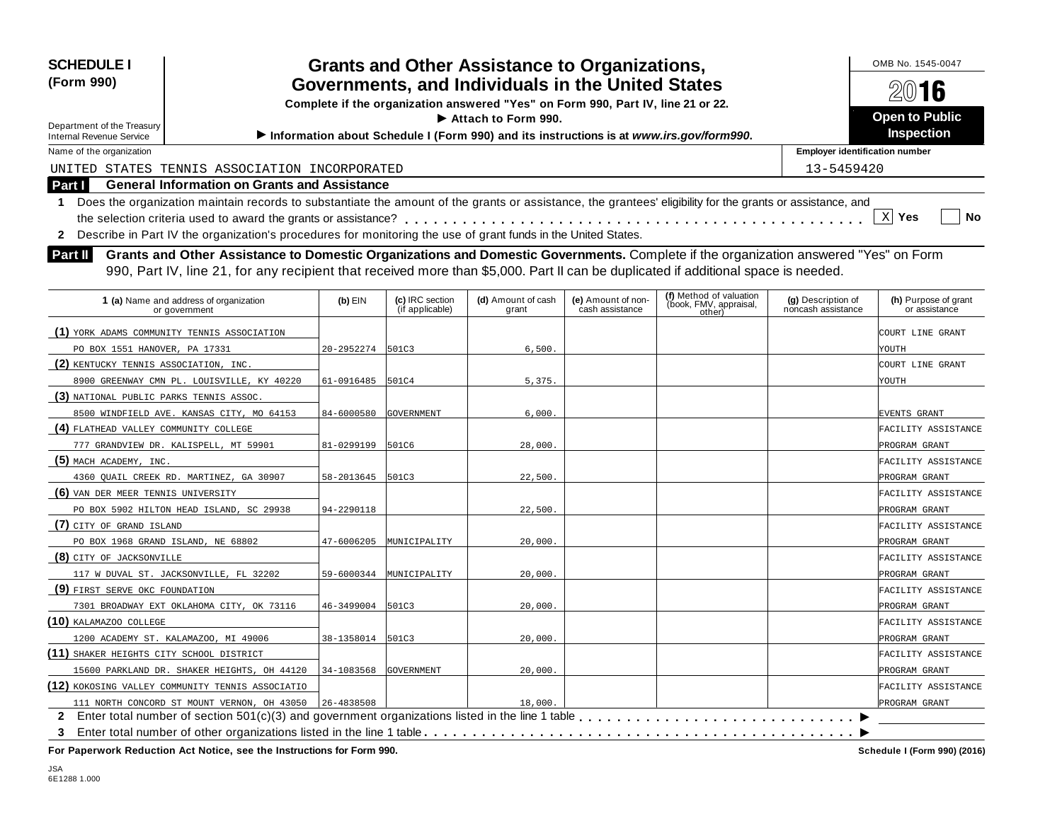**SCHEDULE I (Form 990)**

Department of the Treasury
Internal Revenue Service

# Grants and Other Assistance to Organizations, Governments, and Individuals in the United States

**Complete if the organization answered "Yes" on Form 990, Part IV, line 21 or 22.**

**▶ Attach to Form 990.**

**▶ Information about Schedule I (Form 990) and its instructions is at *www.irs.gov/form990*.**

OMB No. 1545-0047

**2016**

**Open to Public Inspection**

Name of the organization: UNITED STATES TENNIS ASSOCIATION INCORPORATED

Employer identification number: 13-5459420

## Part I General Information on Grants and Assistance

**1** Does the organization maintain records to substantiate the amount of the grants or assistance, the grantees' eligibility for the grants or assistance, and the selection criteria used to award the grants or assistance? . . . . . [X] Yes [ ] No

**2** Describe in Part IV the organization's procedures for monitoring the use of grant funds in the United States.

## Part II Grants and Other Assistance to Domestic Organizations and Domestic Governments.

Complete if the organization answered "Yes" on Form 990, Part IV, line 21, for any recipient that received more than $5,000. Part II can be duplicated if additional space is needed.

| 1 (a) Name and address of organization or government | (b) EIN | (c) IRC section (if applicable) | (d) Amount of cash grant | (e) Amount of non-cash assistance | (f) Method of valuation (book, FMV, appraisal, other) | (g) Description of noncash assistance | (h) Purpose of grant or assistance |
|---|---|---|---|---|---|---|---|
| (1) YORK ADAMS COMMUNITY TENNIS ASSOCIATION PO BOX 1551 HANOVER, PA 17331 | 20-2952274 | 501C3 | 6,500. | | | | COURT LINE GRANT YOUTH |
| (2) KENTUCKY TENNIS ASSOCIATION, INC. 8900 GREENWAY CMN PL. LOUISVILLE, KY 40220 | 61-0916485 | 501C4 | 5,375. | | | | COURT LINE GRANT YOUTH |
| (3) NATIONAL PUBLIC PARKS TENNIS ASSOC. 8500 WINDFIELD AVE. KANSAS CITY, MO 64153 | 84-6000580 | GOVERNMENT | 6,000. | | | | EVENTS GRANT |
| (4) FLATHEAD VALLEY COMMUNITY COLLEGE 777 GRANDVIEW DR. KALISPELL, MT 59901 | 81-0299199 | 501C6 | 28,000. | | | | FACILITY ASSISTANCE PROGRAM GRANT |
| (5) MACH ACADEMY, INC. 4360 QUAIL CREEK RD. MARTINEZ, GA 30907 | 58-2013645 | 501C3 | 22,500. | | | | FACILITY ASSISTANCE PROGRAM GRANT |
| (6) VAN DER MEER TENNIS UNIVERSITY PO BOX 5902 HILTON HEAD ISLAND, SC 29938 | 94-2290118 | | 22,500. | | | | FACILITY ASSISTANCE PROGRAM GRANT |
| (7) CITY OF GRAND ISLAND PO BOX 1968 GRAND ISLAND, NE 68802 | 47-6006205 | MUNICIPALITY | 20,000. | | | | FACILITY ASSISTANCE PROGRAM GRANT |
| (8) CITY OF JACKSONVILLE 117 W DUVAL ST. JACKSONVILLE, FL 32202 | 59-6000344 | MUNICIPALITY | 20,000. | | | | FACILITY ASSISTANCE PROGRAM GRANT |
| (9) FIRST SERVE OKC FOUNDATION 7301 BROADWAY EXT OKLAHOMA CITY, OK 73116 | 46-3499004 | 501C3 | 20,000. | | | | FACILITY ASSISTANCE PROGRAM GRANT |
| (10) KALAMAZOO COLLEGE 1200 ACADEMY ST. KALAMAZOO, MI 49006 | 38-1358014 | 501C3 | 20,000. | | | | FACILITY ASSISTANCE PROGRAM GRANT |
| (11) SHAKER HEIGHTS CITY SCHOOL DISTRICT 15600 PARKLAND DR. SHAKER HEIGHTS, OH 44120 | 34-1083568 | GOVERNMENT | 20,000. | | | | FACILITY ASSISTANCE PROGRAM GRANT |
| (12) KOKOSING VALLEY COMMUNITY TENNIS ASSOCIATIO 111 NORTH CONCORD ST MOUNT VERNON, OH 43050 | 26-4838508 | | 18,000. | | | | FACILITY ASSISTANCE PROGRAM GRANT |

**2** Enter total number of section 501(c)(3) and government organizations listed in the line 1 table . . . . . ▶

**3** Enter total number of other organizations listed in the line 1 table . . . . . ▶

**For Paperwork Reduction Act Notice, see the Instructions for Form 990.**

**Schedule I (Form 990) (2016)**

JSA
6E1288 1.000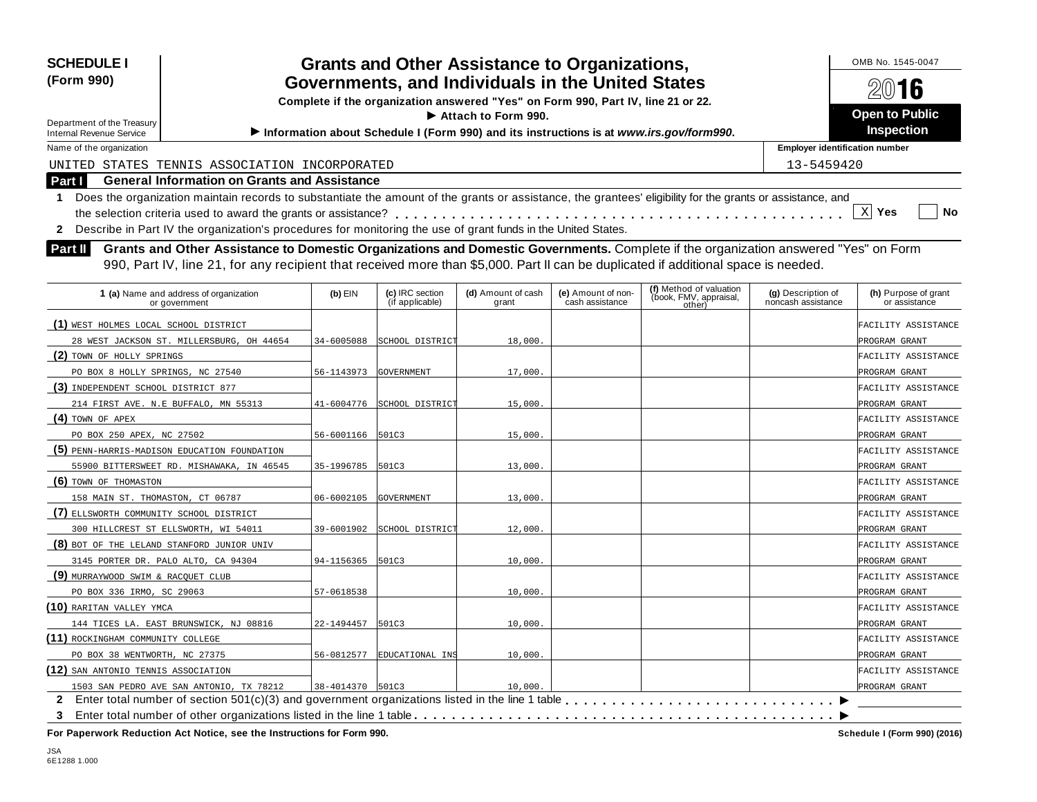**SCHEDULE I (Form 990)**

Department of the Treasury
Internal Revenue Service

# Grants and Other Assistance to Organizations, Governments, and Individuals in the United States

**Complete if the organization answered "Yes" on Form 990, Part IV, line 21 or 22.**

**▶ Attach to Form 990.**

**▶ Information about Schedule I (Form 990) and its instructions is at *www.irs.gov/form990*.**

OMB No. 1545-0047

**2016**

**Open to Public Inspection**

Name of the organization: UNITED STATES TENNIS ASSOCIATION INCORPORATED

Employer identification number: 13-5459420

## Part I General Information on Grants and Assistance

**1** Does the organization maintain records to substantiate the amount of the grants or assistance, the grantees' eligibility for the grants or assistance, and the selection criteria used to award the grants or assistance? . . . . . . [X] Yes [ ] No

**2** Describe in Part IV the organization's procedures for monitoring the use of grant funds in the United States.

## Part II Grants and Other Assistance to Domestic Organizations and Domestic Governments.

Complete if the organization answered "Yes" on Form 990, Part IV, line 21, for any recipient that received more than $5,000. Part II can be duplicated if additional space is needed.

| 1 (a) Name and address of organization or government | (b) EIN | (c) IRC section (if applicable) | (d) Amount of cash grant | (e) Amount of non-cash assistance | (f) Method of valuation (book, FMV, appraisal, other) | (g) Description of noncash assistance | (h) Purpose of grant or assistance |
|---|---|---|---|---|---|---|---|
| (1) WEST HOLMES LOCAL SCHOOL DISTRICT 28 WEST JACKSON ST. MILLERSBURG, OH 44654 | 34-6005088 | SCHOOL DISTRICT | 18,000. | | | | FACILITY ASSISTANCE PROGRAM GRANT |
| (2) TOWN OF HOLLY SPRINGS PO BOX 8 HOLLY SPRINGS, NC 27540 | 56-1143973 | GOVERNMENT | 17,000. | | | | FACILITY ASSISTANCE PROGRAM GRANT |
| (3) INDEPENDENT SCHOOL DISTRICT 877 214 FIRST AVE. N.E BUFFALO, MN 55313 | 41-6004776 | SCHOOL DISTRICT | 15,000. | | | | FACILITY ASSISTANCE PROGRAM GRANT |
| (4) TOWN OF APEX PO BOX 250 APEX, NC 27502 | 56-6001166 | 501C3 | 15,000. | | | | FACILITY ASSISTANCE PROGRAM GRANT |
| (5) PENN-HARRIS-MADISON EDUCATION FOUNDATION 55900 BITTERSWEET RD. MISHAWAKA, IN 46545 | 35-1996785 | 501C3 | 13,000. | | | | FACILITY ASSISTANCE PROGRAM GRANT |
| (6) TOWN OF THOMASTON 158 MAIN ST. THOMASTON, CT 06787 | 06-6002105 | GOVERNMENT | 13,000. | | | | FACILITY ASSISTANCE PROGRAM GRANT |
| (7) ELLSWORTH COMMUNITY SCHOOL DISTRICT 300 HILLCREST ST ELLSWORTH, WI 54011 | 39-6001902 | SCHOOL DISTRICT | 12,000. | | | | FACILITY ASSISTANCE PROGRAM GRANT |
| (8) BOT OF THE LELAND STANFORD JUNIOR UNIV 3145 PORTER DR. PALO ALTO, CA 94304 | 94-1156365 | 501C3 | 10,000. | | | | FACILITY ASSISTANCE PROGRAM GRANT |
| (9) MURRAYWOOD SWIM & RACQUET CLUB PO BOX 336 IRMO, SC 29063 | 57-0618538 | | 10,000. | | | | FACILITY ASSISTANCE PROGRAM GRANT |
| (10) RARITAN VALLEY YMCA 144 TICES LA. EAST BRUNSWICK, NJ 08816 | 22-1494457 | 501C3 | 10,000. | | | | FACILITY ASSISTANCE PROGRAM GRANT |
| (11) ROCKINGHAM COMMUNITY COLLEGE PO BOX 38 WENTWORTH, NC 27375 | 56-0812577 | EDUCATIONAL INS | 10,000. | | | | FACILITY ASSISTANCE PROGRAM GRANT |
| (12) SAN ANTONIO TENNIS ASSOCIATION 1503 SAN PEDRO AVE SAN ANTONIO, TX 78212 | 38-4014370 | 501C3 | 10,000. | | | | FACILITY ASSISTANCE PROGRAM GRANT |

**2** Enter total number of section 501(c)(3) and government organizations listed in the line 1 table . . . . . ▶

**3** Enter total number of other organizations listed in the line 1 table . . . . . ▶

**For Paperwork Reduction Act Notice, see the Instructions for Form 990.** Schedule I (Form 990) (2016)

JSA
6E1288 1.000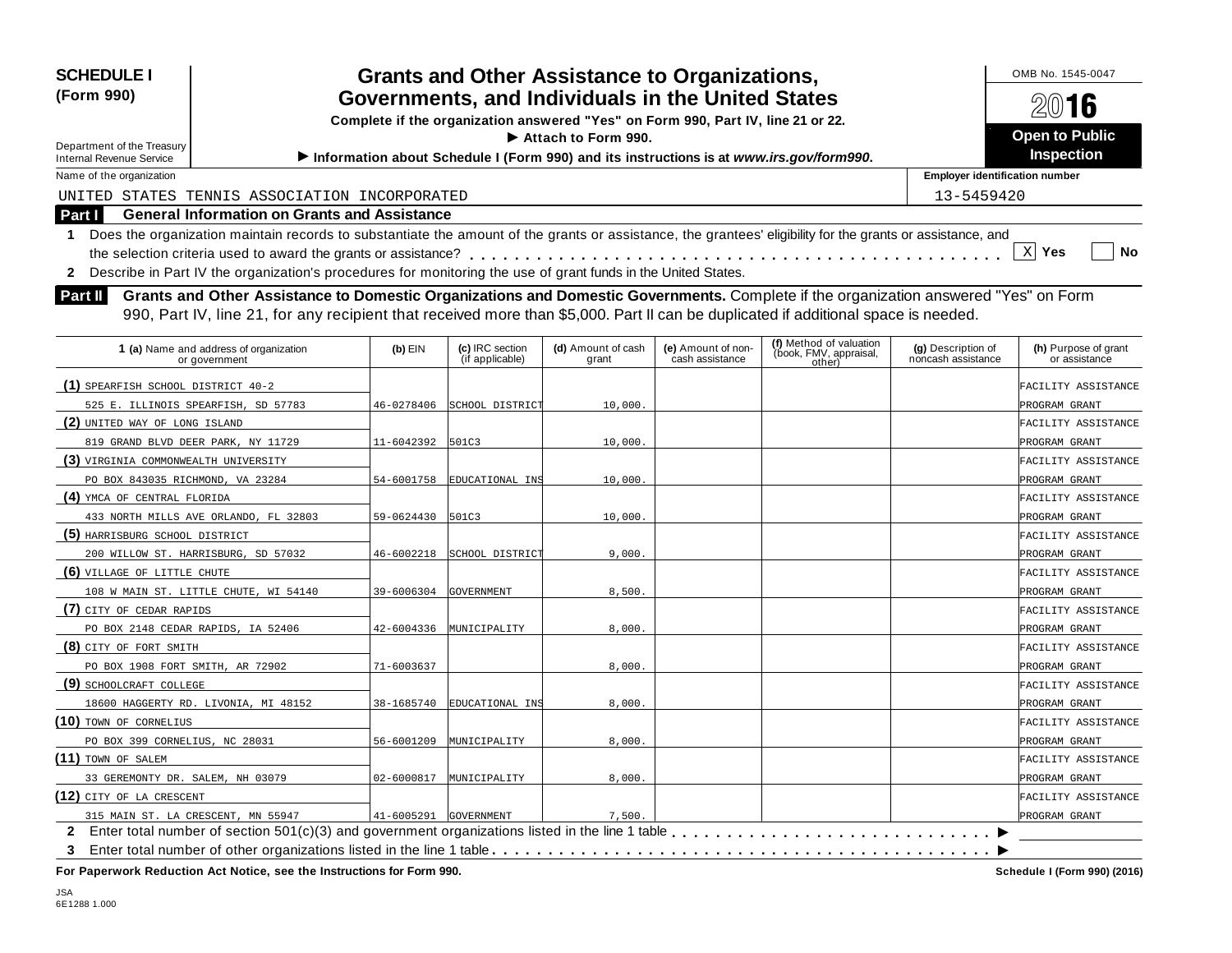**SCHEDULE I (Form 990)**

Department of the Treasury
Internal Revenue Service

# Grants and Other Assistance to Organizations, Governments, and Individuals in the United States

**Complete if the organization answered "Yes" on Form 990, Part IV, line 21 or 22.**

▶ **Attach to Form 990.**

▶ **Information about Schedule I (Form 990) and its instructions is at *www.irs.gov/form990*.**

OMB No. 1545-0047

**2016**

**Open to Public Inspection**

Name of the organization: UNITED STATES TENNIS ASSOCIATION INCORPORATED

Employer identification number: 13-5459420

## Part I General Information on Grants and Assistance

**1** Does the organization maintain records to substantiate the amount of the grants or assistance, the grantees' eligibility for the grants or assistance, and the selection criteria used to award the grants or assistance? . . . . . [X] Yes [ ] No

**2** Describe in Part IV the organization's procedures for monitoring the use of grant funds in the United States.

## Part II Grants and Other Assistance to Domestic Organizations and Domestic Governments.

Complete if the organization answered "Yes" on Form 990, Part IV, line 21, for any recipient that received more than $5,000. Part II can be duplicated if additional space is needed.

| 1 (a) Name and address of organization or government | (b) EIN | (c) IRC section (if applicable) | (d) Amount of cash grant | (e) Amount of non-cash assistance | (f) Method of valuation (book, FMV, appraisal, other) | (g) Description of noncash assistance | (h) Purpose of grant or assistance |
|---|---|---|---|---|---|---|---|
| (1) SPEARFISH SCHOOL DISTRICT 40-2<br>525 E. ILLINOIS SPEARFISH, SD 57783 | 46-0278406 | SCHOOL DISTRICT | 10,000. | | | | FACILITY ASSISTANCE PROGRAM GRANT |
| (2) UNITED WAY OF LONG ISLAND<br>819 GRAND BLVD DEER PARK, NY 11729 | 11-6042392 | 501C3 | 10,000. | | | | FACILITY ASSISTANCE PROGRAM GRANT |
| (3) VIRGINIA COMMONWEALTH UNIVERSITY<br>PO BOX 843035 RICHMOND, VA 23284 | 54-6001758 | EDUCATIONAL INS | 10,000. | | | | FACILITY ASSISTANCE PROGRAM GRANT |
| (4) YMCA OF CENTRAL FLORIDA<br>433 NORTH MILLS AVE ORLANDO, FL 32803 | 59-0624430 | 501C3 | 10,000. | | | | FACILITY ASSISTANCE PROGRAM GRANT |
| (5) HARRISBURG SCHOOL DISTRICT<br>200 WILLOW ST. HARRISBURG, SD 57032 | 46-6002218 | SCHOOL DISTRICT | 9,000. | | | | FACILITY ASSISTANCE PROGRAM GRANT |
| (6) VILLAGE OF LITTLE CHUTE<br>108 W MAIN ST. LITTLE CHUTE, WI 54140 | 39-6006304 | GOVERNMENT | 8,500. | | | | FACILITY ASSISTANCE PROGRAM GRANT |
| (7) CITY OF CEDAR RAPIDS<br>PO BOX 2148 CEDAR RAPIDS, IA 52406 | 42-6004336 | MUNICIPALITY | 8,000. | | | | FACILITY ASSISTANCE PROGRAM GRANT |
| (8) CITY OF FORT SMITH<br>PO BOX 1908 FORT SMITH, AR 72902 | 71-6003637 | | 8,000. | | | | FACILITY ASSISTANCE PROGRAM GRANT |
| (9) SCHOOLCRAFT COLLEGE<br>18600 HAGGERTY RD. LIVONIA, MI 48152 | 38-1685740 | EDUCATIONAL INS | 8,000. | | | | FACILITY ASSISTANCE PROGRAM GRANT |
| (10) TOWN OF CORNELIUS<br>PO BOX 399 CORNELIUS, NC 28031 | 56-6001209 | MUNICIPALITY | 8,000. | | | | FACILITY ASSISTANCE PROGRAM GRANT |
| (11) TOWN OF SALEM<br>33 GEREMONTY DR. SALEM, NH 03079 | 02-6000817 | MUNICIPALITY | 8,000. | | | | FACILITY ASSISTANCE PROGRAM GRANT |
| (12) CITY OF LA CRESCENT<br>315 MAIN ST. LA CRESCENT, MN 55947 | 41-6005291 | GOVERNMENT | 7,500. | | | | FACILITY ASSISTANCE PROGRAM GRANT |

**2** Enter total number of section 501(c)(3) and government organizations listed in the line 1 table . . . . . ▶

**3** Enter total number of other organizations listed in the line 1 table . . . . . ▶

**For Paperwork Reduction Act Notice, see the Instructions for Form 990.** **Schedule I (Form 990) (2016)**

JSA
6E1288 1.000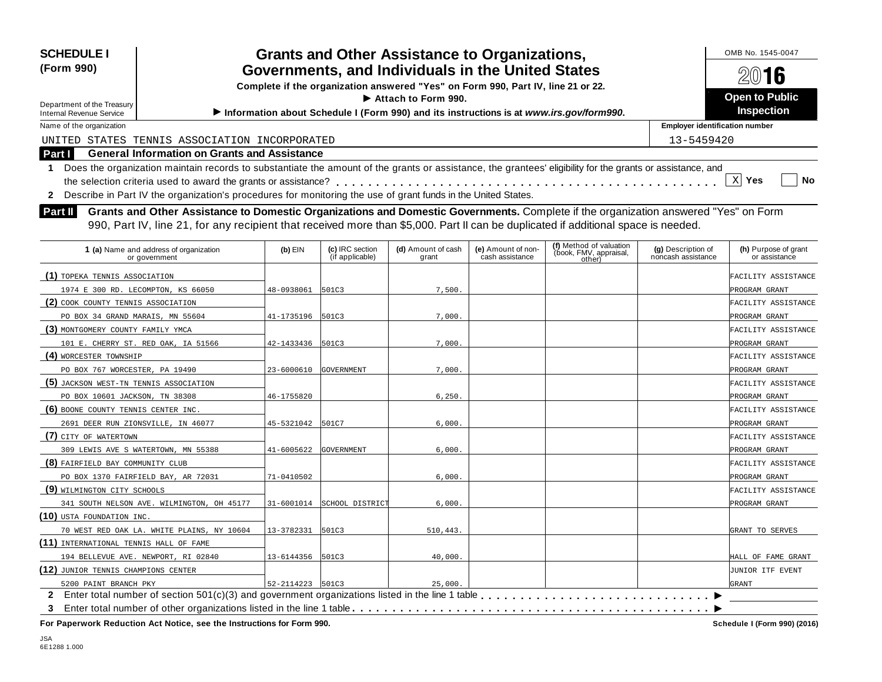**SCHEDULE I (Form 990)**

Department of the Treasury
Internal Revenue Service

# Grants and Other Assistance to Organizations, Governments, and Individuals in the United States

**Complete if the organization answered "Yes" on Form 990, Part IV, line 21 or 22.**

**▶ Attach to Form 990.**

**▶ Information about Schedule I (Form 990) and its instructions is at *www.irs.gov/form990*.**

OMB No. 1545-0047

**2016**

**Open to Public Inspection**

Name of the organization: UNITED STATES TENNIS ASSOCIATION INCORPORATED

Employer identification number: 13-5459420

## Part I General Information on Grants and Assistance

**1** Does the organization maintain records to substantiate the amount of the grants or assistance, the grantees' eligibility for the grants or assistance, and the selection criteria used to award the grants or assistance? . . . . . [X] Yes [ ] No

**2** Describe in Part IV the organization's procedures for monitoring the use of grant funds in the United States.

## Part II Grants and Other Assistance to Domestic Organizations and Domestic Governments.

Complete if the organization answered "Yes" on Form 990, Part IV, line 21, for any recipient that received more than $5,000. Part II can be duplicated if additional space is needed.

| 1 (a) Name and address of organization or government | (b) EIN | (c) IRC section (if applicable) | (d) Amount of cash grant | (e) Amount of non-cash assistance | (f) Method of valuation (book, FMV, appraisal, other) | (g) Description of noncash assistance | (h) Purpose of grant or assistance |
|---|---|---|---|---|---|---|---|
| (1) TOPEKA TENNIS ASSOCIATION 1974 E 300 RD. LECOMPTON, KS 66050 | 48-0938061 | 501C3 | 7,500. | | | | FACILITY ASSISTANCE PROGRAM GRANT |
| (2) COOK COUNTY TENNIS ASSOCIATION PO BOX 34 GRAND MARAIS, MN 55604 | 41-1735196 | 501C3 | 7,000. | | | | FACILITY ASSISTANCE PROGRAM GRANT |
| (3) MONTGOMERY COUNTY FAMILY YMCA 101 E. CHERRY ST. RED OAK, IA 51566 | 42-1433436 | 501C3 | 7,000. | | | | FACILITY ASSISTANCE PROGRAM GRANT |
| (4) WORCESTER TOWNSHIP PO BOX 767 WORCESTER, PA 19490 | 23-6000610 | GOVERNMENT | 7,000. | | | | FACILITY ASSISTANCE PROGRAM GRANT |
| (5) JACKSON WEST-TN TENNIS ASSOCIATION PO BOX 10601 JACKSON, TN 38308 | 46-1755820 | | 6,250. | | | | FACILITY ASSISTANCE PROGRAM GRANT |
| (6) BOONE COUNTY TENNIS CENTER INC. 2691 DEER RUN ZIONSVILLE, IN 46077 | 45-5321042 | 501C7 | 6,000. | | | | FACILITY ASSISTANCE PROGRAM GRANT |
| (7) CITY OF WATERTOWN 309 LEWIS AVE S WATERTOWN, MN 55388 | 41-6005622 | GOVERNMENT | 6,000. | | | | FACILITY ASSISTANCE PROGRAM GRANT |
| (8) FAIRFIELD BAY COMMUNITY CLUB PO BOX 1370 FAIRFIELD BAY, AR 72031 | 71-0410502 | | 6,000. | | | | FACILITY ASSISTANCE PROGRAM GRANT |
| (9) WILMINGTON CITY SCHOOLS 341 SOUTH NELSON AVE. WILMINGTON, OH 45177 | 31-6001014 | SCHOOL DISTRICT | 6,000. | | | | FACILITY ASSISTANCE PROGRAM GRANT |
| (10) USTA FOUNDATION INC. 70 WEST RED OAK LA. WHITE PLAINS, NY 10604 | 13-3782331 | 501C3 | 510,443. | | | | GRANT TO SERVES |
| (11) INTERNATIONAL TENNIS HALL OF FAME 194 BELLEVUE AVE. NEWPORT, RI 02840 | 13-6144356 | 501C3 | 40,000. | | | | HALL OF FAME GRANT |
| (12) JUNIOR TENNIS CHAMPIONS CENTER 5200 PAINT BRANCH PKY | 52-2114223 | 501C3 | 25,000. | | | | JUNIOR ITF EVENT GRANT |

**2** Enter total number of section 501(c)(3) and government organizations listed in the line 1 table . . . . . ▶

**3** Enter total number of other organizations listed in the line 1 table . . . . . ▶

**For Paperwork Reduction Act Notice, see the Instructions for Form 990.**

**Schedule I (Form 990) (2016)**

JSA
6E1288 1.000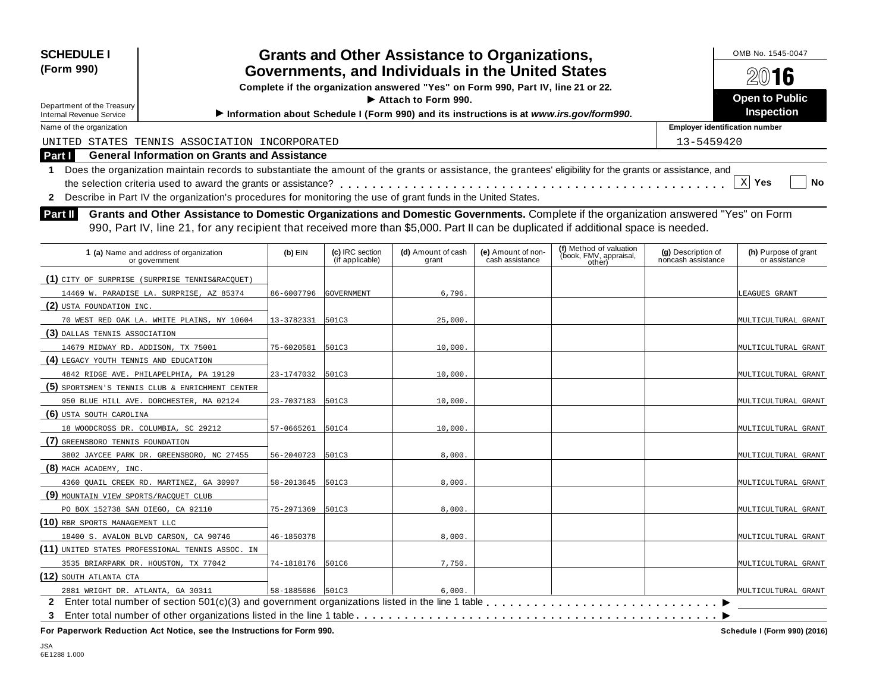**SCHEDULE I (Form 990)**

Department of the Treasury
Internal Revenue Service

# Grants and Other Assistance to Organizations, Governments, and Individuals in the United States

**Complete if the organization answered "Yes" on Form 990, Part IV, line 21 or 22.**
**▶ Attach to Form 990.**
**▶ Information about Schedule I (Form 990) and its instructions is at *www.irs.gov/form990*.**

OMB No. 1545-0047

**2016**

**Open to Public Inspection**

Name of the organization: UNITED STATES TENNIS ASSOCIATION INCORPORATED

Employer identification number: 13-5459420

## Part I General Information on Grants and Assistance

**1** Does the organization maintain records to substantiate the amount of the grants or assistance, the grantees' eligibility for the grants or assistance, and the selection criteria used to award the grants or assistance? . . . . . . . . . . [X] Yes [ ] No

**2** Describe in Part IV the organization's procedures for monitoring the use of grant funds in the United States.

## Part II Grants and Other Assistance to Domestic Organizations and Domestic Governments.

Complete if the organization answered "Yes" on Form 990, Part IV, line 21, for any recipient that received more than $5,000. Part II can be duplicated if additional space is needed.

| 1 (a) Name and address of organization or government | (b) EIN | (c) IRC section (if applicable) | (d) Amount of cash grant | (e) Amount of non-cash assistance | (f) Method of valuation (book, FMV, appraisal, other) | (g) Description of noncash assistance | (h) Purpose of grant or assistance |
|---|---|---|---|---|---|---|---|
| (1) CITY OF SURPRISE (SURPRISE TENNIS&RACQUET) 14469 W. PARADISE LA. SURPRISE, AZ 85374 | 86-6007796 | GOVERNMENT | 6,796. | | | | LEAGUES GRANT |
| (2) USTA FOUNDATION INC. 70 WEST RED OAK LA. WHITE PLAINS, NY 10604 | 13-3782331 | 501C3 | 25,000. | | | | MULTICULTURAL GRANT |
| (3) DALLAS TENNIS ASSOCIATION 14679 MIDWAY RD. ADDISON, TX 75001 | 75-6020581 | 501C3 | 10,000. | | | | MULTICULTURAL GRANT |
| (4) LEGACY YOUTH TENNIS AND EDUCATION 4842 RIDGE AVE. PHILAPELPHIA, PA 19129 | 23-1747032 | 501C3 | 10,000. | | | | MULTICULTURAL GRANT |
| (5) SPORTSMEN'S TENNIS CLUB & ENRICHMENT CENTER 950 BLUE HILL AVE. DORCHESTER, MA 02124 | 23-7037183 | 501C3 | 10,000. | | | | MULTICULTURAL GRANT |
| (6) USTA SOUTH CAROLINA 18 WOODCROSS DR. COLUMBIA, SC 29212 | 57-0665261 | 501C4 | 10,000. | | | | MULTICULTURAL GRANT |
| (7) GREENSBORO TENNIS FOUNDATION 3802 JAYCEE PARK DR. GREENSBORO, NC 27455 | 56-2040723 | 501C3 | 8,000. | | | | MULTICULTURAL GRANT |
| (8) MACH ACADEMY, INC. 4360 QUAIL CREEK RD. MARTINEZ, GA 30907 | 58-2013645 | 501C3 | 8,000. | | | | MULTICULTURAL GRANT |
| (9) MOUNTAIN VIEW SPORTS/RACQUET CLUB PO BOX 152738 SAN DIEGO, CA 92110 | 75-2971369 | 501C3 | 8,000. | | | | MULTICULTURAL GRANT |
| (10) RBR SPORTS MANAGEMENT LLC 18400 S. AVALON BLVD CARSON, CA 90746 | 46-1850378 | | 8,000. | | | | MULTICULTURAL GRANT |
| (11) UNITED STATES PROFESSIONAL TENNIS ASSOC. IN 3535 BRIARPARK DR. HOUSTON, TX 77042 | 74-1818176 | 501C6 | 7,750. | | | | MULTICULTURAL GRANT |
| (12) SOUTH ATLANTA CTA 2881 WRIGHT DR. ATLANTA, GA 30311 | 58-1885686 | 501C3 | 6,000. | | | | MULTICULTURAL GRANT |

**2** Enter total number of section 501(c)(3) and government organizations listed in the line 1 table . . . . . . . . ▶

**3** Enter total number of other organizations listed in the line 1 table . . . . . . . . ▶

**For Paperwork Reduction Act Notice, see the Instructions for Form 990.**

Schedule I (Form 990) (2016)

JSA
6E1288 1.000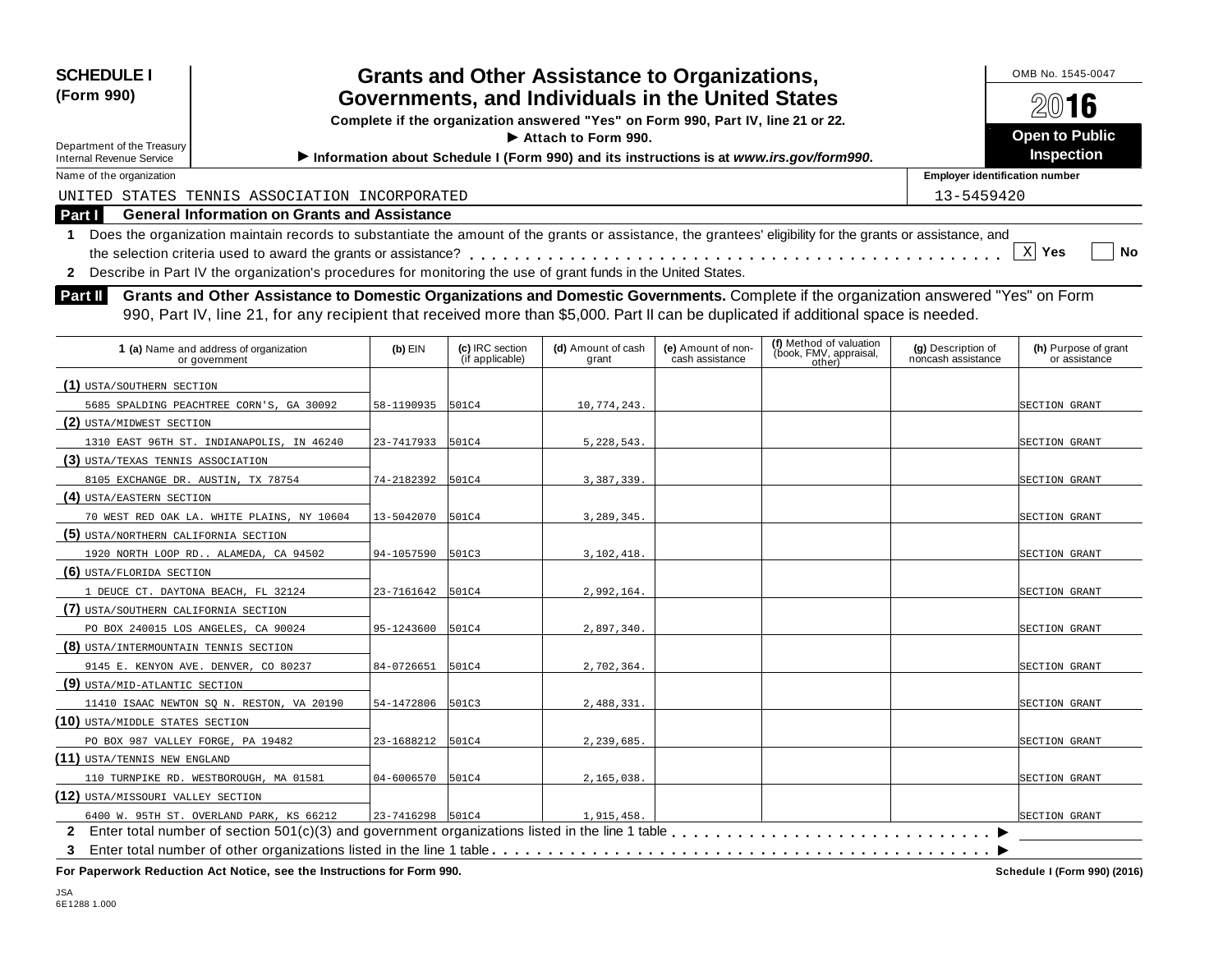**SCHEDULE I**
**(Form 990)**

Department of the Treasury
Internal Revenue Service

# Grants and Other Assistance to Organizations, Governments, and Individuals in the United States

**Complete if the organization answered "Yes" on Form 990, Part IV, line 21 or 22.**
**▶ Attach to Form 990.**
**▶ Information about Schedule I (Form 990) and its instructions is at *www.irs.gov/form990*.**

OMB No. 1545-0047

**2016**

**Open to Public Inspection**

Name of the organization: UNITED STATES TENNIS ASSOCIATION INCORPORATED

Employer identification number: 13-5459420

## Part I General Information on Grants and Assistance

**1** Does the organization maintain records to substantiate the amount of the grants or assistance, the grantees' eligibility for the grants or assistance, and the selection criteria used to award the grants or assistance? . . . . . . . . . . [X] Yes [ ] No

**2** Describe in Part IV the organization's procedures for monitoring the use of grant funds in the United States.

## Part II Grants and Other Assistance to Domestic Organizations and Domestic Governments.

Complete if the organization answered "Yes" on Form 990, Part IV, line 21, for any recipient that received more than $5,000. Part II can be duplicated if additional space is needed.

| 1 (a) Name and address of organization or government | (b) EIN | (c) IRC section (if applicable) | (d) Amount of cash grant | (e) Amount of non-cash assistance | (f) Method of valuation (book, FMV, appraisal, other) | (g) Description of noncash assistance | (h) Purpose of grant or assistance |
|---|---|---|---|---|---|---|---|
| (1) USTA/SOUTHERN SECTION<br>5685 SPALDING PEACHTREE CORN'S, GA 30092 | 58-1190935 | 501C4 | 10,774,243. | | | | SECTION GRANT |
| (2) USTA/MIDWEST SECTION<br>1310 EAST 96TH ST. INDIANAPOLIS, IN 46240 | 23-7417933 | 501C4 | 5,228,543. | | | | SECTION GRANT |
| (3) USTA/TEXAS TENNIS ASSOCIATION<br>8105 EXCHANGE DR. AUSTIN, TX 78754 | 74-2182392 | 501C4 | 3,387,339. | | | | SECTION GRANT |
| (4) USTA/EASTERN SECTION<br>70 WEST RED OAK LA. WHITE PLAINS, NY 10604 | 13-5042070 | 501C4 | 3,289,345. | | | | SECTION GRANT |
| (5) USTA/NORTHERN CALIFORNIA SECTION<br>1920 NORTH LOOP RD.. ALAMEDA, CA 94502 | 94-1057590 | 501C3 | 3,102,418. | | | | SECTION GRANT |
| (6) USTA/FLORIDA SECTION<br>1 DEUCE CT. DAYTONA BEACH, FL 32124 | 23-7161642 | 501C4 | 2,992,164. | | | | SECTION GRANT |
| (7) USTA/SOUTHERN CALIFORNIA SECTION<br>PO BOX 240015 LOS ANGELES, CA 90024 | 95-1243600 | 501C4 | 2,897,340. | | | | SECTION GRANT |
| (8) USTA/INTERMOUNTAIN TENNIS SECTION<br>9145 E. KENYON AVE. DENVER, CO 80237 | 84-0726651 | 501C4 | 2,702,364. | | | | SECTION GRANT |
| (9) USTA/MID-ATLANTIC SECTION<br>11410 ISAAC NEWTON SQ N. RESTON, VA 20190 | 54-1472806 | 501C3 | 2,488,331. | | | | SECTION GRANT |
| (10) USTA/MIDDLE STATES SECTION<br>PO BOX 987 VALLEY FORGE, PA 19482 | 23-1688212 | 501C4 | 2,239,685. | | | | SECTION GRANT |
| (11) USTA/TENNIS NEW ENGLAND<br>110 TURNPIKE RD. WESTBOROUGH, MA 01581 | 04-6006570 | 501C4 | 2,165,038. | | | | SECTION GRANT |
| (12) USTA/MISSOURI VALLEY SECTION<br>6400 W. 95TH ST. OVERLAND PARK, KS 66212 | 23-7416298 | 501C4 | 1,915,458. | | | | SECTION GRANT |

**2** Enter total number of section 501(c)(3) and government organizations listed in the line 1 table . . . . . . . . ▶

**3** Enter total number of other organizations listed in the line 1 table . . . . . . . . ▶

**For Paperwork Reduction Act Notice, see the Instructions for Form 990.** **Schedule I (Form 990) (2016)**

JSA
6E1288 1.000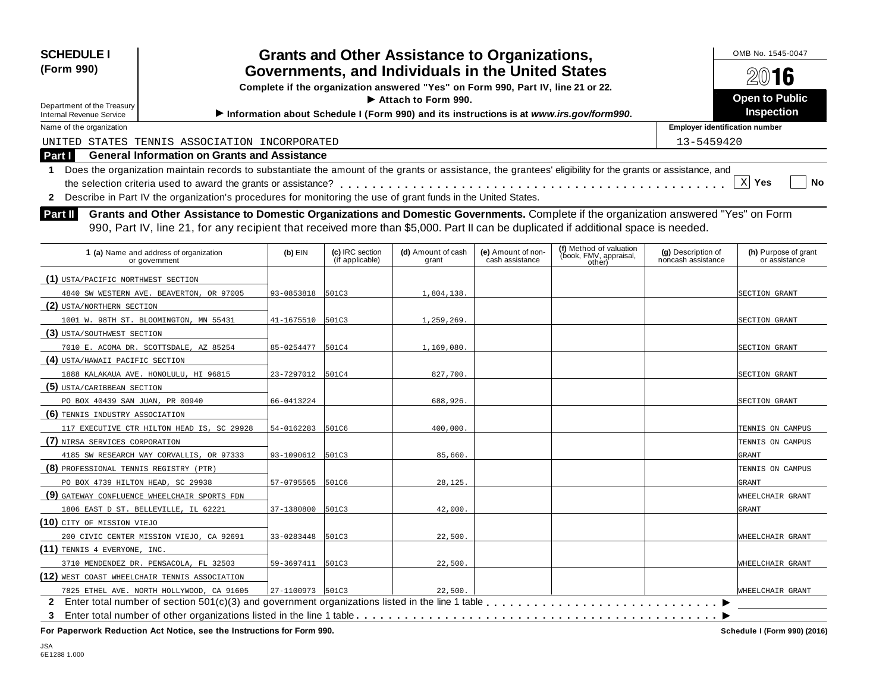**SCHEDULE I**
**(Form 990)**

Department of the Treasury
Internal Revenue Service

# Grants and Other Assistance to Organizations, Governments, and Individuals in the United States

**Complete if the organization answered "Yes" on Form 990, Part IV, line 21 or 22.**
**▶ Attach to Form 990.**
**▶ Information about Schedule I (Form 990) and its instructions is at *www.irs.gov/form990*.**

OMB No. 1545-0047
**2016**
**Open to Public Inspection**

Name of the organization: UNITED STATES TENNIS ASSOCIATION INCORPORATED
Employer identification number: 13-5459420

## Part I General Information on Grants and Assistance

**1** Does the organization maintain records to substantiate the amount of the grants or assistance, the grantees' eligibility for the grants or assistance, and the selection criteria used to award the grants or assistance? . . . . . . [X] Yes [ ] No

**2** Describe in Part IV the organization's procedures for monitoring the use of grant funds in the United States.

## Part II Grants and Other Assistance to Domestic Organizations and Domestic Governments.

Complete if the organization answered "Yes" on Form 990, Part IV, line 21, for any recipient that received more than $5,000. Part II can be duplicated if additional space is needed.

| 1 (a) Name and address of organization or government | (b) EIN | (c) IRC section (if applicable) | (d) Amount of cash grant | (e) Amount of non-cash assistance | (f) Method of valuation (book, FMV, appraisal, other) | (g) Description of noncash assistance | (h) Purpose of grant or assistance |
|---|---|---|---|---|---|---|---|
| (1) USTA/PACIFIC NORTHWEST SECTION 4840 SW WESTERN AVE. BEAVERTON, OR 97005 | 93-0853818 | 501C3 | 1,804,138. | | | | SECTION GRANT |
| (2) USTA/NORTHERN SECTION 1001 W. 98TH ST. BLOOMINGTON, MN 55431 | 41-1675510 | 501C3 | 1,259,269. | | | | SECTION GRANT |
| (3) USTA/SOUTHWEST SECTION 7010 E. ACOMA DR. SCOTTSDALE, AZ 85254 | 85-0254477 | 501C4 | 1,169,080. | | | | SECTION GRANT |
| (4) USTA/HAWAII PACIFIC SECTION 1888 KALAKAUA AVE. HONOLULU, HI 96815 | 23-7297012 | 501C4 | 827,700. | | | | SECTION GRANT |
| (5) USTA/CARIBBEAN SECTION PO BOX 40439 SAN JUAN, PR 00940 | 66-0413224 | | 688,926. | | | | SECTION GRANT |
| (6) TENNIS INDUSTRY ASSOCIATION 117 EXECUTIVE CTR HILTON HEAD IS, SC 29928 | 54-0162283 | 501C6 | 400,000. | | | | TENNIS ON CAMPUS |
| (7) NIRSA SERVICES CORPORATION 4185 SW RESEARCH WAY CORVALLIS, OR 97333 | 93-1090612 | 501C3 | 85,660. | | | | TENNIS ON CAMPUS GRANT |
| (8) PROFESSIONAL TENNIS REGISTRY (PTR) PO BOX 4739 HILTON HEAD, SC 29938 | 57-0795565 | 501C6 | 28,125. | | | | TENNIS ON CAMPUS GRANT |
| (9) GATEWAY CONFLUENCE WHEELCHAIR SPORTS FDN 1806 EAST D ST. BELLEVILLE, IL 62221 | 37-1380800 | 501C3 | 42,000. | | | | WHEELCHAIR GRANT GRANT |
| (10) CITY OF MISSION VIEJO 200 CIVIC CENTER MISSION VIEJO, CA 92691 | 33-0283448 | 501C3 | 22,500. | | | | WHEELCHAIR GRANT |
| (11) TENNIS 4 EVERYONE, INC. 3710 MENDENDEZ DR. PENSACOLA, FL 32503 | 59-3697411 | 501C3 | 22,500. | | | | WHEELCHAIR GRANT |
| (12) WEST COAST WHEELCHAIR TENNIS ASSOCIATION 7825 ETHEL AVE. NORTH HOLLYWOOD, CA 91605 | 27-1100973 | 501C3 | 22,500. | | | | WHEELCHAIR GRANT |

**2** Enter total number of section 501(c)(3) and government organizations listed in the line 1 table . . . . . . ▶

**3** Enter total number of other organizations listed in the line 1 table . . . . . . ▶

**For Paperwork Reduction Act Notice, see the Instructions for Form 990.** **Schedule I (Form 990) (2016)**

JSA
6E1288 1.000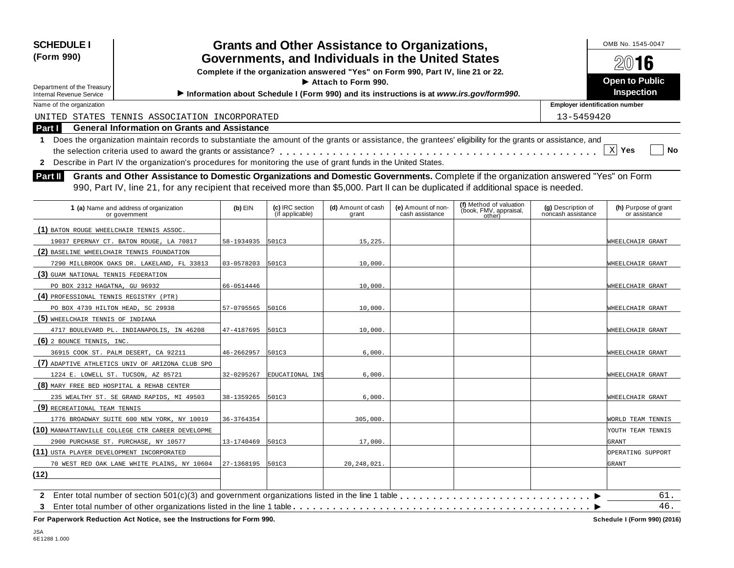**SCHEDULE I**
**(Form 990)**

Department of the Treasury
Internal Revenue Service

# Grants and Other Assistance to Organizations, Governments, and Individuals in the United States

**Complete if the organization answered "Yes" on Form 990, Part IV, line 21 or 22.**
**▶ Attach to Form 990.**
**▶ Information about Schedule I (Form 990) and its instructions is at *www.irs.gov/form990*.**

OMB No. 1545-0047
**2016**
**Open to Public Inspection**

Name of the organization: UNITED STATES TENNIS ASSOCIATION INCORPORATED
Employer identification number: 13-5459420

**Part I — General Information on Grants and Assistance**

**1** Does the organization maintain records to substantiate the amount of the grants or assistance, the grantees' eligibility for the grants or assistance, and the selection criteria used to award the grants or assistance? . . . . . [X] **Yes** [ ] **No**

**2** Describe in Part IV the organization's procedures for monitoring the use of grant funds in the United States.

**Part II — Grants and Other Assistance to Domestic Organizations and Domestic Governments.** Complete if the organization answered "Yes" on Form 990, Part IV, line 21, for any recipient that received more than $5,000. Part II can be duplicated if additional space is needed.

| 1 (a) Name and address of organization or government | (b) EIN | (c) IRC section (if applicable) | (d) Amount of cash grant | (e) Amount of non-cash assistance | (f) Method of valuation (book, FMV, appraisal, other) | (g) Description of noncash assistance | (h) Purpose of grant or assistance |
|---|---|---|---|---|---|---|---|
| (1) BATON ROUGE WHEELCHAIR TENNIS ASSOC. 19037 EPERNAY CT. BATON ROUGE, LA 70817 | 58-1934935 | 501C3 | 15,225. | | | | WHEELCHAIR GRANT |
| (2) BASELINE WHEELCHAIR TENNIS FOUNDATION 7290 MILLBROOK OAKS DR. LAKELAND, FL 33813 | 03-0578203 | 501C3 | 10,000. | | | | WHEELCHAIR GRANT |
| (3) GUAM NATIONAL TENNIS FEDERATION PO BOX 2312 HAGATNA, GU 96932 | 66-0514446 | | 10,000. | | | | WHEELCHAIR GRANT |
| (4) PROFESSIONAL TENNIS REGISTRY (PTR) PO BOX 4739 HILTON HEAD, SC 29938 | 57-0795565 | 501C6 | 10,000. | | | | WHEELCHAIR GRANT |
| (5) WHEELCHAIR TENNIS OF INDIANA 4717 BOULEVARD PL. INDIANAPOLIS, IN 46208 | 47-4187695 | 501C3 | 10,000. | | | | WHEELCHAIR GRANT |
| (6) 2 BOUNCE TENNIS, INC. 36915 COOK ST. PALM DESERT, CA 92211 | 46-2662957 | 501C3 | 6,000. | | | | WHEELCHAIR GRANT |
| (7) ADAPTIVE ATHLETICS UNIV OF ARIZONA CLUB SPO 1224 E. LOWELL ST. TUCSON, AZ 85721 | 32-0295267 | EDUCATIONAL INS | 6,000. | | | | WHEELCHAIR GRANT |
| (8) MARY FREE BED HOSPITAL & REHAB CENTER 235 WEALTHY ST. SE GRAND RAPIDS, MI 49503 | 38-1359265 | 501C3 | 6,000. | | | | WHEELCHAIR GRANT |
| (9) RECREATIONAL TEAM TENNIS 1776 BROADWAY SUITE 600 NEW YORK, NY 10019 | 36-3764354 | | 305,000. | | | | WORLD TEAM TENNIS |
| (10) MANHATTANVILLE COLLEGE CTR CAREER DEVELOPME 2900 PURCHASE ST. PURCHASE, NY 10577 | 13-1740469 | 501C3 | 17,000. | | | | YOUTH TEAM TENNIS GRANT |
| (11) USTA PLAYER DEVELOPMENT INCORPORATED 70 WEST RED OAK LANE WHITE PLAINS, NY 10604 | 27-1368195 | 501C3 | 20,248,021. | | | | OPERATING SUPPORT GRANT |
| (12) | | | | | | | |

**2** Enter total number of section 501(c)(3) and government organizations listed in the line 1 table . . . . . ▶ 61.

**3** Enter total number of other organizations listed in the line 1 table . . . . . ▶ 46.

**For Paperwork Reduction Act Notice, see the Instructions for Form 990.** **Schedule I (Form 990) (2016)**

JSA
6E1288 1.000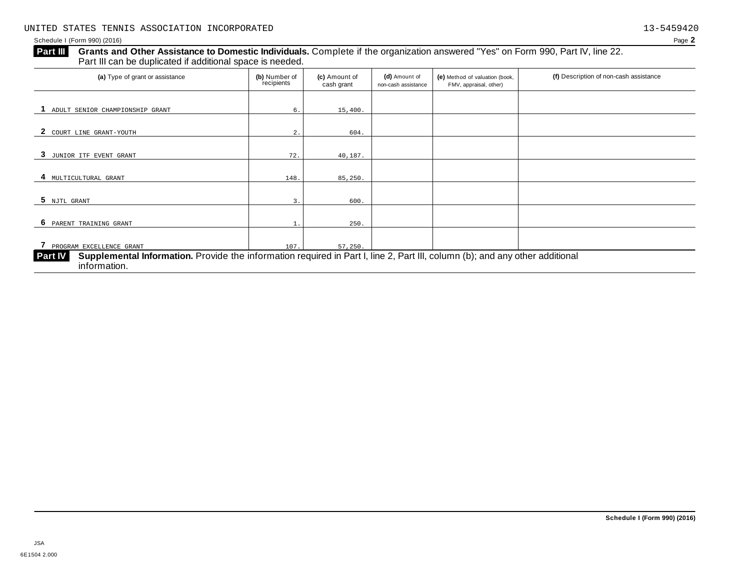UNITED STATES TENNIS ASSOCIATION INCORPORATED 13-5459420

Schedule I (Form 990) (2016)

**Part III** **Grants and Other Assistance to Domestic Individuals.** Complete if the organization answered "Yes" on Form 990, Part IV, line 22. Part III can be duplicated if additional space is needed.

| (a) Type of grant or assistance | (b) Number of recipients | (c) Amount of cash grant | (d) Amount of non-cash assistance | (e) Method of valuation (book, FMV, appraisal, other) | (f) Description of non-cash assistance |
|---|---|---|---|---|---|
| 1 ADULT SENIOR CHAMPIONSHIP GRANT | 6. | 15,400. | | | |
| 2 COURT LINE GRANT-YOUTH | 2. | 604. | | | |
| 3 JUNIOR ITF EVENT GRANT | 72. | 40,187. | | | |
| 4 MULTICULTURAL GRANT | 148. | 85,250. | | | |
| 5 NJTL GRANT | 3. | 600. | | | |
| 6 PARENT TRAINING GRANT | 1. | 250. | | | |
| 7 PROGRAM EXCELLENCE GRANT | 107. | 57,250. | | | |

**Part IV** **Supplemental Information.** Provide the information required in Part I, line 2, Part III, column (b); and any other additional information.

**Schedule I (Form 990) (2016)**

JSA
6E1504 2.000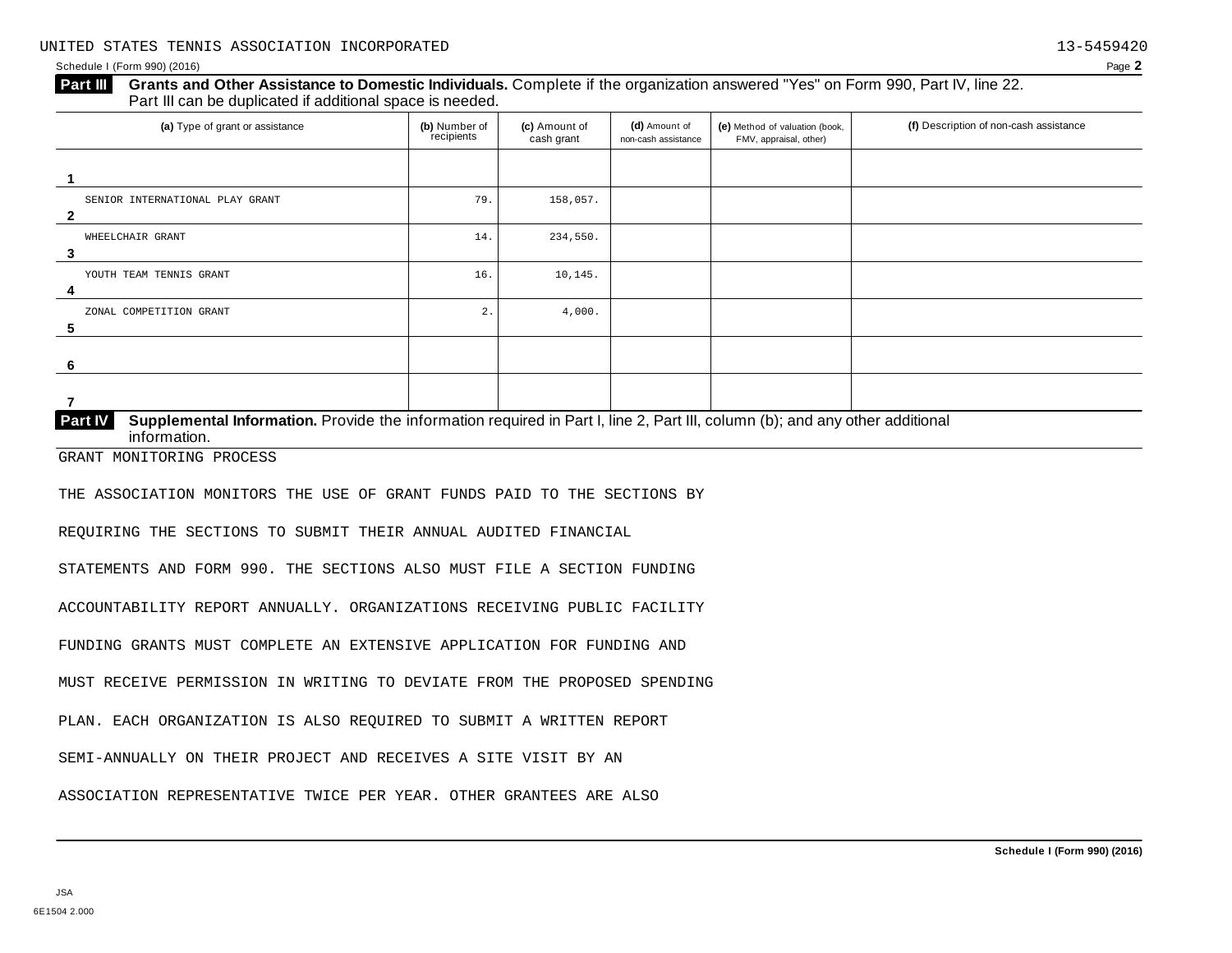UNITED STATES TENNIS ASSOCIATION INCORPORATED 13-5459420

Schedule I (Form 990) (2016)

**Part III Grants and Other Assistance to Domestic Individuals.** Complete if the organization answered "Yes" on Form 990, Part IV, line 22. Part III can be duplicated if additional space is needed.

| | (a) Type of grant or assistance | (b) Number of recipients | (c) Amount of cash grant | (d) Amount of non-cash assistance | (e) Method of valuation (book, FMV, appraisal, other) | (f) Description of non-cash assistance |
|---|---|---|---|---|---|---|
| 1 | SENIOR INTERNATIONAL PLAY GRANT | 79. | 158,057. | | | |
| 2 | WHEELCHAIR GRANT | 14. | 234,550. | | | |
| 3 | YOUTH TEAM TENNIS GRANT | 16. | 10,145. | | | |
| 4 | ZONAL COMPETITION GRANT | 2. | 4,000. | | | |
| 5 | | | | | | |
| 6 | | | | | | |
| 7 | | | | | | |

**Part IV Supplemental Information.** Provide the information required in Part I, line 2, Part III, column (b); and any other additional information.

GRANT MONITORING PROCESS

THE ASSOCIATION MONITORS THE USE OF GRANT FUNDS PAID TO THE SECTIONS BY REQUIRING THE SECTIONS TO SUBMIT THEIR ANNUAL AUDITED FINANCIAL STATEMENTS AND FORM 990. THE SECTIONS ALSO MUST FILE A SECTION FUNDING ACCOUNTABILITY REPORT ANNUALLY. ORGANIZATIONS RECEIVING PUBLIC FACILITY FUNDING GRANTS MUST COMPLETE AN EXTENSIVE APPLICATION FOR FUNDING AND MUST RECEIVE PERMISSION IN WRITING TO DEVIATE FROM THE PROPOSED SPENDING PLAN. EACH ORGANIZATION IS ALSO REQUIRED TO SUBMIT A WRITTEN REPORT SEMI-ANNUALLY ON THEIR PROJECT AND RECEIVES A SITE VISIT BY AN ASSOCIATION REPRESENTATIVE TWICE PER YEAR. OTHER GRANTEES ARE ALSO

Schedule I (Form 990) (2016)

JSA
6E1504 2.000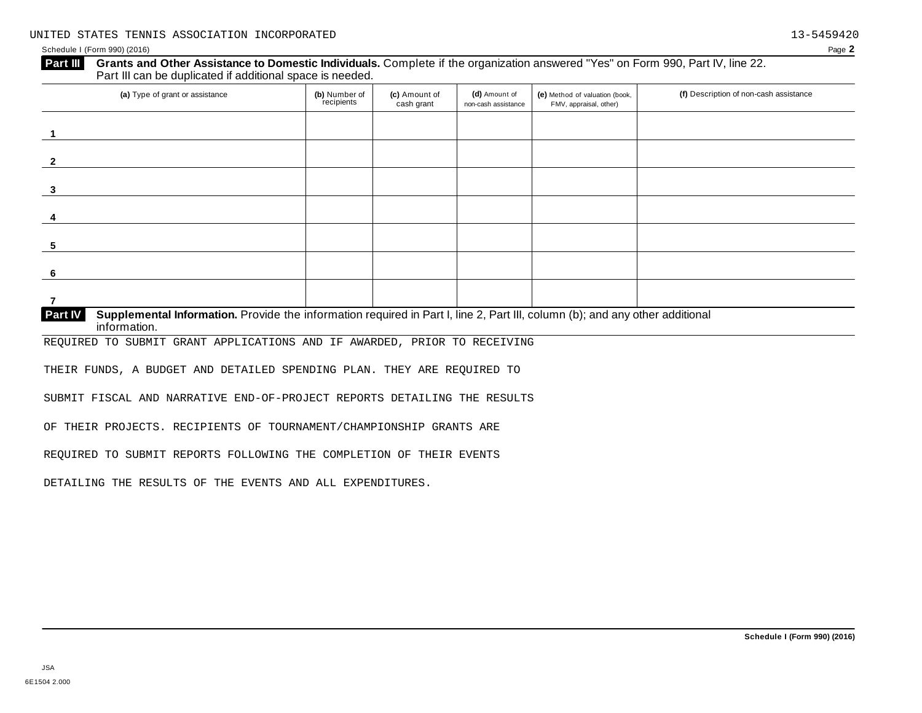UNITED STATES TENNIS ASSOCIATION INCORPORATED 13-5459420

Schedule I (Form 990) (2016) Page **2**

**Part III** **Grants and Other Assistance to Domestic Individuals.** Complete if the organization answered "Yes" on Form 990, Part IV, line 22. Part III can be duplicated if additional space is needed.

| | (a) Type of grant or assistance | (b) Number of recipients | (c) Amount of cash grant | (d) Amount of non-cash assistance | (e) Method of valuation (book, FMV, appraisal, other) | (f) Description of non-cash assistance |
|---|---|---|---|---|---|---|
| 1 | | | | | | |
| 2 | | | | | | |
| 3 | | | | | | |
| 4 | | | | | | |
| 5 | | | | | | |
| 6 | | | | | | |
| 7 | | | | | | |

**Part IV** **Supplemental Information.** Provide the information required in Part I, line 2, Part III, column (b); and any other additional information.

REQUIRED TO SUBMIT GRANT APPLICATIONS AND IF AWARDED, PRIOR TO RECEIVING

THEIR FUNDS, A BUDGET AND DETAILED SPENDING PLAN. THEY ARE REQUIRED TO

SUBMIT FISCAL AND NARRATIVE END-OF-PROJECT REPORTS DETAILING THE RESULTS

OF THEIR PROJECTS. RECIPIENTS OF TOURNAMENT/CHAMPIONSHIP GRANTS ARE

REQUIRED TO SUBMIT REPORTS FOLLOWING THE COMPLETION OF THEIR EVENTS

DETAILING THE RESULTS OF THE EVENTS AND ALL EXPENDITURES.

**Schedule I (Form 990) (2016)**

JSA
6E1504 2.000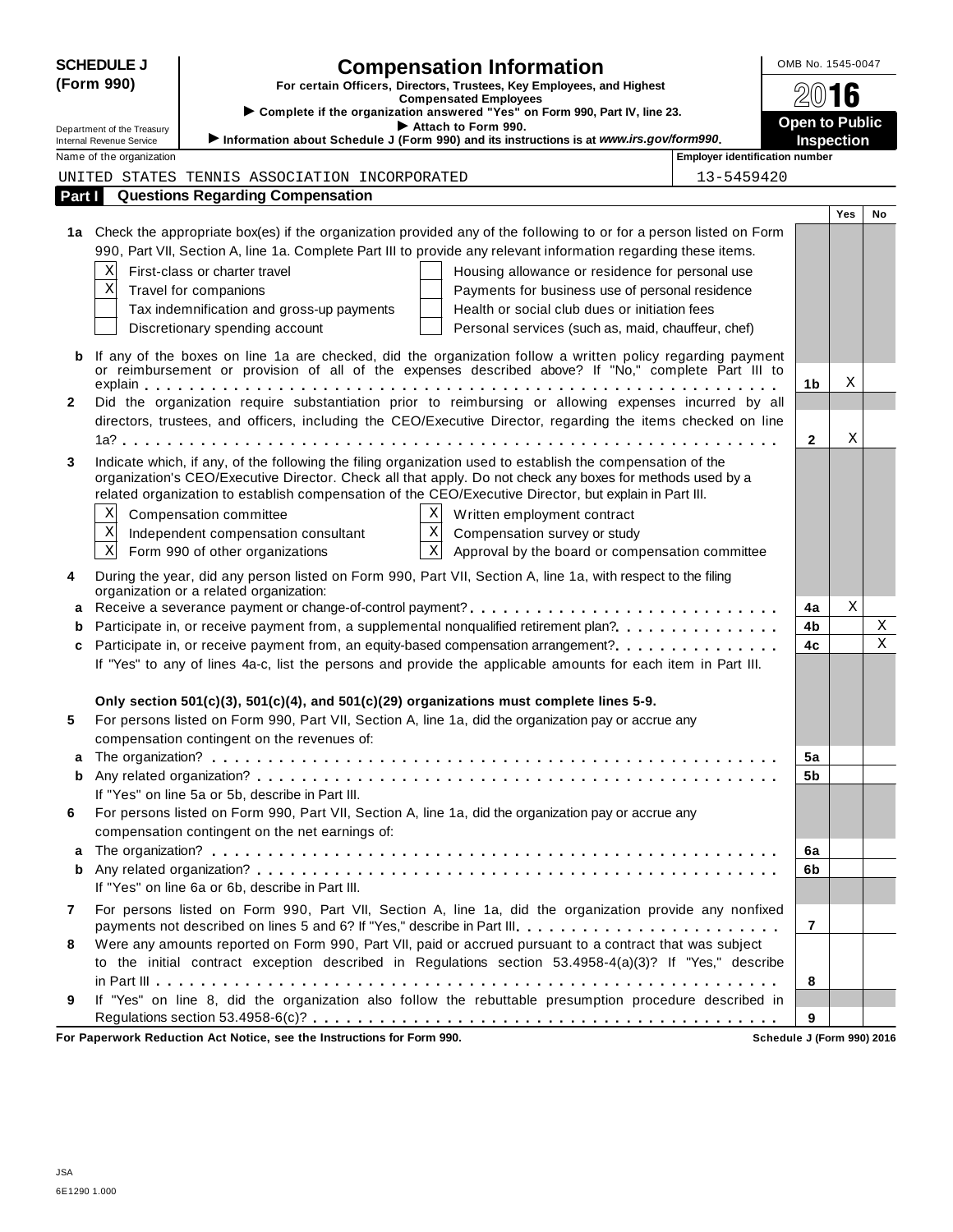**SCHEDULE J (Form 990)**

Department of the Treasury
Internal Revenue Service

# Compensation Information

**For certain Officers, Directors, Trustees, Key Employees, and Highest Compensated Employees**

▶ Complete if the organization answered "Yes" on Form 990, Part IV, line 23.

▶ Attach to Form 990.

▶ Information about Schedule J (Form 990) and its instructions is at *www.irs.gov/form990*.

OMB No. 1545-0047

**2016**

**Open to Public Inspection**

Name of the organization: UNITED STATES TENNIS ASSOCIATION INCORPORATED

Employer identification number: 13-5459420

## Part I Questions Regarding Compensation

| | | | Yes | No |
|---|---|---|---|---|
| **1a** | Check the appropriate box(es) if the organization provided any of the following to or for a person listed on Form 990, Part VII, Section A, line 1a. Complete Part III to provide any relevant information regarding these items.<br>[X] First-class or charter travel<br>[X] Travel for companions<br>[ ] Tax indemnification and gross-up payments<br>[ ] Discretionary spending account<br>[ ] Housing allowance or residence for personal use<br>[ ] Payments for business use of personal residence<br>[ ] Health or social club dues or initiation fees<br>[ ] Personal services (such as, maid, chauffeur, chef) | | | |
| **b** | If any of the boxes on line 1a are checked, did the organization follow a written policy regarding payment or reimbursement or provision of all of the expenses described above? If "No," complete Part III to explain | 1b | X | |
| **2** | Did the organization require substantiation prior to reimbursing or allowing expenses incurred by all directors, trustees, and officers, including the CEO/Executive Director, regarding the items checked on line 1a? | 2 | X | |
| **3** | Indicate which, if any, of the following the filing organization used to establish the compensation of the organization's CEO/Executive Director. Check all that apply. Do not check any boxes for methods used by a related organization to establish compensation of the CEO/Executive Director, but explain in Part III.<br>[X] Compensation committee<br>[X] Independent compensation consultant<br>[X] Form 990 of other organizations<br>[X] Written employment contract<br>[X] Compensation survey or study<br>[X] Approval by the board or compensation committee | | | |
| **4** | During the year, did any person listed on Form 990, Part VII, Section A, line 1a, with respect to the filing organization or a related organization: | | | |
| **a** | Receive a severance payment or change-of-control payment? | 4a | X | |
| **b** | Participate in, or receive payment from, a supplemental nonqualified retirement plan? | 4b | | X |
| **c** | Participate in, or receive payment from, an equity-based compensation arrangement? | 4c | | X |
| | If "Yes" to any of lines 4a-c, list the persons and provide the applicable amounts for each item in Part III. | | | |
| | **Only section 501(c)(3), 501(c)(4), and 501(c)(29) organizations must complete lines 5-9.** | | | |
| **5** | For persons listed on Form 990, Part VII, Section A, line 1a, did the organization pay or accrue any compensation contingent on the revenues of: | | | |
| **a** | The organization? | 5a | | |
| **b** | Any related organization? | 5b | | |
| | If "Yes" on line 5a or 5b, describe in Part III. | | | |
| **6** | For persons listed on Form 990, Part VII, Section A, line 1a, did the organization pay or accrue any compensation contingent on the net earnings of: | | | |
| **a** | The organization? | 6a | | |
| **b** | Any related organization? | 6b | | |
| | If "Yes" on line 6a or 6b, describe in Part III. | | | |
| **7** | For persons listed on Form 990, Part VII, Section A, line 1a, did the organization provide any nonfixed payments not described on lines 5 and 6? If "Yes," describe in Part III. | 7 | | |
| **8** | Were any amounts reported on Form 990, Part VII, paid or accrued pursuant to a contract that was subject to the initial contract exception described in Regulations section 53.4958-4(a)(3)? If "Yes," describe in Part III | 8 | | |
| **9** | If "Yes" on line 8, did the organization also follow the rebuttable presumption procedure described in Regulations section 53.4958-6(c)? | 9 | | |

**For Paperwork Reduction Act Notice, see the Instructions for Form 990.** **Schedule J (Form 990) 2016**

JSA
6E1290 1.000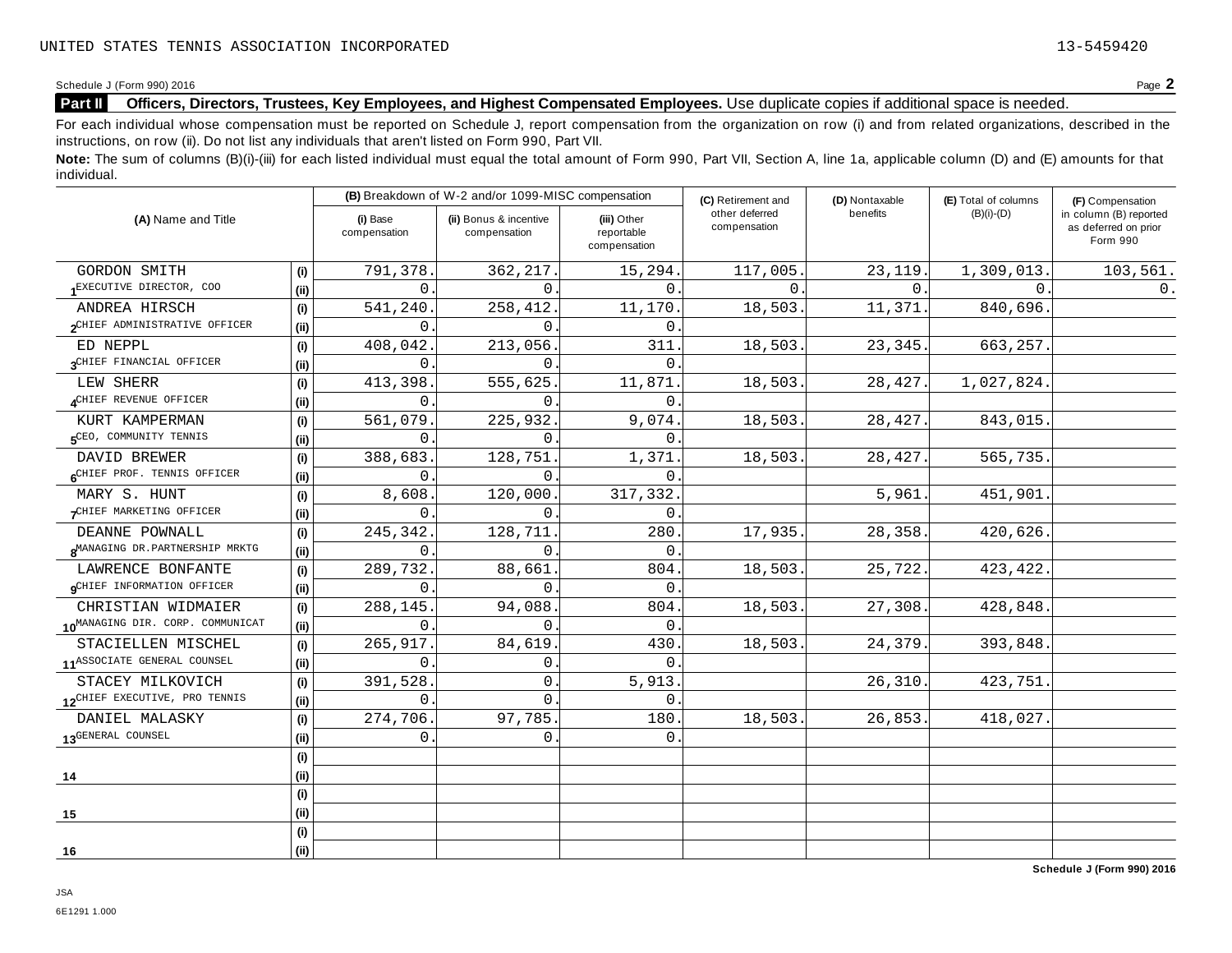UNITED STATES TENNIS ASSOCIATION INCORPORATED 13-5459420

Schedule J (Form 990) 2016 Page **2**

**Part II Officers, Directors, Trustees, Key Employees, and Highest Compensated Employees.** Use duplicate copies if additional space is needed.

For each individual whose compensation must be reported on Schedule J, report compensation from the organization on row (i) and from related organizations, described in the instructions, on row (ii). Do not list any individuals that aren't listed on Form 990, Part VII.

**Note:** The sum of columns (B)(i)-(iii) for each listed individual must equal the total amount of Form 990, Part VII, Section A, line 1a, applicable column (D) and (E) amounts for that individual.

| (A) Name and Title | | (B) Breakdown of W-2 and/or 1099-MISC compensation | | | (C) Retirement and other deferred compensation | (D) Nontaxable benefits | (E) Total of columns (B)(i)-(D) | (F) Compensation in column (B) reported as deferred on prior Form 990 |
|---|---|---|---|---|---|---|---|---|
| | | (i) Base compensation | (ii) Bonus & incentive compensation | (iii) Other reportable compensation | | | | |
| 1 GORDON SMITH | (i) | 791,378. | 362,217. | 15,294. | 117,005. | 23,119. | 1,309,013. | 103,561. |
| EXECUTIVE DIRECTOR, COO | (ii) | 0. | 0. | 0. | 0. | 0. | 0. | 0. |
| 2 ANDREA HIRSCH | (i) | 541,240. | 258,412. | 11,170. | 18,503. | 11,371. | 840,696. | |
| CHIEF ADMINISTRATIVE OFFICER | (ii) | 0. | 0. | 0. | | | | |
| 3 ED NEPPL | (i) | 408,042. | 213,056. | 311. | 18,503. | 23,345. | 663,257. | |
| CHIEF FINANCIAL OFFICER | (ii) | 0. | 0. | 0. | | | | |
| 4 LEW SHERR | (i) | 413,398. | 555,625. | 11,871. | 18,503. | 28,427. | 1,027,824. | |
| CHIEF REVENUE OFFICER | (ii) | 0. | 0. | 0. | | | | |
| 5 KURT KAMPERMAN | (i) | 561,079. | 225,932. | 9,074. | 18,503. | 28,427. | 843,015. | |
| CEO, COMMUNITY TENNIS | (ii) | 0. | 0. | 0. | | | | |
| 6 DAVID BREWER | (i) | 388,683. | 128,751. | 1,371. | 18,503. | 28,427. | 565,735. | |
| CHIEF PROF. TENNIS OFFICER | (ii) | 0. | 0. | 0. | | | | |
| 7 MARY S. HUNT | (i) | 8,608. | 120,000. | 317,332. | | 5,961. | 451,901. | |
| CHIEF MARKETING OFFICER | (ii) | 0. | 0. | 0. | | | | |
| 8 DEANNE POWNALL | (i) | 245,342. | 128,711. | 280. | 17,935. | 28,358. | 420,626. | |
| MANAGING DR.PARTNERSHIP MRKTG | (ii) | 0. | 0. | 0. | | | | |
| 9 LAWRENCE BONFANTE | (i) | 289,732. | 88,661. | 804. | 18,503. | 25,722. | 423,422. | |
| CHIEF INFORMATION OFFICER | (ii) | 0. | 0. | 0. | | | | |
| 10 CHRISTIAN WIDMAIER | (i) | 288,145. | 94,088. | 804. | 18,503. | 27,308. | 428,848. | |
| MANAGING DIR. CORP. COMMUNICAT | (ii) | 0. | 0. | 0. | | | | |
| 11 STACIELLEN MISCHEL | (i) | 265,917. | 84,619. | 430. | 18,503. | 24,379. | 393,848. | |
| ASSOCIATE GENERAL COUNSEL | (ii) | 0. | 0. | 0. | | | | |
| 12 STACEY MILKOVICH | (i) | 391,528. | 0. | 5,913. | | 26,310. | 423,751. | |
| CHIEF EXECUTIVE, PRO TENNIS | (ii) | 0. | 0. | 0. | | | | |
| 13 DANIEL MALASKY | (i) | 274,706. | 97,785. | 180. | 18,503. | 26,853. | 418,027. | |
| GENERAL COUNSEL | (ii) | 0. | 0. | 0. | | | | |
| 14 | (i) | | | | | | | |
| | (ii) | | | | | | | |
| 15 | (i) | | | | | | | |
| | (ii) | | | | | | | |
| 16 | (i) | | | | | | | |
| | (ii) | | | | | | | |

**Schedule J (Form 990) 2016**

JSA
6E1291 1.000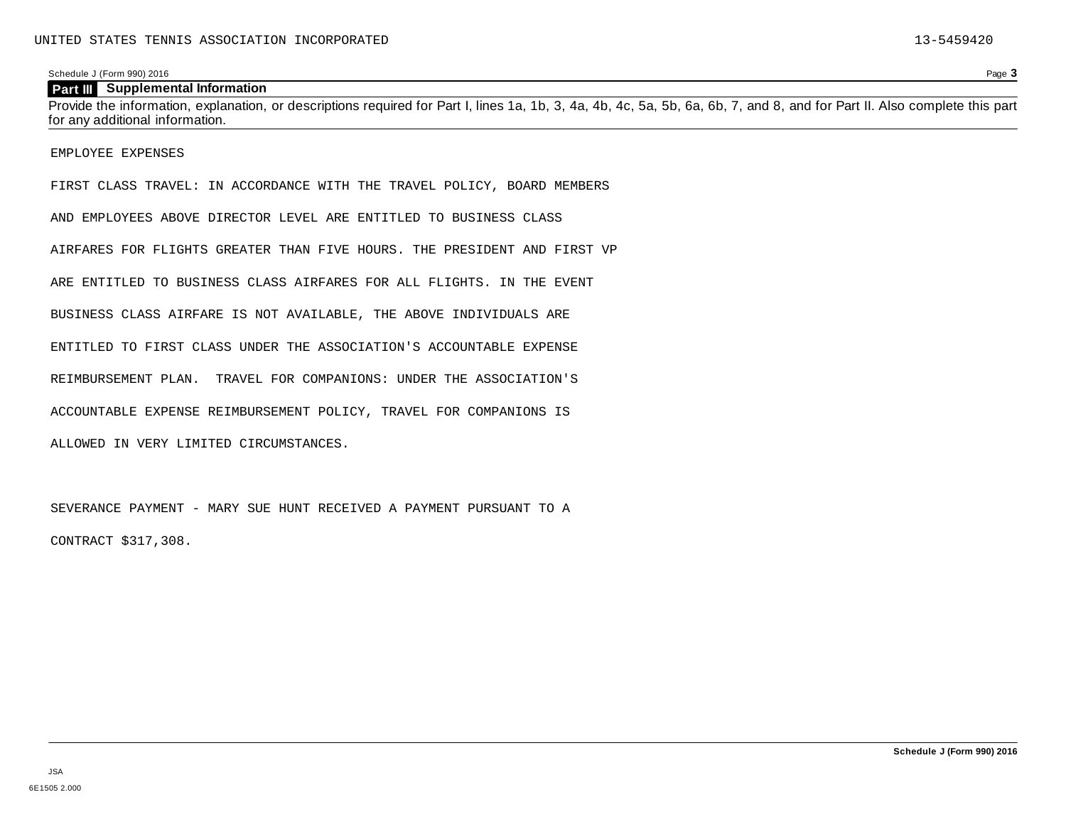## Part III Supplemental Information

Provide the information, explanation, or descriptions required for Part I, lines 1a, 1b, 3, 4a, 4b, 4c, 5a, 5b, 6a, 6b, 7, and 8, and for Part II. Also complete this part for any additional information.

EMPLOYEE EXPENSES

FIRST CLASS TRAVEL: IN ACCORDANCE WITH THE TRAVEL POLICY, BOARD MEMBERS AND EMPLOYEES ABOVE DIRECTOR LEVEL ARE ENTITLED TO BUSINESS CLASS AIRFARES FOR FLIGHTS GREATER THAN FIVE HOURS. THE PRESIDENT AND FIRST VP ARE ENTITLED TO BUSINESS CLASS AIRFARES FOR ALL FLIGHTS. IN THE EVENT BUSINESS CLASS AIRFARE IS NOT AVAILABLE, THE ABOVE INDIVIDUALS ARE ENTITLED TO FIRST CLASS UNDER THE ASSOCIATION'S ACCOUNTABLE EXPENSE REIMBURSEMENT PLAN. TRAVEL FOR COMPANIONS: UNDER THE ASSOCIATION'S ACCOUNTABLE EXPENSE REIMBURSEMENT POLICY, TRAVEL FOR COMPANIONS IS ALLOWED IN VERY LIMITED CIRCUMSTANCES.

SEVERANCE PAYMENT - MARY SUE HUNT RECEIVED A PAYMENT PURSUANT TO A CONTRACT $317,308.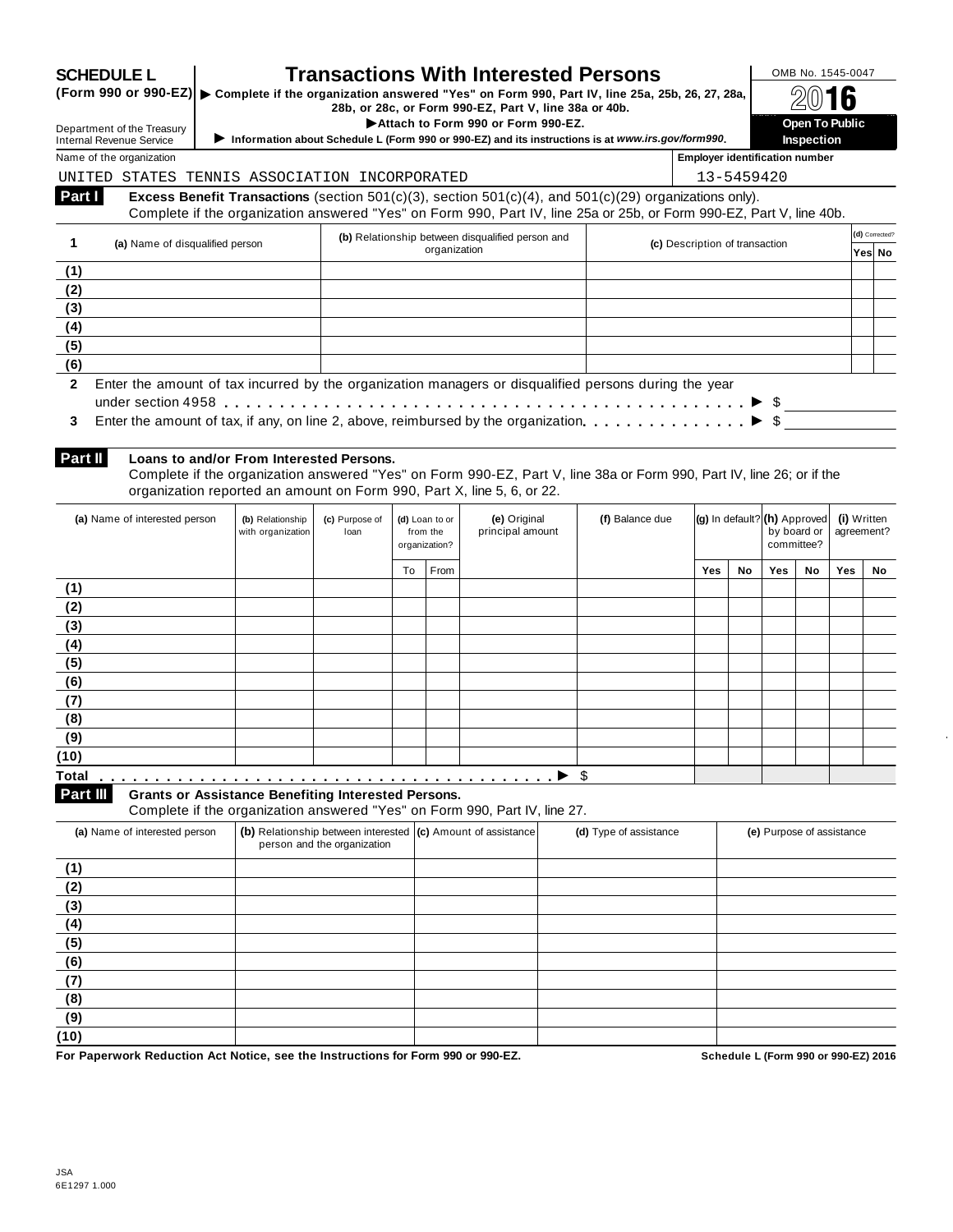**SCHEDULE L (Form 990 or 990-EZ)**

Department of the Treasury
Internal Revenue Service

# Transactions With Interested Persons

▶ Complete if the organization answered "Yes" on Form 990, Part IV, line 25a, 25b, 26, 27, 28a, 28b, or 28c, or Form 990-EZ, Part V, line 38a or 40b.
▶Attach to Form 990 or Form 990-EZ.
▶ Information about Schedule L (Form 990 or 990-EZ) and its instructions is at *www.irs.gov/form990*.

OMB No. 1545-0047
**2016**
**Open To Public Inspection**

Name of the organization: UNITED STATES TENNIS ASSOCIATION INCORPORATED

Employer identification number: 13-5459420

## Part I Excess Benefit Transactions (section 501(c)(3), section 501(c)(4), and 501(c)(29) organizations only).

Complete if the organization answered "Yes" on Form 990, Part IV, line 25a or 25b, or Form 990-EZ, Part V, line 40b.

| 1 | (a) Name of disqualified person | (b) Relationship between disqualified person and organization | (c) Description of transaction | (d) Corrected? Yes | No |
|---|---|---|---|---|---|
| (1) | | | | | |
| (2) | | | | | |
| (3) | | | | | |
| (4) | | | | | |
| (5) | | | | | |
| (6) | | | | | |

**2** Enter the amount of tax incurred by the organization managers or disqualified persons during the year under section 4958 . . . . . . . . . . ▶ $

**3** Enter the amount of tax, if any, on line 2, above, reimbursed by the organization . . . . . . ▶ $

## Part II Loans to and/or From Interested Persons.

Complete if the organization answered "Yes" on Form 990-EZ, Part V, line 38a or Form 990, Part IV, line 26; or if the organization reported an amount on Form 990, Part X, line 5, 6, or 22.

| | (a) Name of interested person | (b) Relationship with organization | (c) Purpose of loan | (d) Loan to or from the organization? | | (e) Original principal amount | (f) Balance due | (g) In default? | | (h) Approved by board or committee? | | (i) Written agreement? | |
|---|---|---|---|---|---|---|---|---|---|---|---|---|---|
| | | | | To | From | | | Yes | No | Yes | No | Yes | No |
| (1) | | | | | | | | | | | | | |
| (2) | | | | | | | | | | | | | |
| (3) | | | | | | | | | | | | | |
| (4) | | | | | | | | | | | | | |
| (5) | | | | | | | | | | | | | |
| (6) | | | | | | | | | | | | | |
| (7) | | | | | | | | | | | | | |
| (8) | | | | | | | | | | | | | |
| (9) | | | | | | | | | | | | | |
| (10) | | | | | | | | | | | | | |
| Total . . . . . . ▶ | | | | | | | $ | | | | | | |

## Part III Grants or Assistance Benefiting Interested Persons.

Complete if the organization answered "Yes" on Form 990, Part IV, line 27.

| | (a) Name of interested person | (b) Relationship between interested person and the organization | (c) Amount of assistance | (d) Type of assistance | (e) Purpose of assistance |
|---|---|---|---|---|---|
| (1) | | | | | |
| (2) | | | | | |
| (3) | | | | | |
| (4) | | | | | |
| (5) | | | | | |
| (6) | | | | | |
| (7) | | | | | |
| (8) | | | | | |
| (9) | | | | | |
| (10) | | | | | |

**For Paperwork Reduction Act Notice, see the Instructions for Form 990 or 990-EZ.** **Schedule L (Form 990 or 990-EZ) 2016**

JSA
6E1297 1.000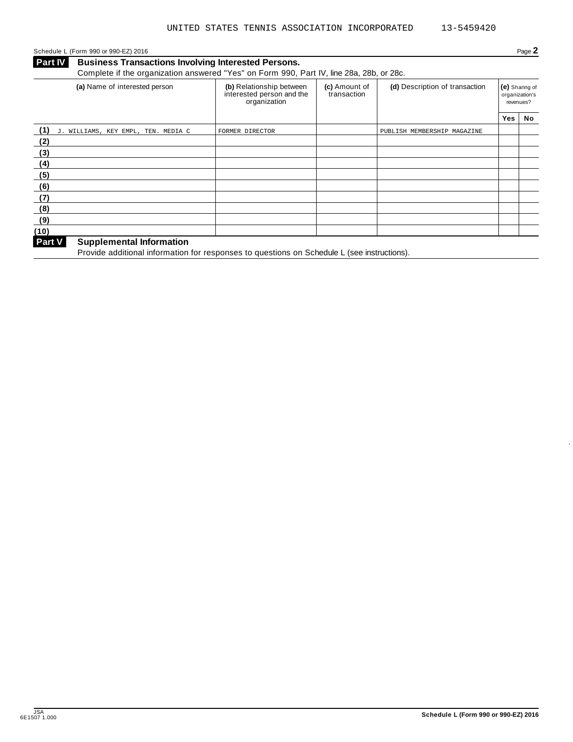UNITED STATES TENNIS ASSOCIATION INCORPORATED 13-5459420

Schedule L (Form 990 or 990-EZ) 2016 Page **2**

## Part IV Business Transactions Involving Interested Persons.

Complete if the organization answered "Yes" on Form 990, Part IV, line 28a, 28b, or 28c.

| | (a) Name of interested person | (b) Relationship between interested person and the organization | (c) Amount of transaction | (d) Description of transaction | (e) Sharing of organization's revenues? | |
|---|---|---|---|---|---|---|
| | | | | | Yes | No |
| (1) | J. WILLIAMS, KEY EMPL, TEN. MEDIA C | FORMER DIRECTOR | | PUBLISH MEMBERSHIP MAGAZINE | | |
| (2) | | | | | | |
| (3) | | | | | | |
| (4) | | | | | | |
| (5) | | | | | | |
| (6) | | | | | | |
| (7) | | | | | | |
| (8) | | | | | | |
| (9) | | | | | | |
| (10) | | | | | | |

## Part V Supplemental Information

Provide additional information for responses to questions on Schedule L (see instructions).

JSA
6E1507 1.000

**Schedule L (Form 990 or 990-EZ) 2016**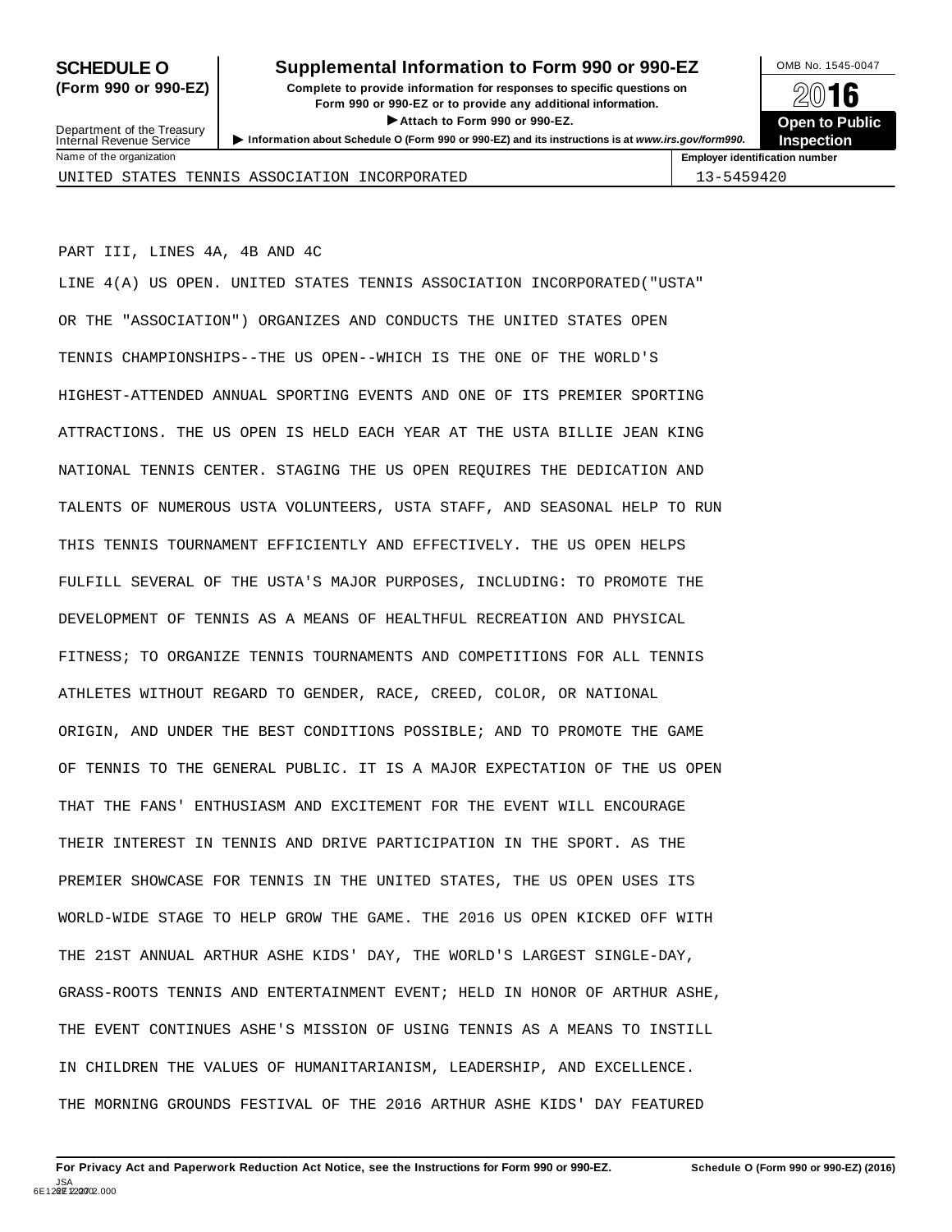**SCHEDULE O** (Form 990 or 990-EZ)

Department of the Treasury
Internal Revenue Service

# Supplemental Information to Form 990 or 990-EZ

**Complete to provide information for responses to specific questions on Form 990 or 990-EZ or to provide any additional information.**

▶ **Attach to Form 990 or 990-EZ.**

▶ **Information about Schedule O (Form 990 or 990-EZ) and its instructions is at *www.irs.gov/form990.***

OMB No. 1545-0047

**2016**

**Open to Public Inspection**

| Name of the organization | Employer identification number |
|---|---|
| UNITED STATES TENNIS ASSOCIATION INCORPORATED | 13-5459420 |

PART III, LINES 4A, 4B AND 4C

LINE 4(A) US OPEN. UNITED STATES TENNIS ASSOCIATION INCORPORATED("USTA" OR THE "ASSOCIATION") ORGANIZES AND CONDUCTS THE UNITED STATES OPEN TENNIS CHAMPIONSHIPS--THE US OPEN--WHICH IS THE ONE OF THE WORLD'S HIGHEST-ATTENDED ANNUAL SPORTING EVENTS AND ONE OF ITS PREMIER SPORTING ATTRACTIONS. THE US OPEN IS HELD EACH YEAR AT THE USTA BILLIE JEAN KING NATIONAL TENNIS CENTER. STAGING THE US OPEN REQUIRES THE DEDICATION AND TALENTS OF NUMEROUS USTA VOLUNTEERS, USTA STAFF, AND SEASONAL HELP TO RUN THIS TENNIS TOURNAMENT EFFICIENTLY AND EFFECTIVELY. THE US OPEN HELPS FULFILL SEVERAL OF THE USTA'S MAJOR PURPOSES, INCLUDING: TO PROMOTE THE DEVELOPMENT OF TENNIS AS A MEANS OF HEALTHFUL RECREATION AND PHYSICAL FITNESS; TO ORGANIZE TENNIS TOURNAMENTS AND COMPETITIONS FOR ALL TENNIS ATHLETES WITHOUT REGARD TO GENDER, RACE, CREED, COLOR, OR NATIONAL ORIGIN, AND UNDER THE BEST CONDITIONS POSSIBLE; AND TO PROMOTE THE GAME OF TENNIS TO THE GENERAL PUBLIC. IT IS A MAJOR EXPECTATION OF THE US OPEN THAT THE FANS' ENTHUSIASM AND EXCITEMENT FOR THE EVENT WILL ENCOURAGE THEIR INTEREST IN TENNIS AND DRIVE PARTICIPATION IN THE SPORT. AS THE PREMIER SHOWCASE FOR TENNIS IN THE UNITED STATES, THE US OPEN USES ITS WORLD-WIDE STAGE TO HELP GROW THE GAME. THE 2016 US OPEN KICKED OFF WITH THE 21ST ANNUAL ARTHUR ASHE KIDS' DAY, THE WORLD'S LARGEST SINGLE-DAY, GRASS-ROOTS TENNIS AND ENTERTAINMENT EVENT; HELD IN HONOR OF ARTHUR ASHE, THE EVENT CONTINUES ASHE'S MISSION OF USING TENNIS AS A MEANS TO INSTILL IN CHILDREN THE VALUES OF HUMANITARIANISM, LEADERSHIP, AND EXCELLENCE. THE MORNING GROUNDS FESTIVAL OF THE 2016 ARTHUR ASHE KIDS' DAY FEATURED

**For Privacy Act and Paperwork Reduction Act Notice, see the Instructions for Form 990 or 990-EZ.** **Schedule O (Form 990 or 990-EZ) (2016)**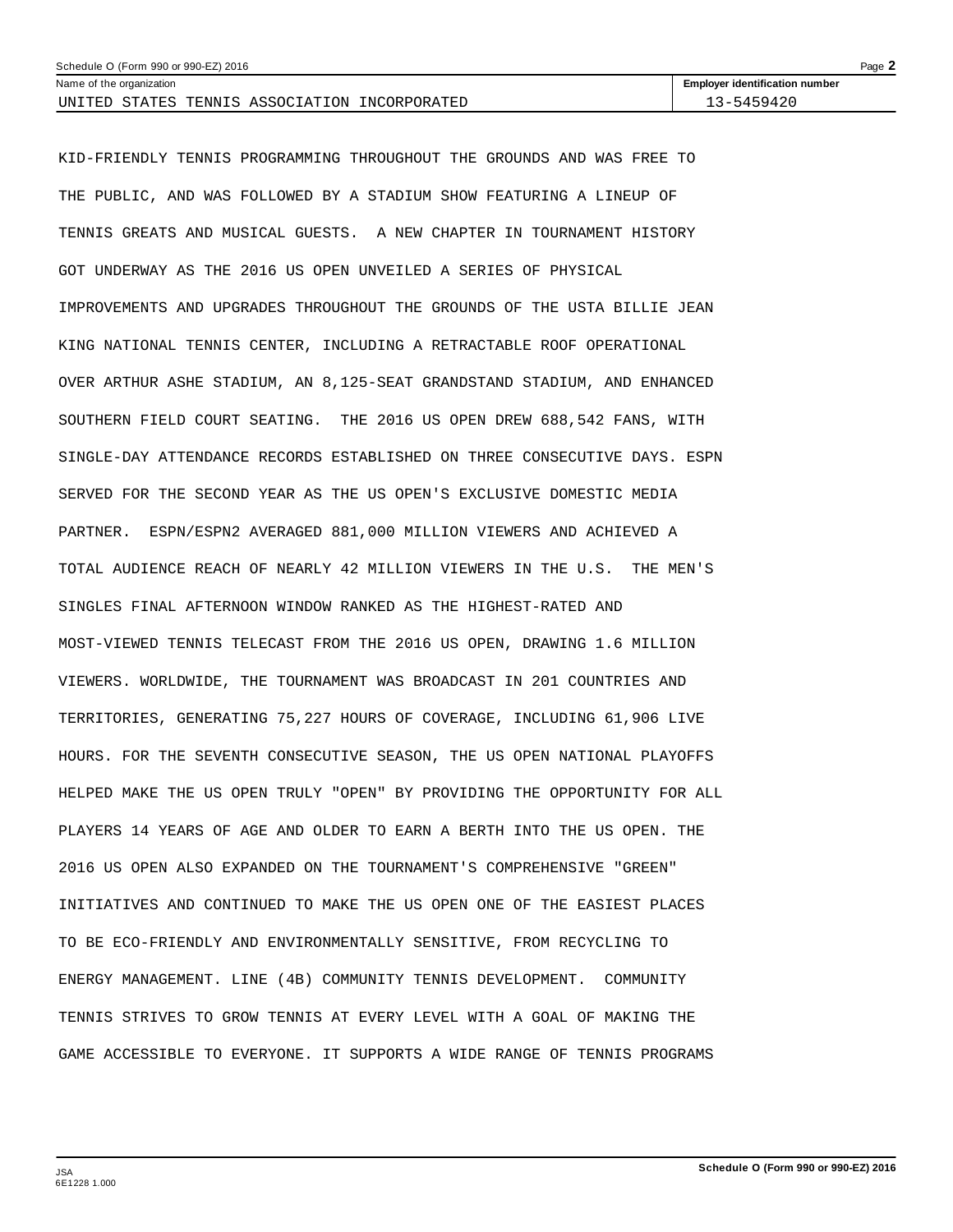Name of the organization: UNITED STATES TENNIS ASSOCIATION INCORPORATED

Employer identification number: 13-5459420

KID-FRIENDLY TENNIS PROGRAMMING THROUGHOUT THE GROUNDS AND WAS FREE TO THE PUBLIC, AND WAS FOLLOWED BY A STADIUM SHOW FEATURING A LINEUP OF TENNIS GREATS AND MUSICAL GUESTS. A NEW CHAPTER IN TOURNAMENT HISTORY GOT UNDERWAY AS THE 2016 US OPEN UNVEILED A SERIES OF PHYSICAL IMPROVEMENTS AND UPGRADES THROUGHOUT THE GROUNDS OF THE USTA BILLIE JEAN KING NATIONAL TENNIS CENTER, INCLUDING A RETRACTABLE ROOF OPERATIONAL OVER ARTHUR ASHE STADIUM, AN 8,125-SEAT GRANDSTAND STADIUM, AND ENHANCED SOUTHERN FIELD COURT SEATING. THE 2016 US OPEN DREW 688,542 FANS, WITH SINGLE-DAY ATTENDANCE RECORDS ESTABLISHED ON THREE CONSECUTIVE DAYS. ESPN SERVED FOR THE SECOND YEAR AS THE US OPEN'S EXCLUSIVE DOMESTIC MEDIA PARTNER. ESPN/ESPN2 AVERAGED 881,000 MILLION VIEWERS AND ACHIEVED A TOTAL AUDIENCE REACH OF NEARLY 42 MILLION VIEWERS IN THE U.S. THE MEN'S SINGLES FINAL AFTERNOON WINDOW RANKED AS THE HIGHEST-RATED AND MOST-VIEWED TENNIS TELECAST FROM THE 2016 US OPEN, DRAWING 1.6 MILLION VIEWERS. WORLDWIDE, THE TOURNAMENT WAS BROADCAST IN 201 COUNTRIES AND TERRITORIES, GENERATING 75,227 HOURS OF COVERAGE, INCLUDING 61,906 LIVE HOURS. FOR THE SEVENTH CONSECUTIVE SEASON, THE US OPEN NATIONAL PLAYOFFS HELPED MAKE THE US OPEN TRULY "OPEN" BY PROVIDING THE OPPORTUNITY FOR ALL PLAYERS 14 YEARS OF AGE AND OLDER TO EARN A BERTH INTO THE US OPEN. THE 2016 US OPEN ALSO EXPANDED ON THE TOURNAMENT'S COMPREHENSIVE "GREEN" INITIATIVES AND CONTINUED TO MAKE THE US OPEN ONE OF THE EASIEST PLACES TO BE ECO-FRIENDLY AND ENVIRONMENTALLY SENSITIVE, FROM RECYCLING TO ENERGY MANAGEMENT. LINE (4B) COMMUNITY TENNIS DEVELOPMENT. COMMUNITY TENNIS STRIVES TO GROW TENNIS AT EVERY LEVEL WITH A GOAL OF MAKING THE GAME ACCESSIBLE TO EVERYONE. IT SUPPORTS A WIDE RANGE OF TENNIS PROGRAMS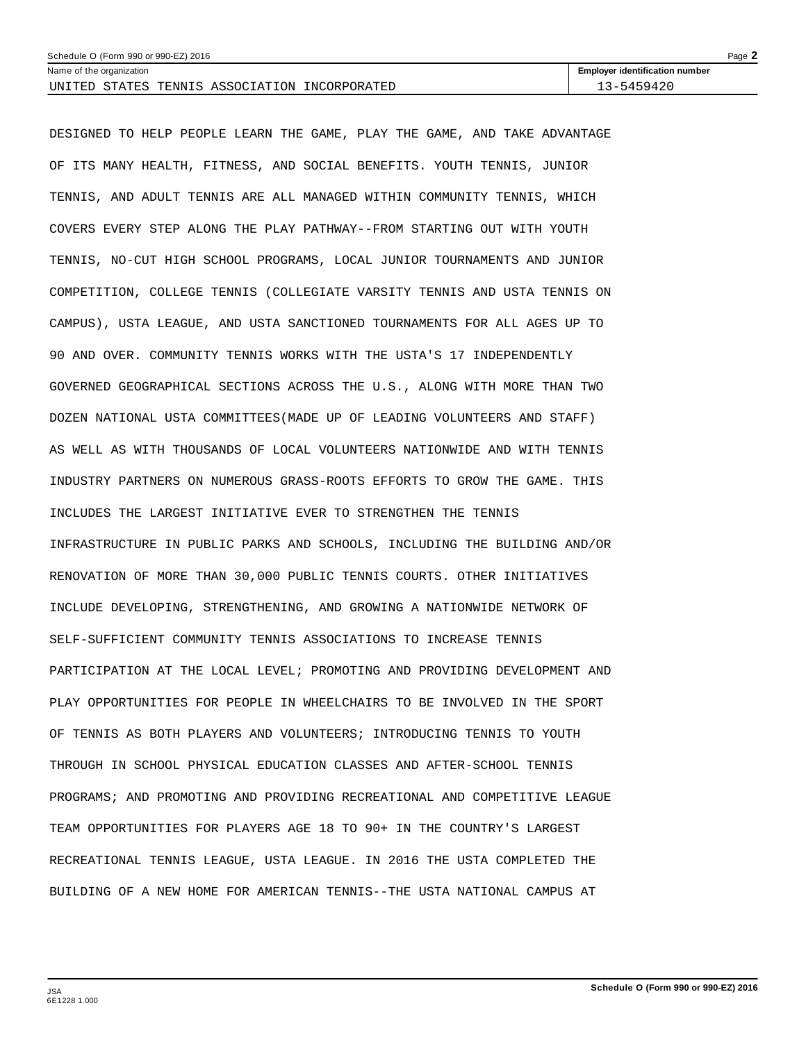Name of the organization: UNITED STATES TENNIS ASSOCIATION INCORPORATED

Employer identification number: 13-5459420

DESIGNED TO HELP PEOPLE LEARN THE GAME, PLAY THE GAME, AND TAKE ADVANTAGE OF ITS MANY HEALTH, FITNESS, AND SOCIAL BENEFITS. YOUTH TENNIS, JUNIOR TENNIS, AND ADULT TENNIS ARE ALL MANAGED WITHIN COMMUNITY TENNIS, WHICH COVERS EVERY STEP ALONG THE PLAY PATHWAY--FROM STARTING OUT WITH YOUTH TENNIS, NO-CUT HIGH SCHOOL PROGRAMS, LOCAL JUNIOR TOURNAMENTS AND JUNIOR COMPETITION, COLLEGE TENNIS (COLLEGIATE VARSITY TENNIS AND USTA TENNIS ON CAMPUS), USTA LEAGUE, AND USTA SANCTIONED TOURNAMENTS FOR ALL AGES UP TO 90 AND OVER. COMMUNITY TENNIS WORKS WITH THE USTA'S 17 INDEPENDENTLY GOVERNED GEOGRAPHICAL SECTIONS ACROSS THE U.S., ALONG WITH MORE THAN TWO DOZEN NATIONAL USTA COMMITTEES(MADE UP OF LEADING VOLUNTEERS AND STAFF) AS WELL AS WITH THOUSANDS OF LOCAL VOLUNTEERS NATIONWIDE AND WITH TENNIS INDUSTRY PARTNERS ON NUMEROUS GRASS-ROOTS EFFORTS TO GROW THE GAME. THIS INCLUDES THE LARGEST INITIATIVE EVER TO STRENGTHEN THE TENNIS INFRASTRUCTURE IN PUBLIC PARKS AND SCHOOLS, INCLUDING THE BUILDING AND/OR RENOVATION OF MORE THAN 30,000 PUBLIC TENNIS COURTS. OTHER INITIATIVES INCLUDE DEVELOPING, STRENGTHENING, AND GROWING A NATIONWIDE NETWORK OF SELF-SUFFICIENT COMMUNITY TENNIS ASSOCIATIONS TO INCREASE TENNIS PARTICIPATION AT THE LOCAL LEVEL; PROMOTING AND PROVIDING DEVELOPMENT AND PLAY OPPORTUNITIES FOR PEOPLE IN WHEELCHAIRS TO BE INVOLVED IN THE SPORT OF TENNIS AS BOTH PLAYERS AND VOLUNTEERS; INTRODUCING TENNIS TO YOUTH THROUGH IN SCHOOL PHYSICAL EDUCATION CLASSES AND AFTER-SCHOOL TENNIS PROGRAMS; AND PROMOTING AND PROVIDING RECREATIONAL AND COMPETITIVE LEAGUE TEAM OPPORTUNITIES FOR PLAYERS AGE 18 TO 90+ IN THE COUNTRY'S LARGEST RECREATIONAL TENNIS LEAGUE, USTA LEAGUE. IN 2016 THE USTA COMPLETED THE BUILDING OF A NEW HOME FOR AMERICAN TENNIS--THE USTA NATIONAL CAMPUS AT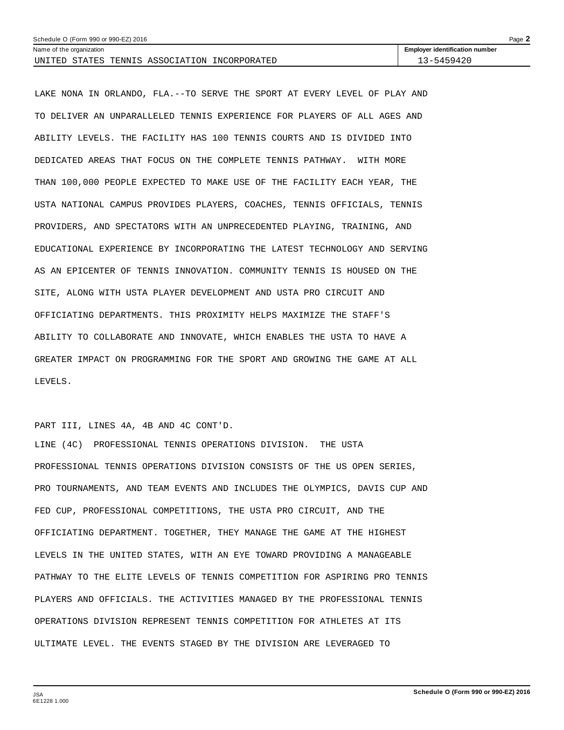UNITED STATES TENNIS ASSOCIATION INCORPORATED 13-5459420

LAKE NONA IN ORLANDO, FLA.--TO SERVE THE SPORT AT EVERY LEVEL OF PLAY AND TO DELIVER AN UNPARALLELED TENNIS EXPERIENCE FOR PLAYERS OF ALL AGES AND ABILITY LEVELS. THE FACILITY HAS 100 TENNIS COURTS AND IS DIVIDED INTO DEDICATED AREAS THAT FOCUS ON THE COMPLETE TENNIS PATHWAY. WITH MORE THAN 100,000 PEOPLE EXPECTED TO MAKE USE OF THE FACILITY EACH YEAR, THE USTA NATIONAL CAMPUS PROVIDES PLAYERS, COACHES, TENNIS OFFICIALS, TENNIS PROVIDERS, AND SPECTATORS WITH AN UNPRECEDENTED PLAYING, TRAINING, AND EDUCATIONAL EXPERIENCE BY INCORPORATING THE LATEST TECHNOLOGY AND SERVING AS AN EPICENTER OF TENNIS INNOVATION. COMMUNITY TENNIS IS HOUSED ON THE SITE, ALONG WITH USTA PLAYER DEVELOPMENT AND USTA PRO CIRCUIT AND OFFICIATING DEPARTMENTS. THIS PROXIMITY HELPS MAXIMIZE THE STAFF'S ABILITY TO COLLABORATE AND INNOVATE, WHICH ENABLES THE USTA TO HAVE A GREATER IMPACT ON PROGRAMMING FOR THE SPORT AND GROWING THE GAME AT ALL LEVELS.

PART III, LINES 4A, 4B AND 4C CONT'D.

LINE (4C) PROFESSIONAL TENNIS OPERATIONS DIVISION. THE USTA PROFESSIONAL TENNIS OPERATIONS DIVISION CONSISTS OF THE US OPEN SERIES, PRO TOURNAMENTS, AND TEAM EVENTS AND INCLUDES THE OLYMPICS, DAVIS CUP AND FED CUP, PROFESSIONAL COMPETITIONS, THE USTA PRO CIRCUIT, AND THE OFFICIATING DEPARTMENT. TOGETHER, THEY MANAGE THE GAME AT THE HIGHEST LEVELS IN THE UNITED STATES, WITH AN EYE TOWARD PROVIDING A MANAGEABLE PATHWAY TO THE ELITE LEVELS OF TENNIS COMPETITION FOR ASPIRING PRO TENNIS PLAYERS AND OFFICIALS. THE ACTIVITIES MANAGED BY THE PROFESSIONAL TENNIS OPERATIONS DIVISION REPRESENT TENNIS COMPETITION FOR ATHLETES AT ITS ULTIMATE LEVEL. THE EVENTS STAGED BY THE DIVISION ARE LEVERAGED TO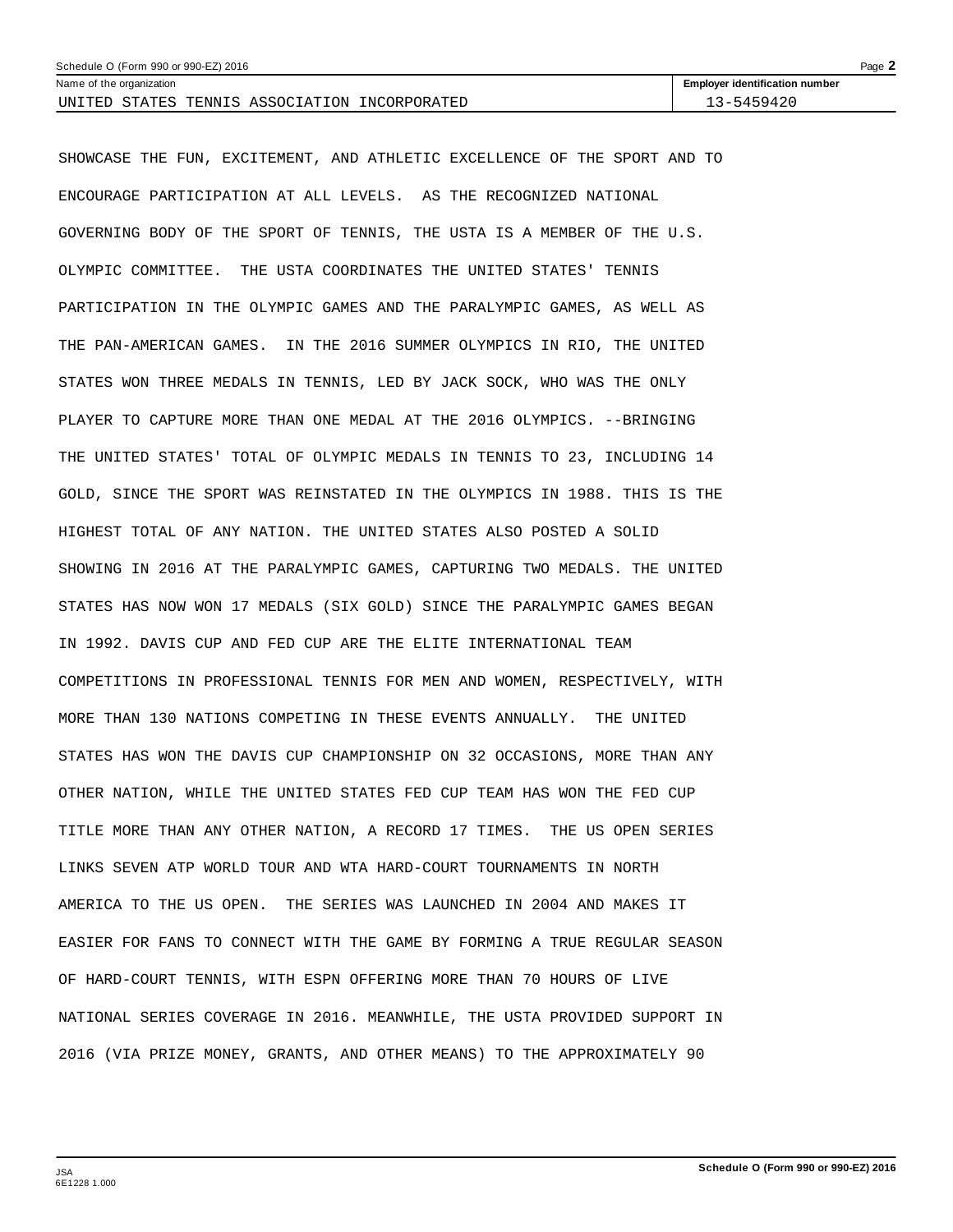SHOWCASE THE FUN, EXCITEMENT, AND ATHLETIC EXCELLENCE OF THE SPORT AND TO ENCOURAGE PARTICIPATION AT ALL LEVELS. AS THE RECOGNIZED NATIONAL GOVERNING BODY OF THE SPORT OF TENNIS, THE USTA IS A MEMBER OF THE U.S. OLYMPIC COMMITTEE. THE USTA COORDINATES THE UNITED STATES' TENNIS PARTICIPATION IN THE OLYMPIC GAMES AND THE PARALYMPIC GAMES, AS WELL AS THE PAN-AMERICAN GAMES. IN THE 2016 SUMMER OLYMPICS IN RIO, THE UNITED STATES WON THREE MEDALS IN TENNIS, LED BY JACK SOCK, WHO WAS THE ONLY PLAYER TO CAPTURE MORE THAN ONE MEDAL AT THE 2016 OLYMPICS. --BRINGING THE UNITED STATES' TOTAL OF OLYMPIC MEDALS IN TENNIS TO 23, INCLUDING 14 GOLD, SINCE THE SPORT WAS REINSTATED IN THE OLYMPICS IN 1988. THIS IS THE HIGHEST TOTAL OF ANY NATION. THE UNITED STATES ALSO POSTED A SOLID SHOWING IN 2016 AT THE PARALYMPIC GAMES, CAPTURING TWO MEDALS. THE UNITED STATES HAS NOW WON 17 MEDALS (SIX GOLD) SINCE THE PARALYMPIC GAMES BEGAN IN 1992. DAVIS CUP AND FED CUP ARE THE ELITE INTERNATIONAL TEAM COMPETITIONS IN PROFESSIONAL TENNIS FOR MEN AND WOMEN, RESPECTIVELY, WITH MORE THAN 130 NATIONS COMPETING IN THESE EVENTS ANNUALLY. THE UNITED STATES HAS WON THE DAVIS CUP CHAMPIONSHIP ON 32 OCCASIONS, MORE THAN ANY OTHER NATION, WHILE THE UNITED STATES FED CUP TEAM HAS WON THE FED CUP TITLE MORE THAN ANY OTHER NATION, A RECORD 17 TIMES. THE US OPEN SERIES LINKS SEVEN ATP WORLD TOUR AND WTA HARD-COURT TOURNAMENTS IN NORTH AMERICA TO THE US OPEN. THE SERIES WAS LAUNCHED IN 2004 AND MAKES IT EASIER FOR FANS TO CONNECT WITH THE GAME BY FORMING A TRUE REGULAR SEASON OF HARD-COURT TENNIS, WITH ESPN OFFERING MORE THAN 70 HOURS OF LIVE NATIONAL SERIES COVERAGE IN 2016. MEANWHILE, THE USTA PROVIDED SUPPORT IN 2016 (VIA PRIZE MONEY, GRANTS, AND OTHER MEANS) TO THE APPROXIMATELY 90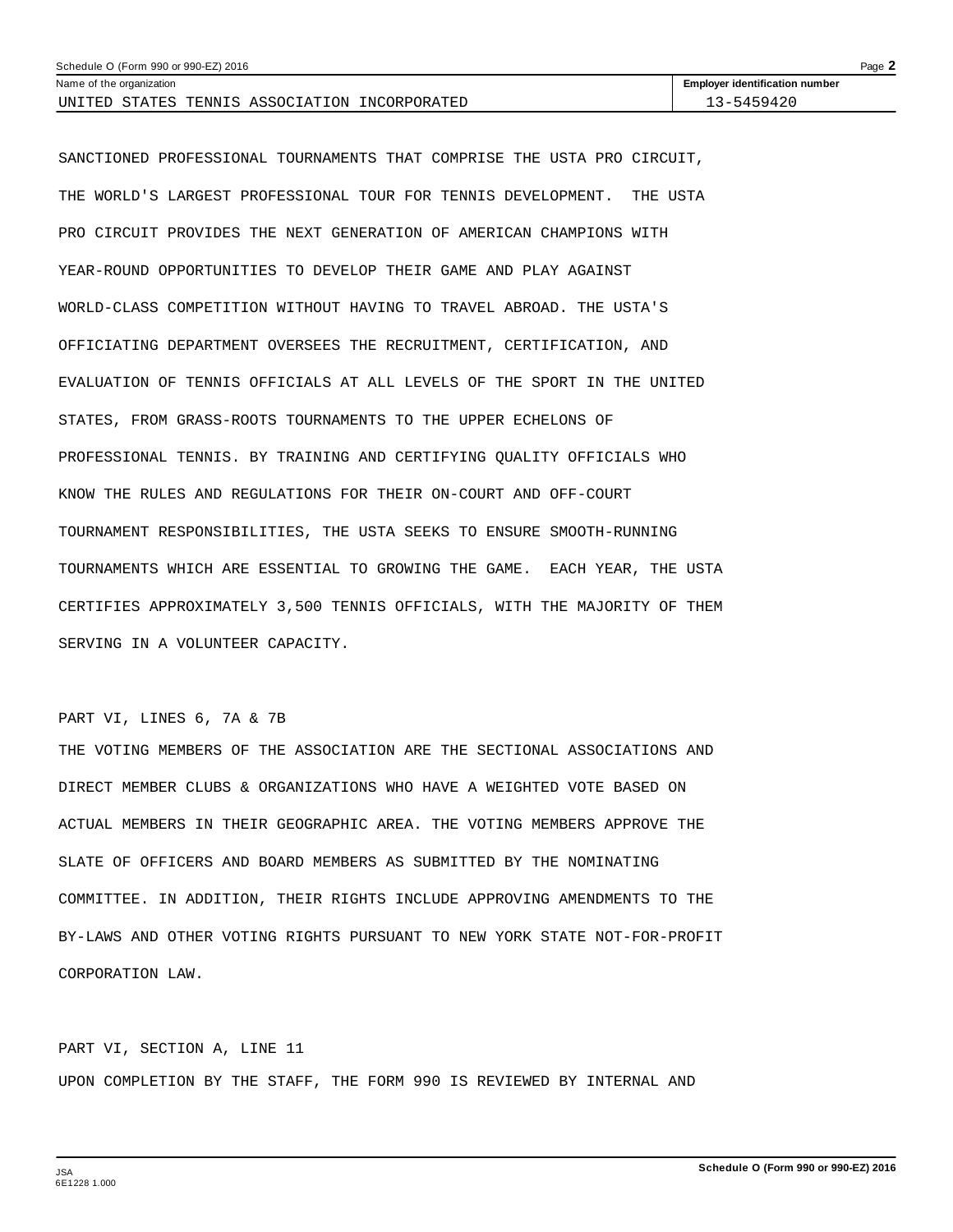SANCTIONED PROFESSIONAL TOURNAMENTS THAT COMPRISE THE USTA PRO CIRCUIT, THE WORLD'S LARGEST PROFESSIONAL TOUR FOR TENNIS DEVELOPMENT. THE USTA PRO CIRCUIT PROVIDES THE NEXT GENERATION OF AMERICAN CHAMPIONS WITH YEAR-ROUND OPPORTUNITIES TO DEVELOP THEIR GAME AND PLAY AGAINST WORLD-CLASS COMPETITION WITHOUT HAVING TO TRAVEL ABROAD. THE USTA'S OFFICIATING DEPARTMENT OVERSEES THE RECRUITMENT, CERTIFICATION, AND EVALUATION OF TENNIS OFFICIALS AT ALL LEVELS OF THE SPORT IN THE UNITED STATES, FROM GRASS-ROOTS TOURNAMENTS TO THE UPPER ECHELONS OF PROFESSIONAL TENNIS. BY TRAINING AND CERTIFYING QUALITY OFFICIALS WHO KNOW THE RULES AND REGULATIONS FOR THEIR ON-COURT AND OFF-COURT TOURNAMENT RESPONSIBILITIES, THE USTA SEEKS TO ENSURE SMOOTH-RUNNING TOURNAMENTS WHICH ARE ESSENTIAL TO GROWING THE GAME. EACH YEAR, THE USTA CERTIFIES APPROXIMATELY 3,500 TENNIS OFFICIALS, WITH THE MAJORITY OF THEM SERVING IN A VOLUNTEER CAPACITY.

PART VI, LINES 6, 7A & 7B

THE VOTING MEMBERS OF THE ASSOCIATION ARE THE SECTIONAL ASSOCIATIONS AND DIRECT MEMBER CLUBS & ORGANIZATIONS WHO HAVE A WEIGHTED VOTE BASED ON ACTUAL MEMBERS IN THEIR GEOGRAPHIC AREA. THE VOTING MEMBERS APPROVE THE SLATE OF OFFICERS AND BOARD MEMBERS AS SUBMITTED BY THE NOMINATING COMMITTEE. IN ADDITION, THEIR RIGHTS INCLUDE APPROVING AMENDMENTS TO THE BY-LAWS AND OTHER VOTING RIGHTS PURSUANT TO NEW YORK STATE NOT-FOR-PROFIT CORPORATION LAW.

PART VI, SECTION A, LINE 11

UPON COMPLETION BY THE STAFF, THE FORM 990 IS REVIEWED BY INTERNAL AND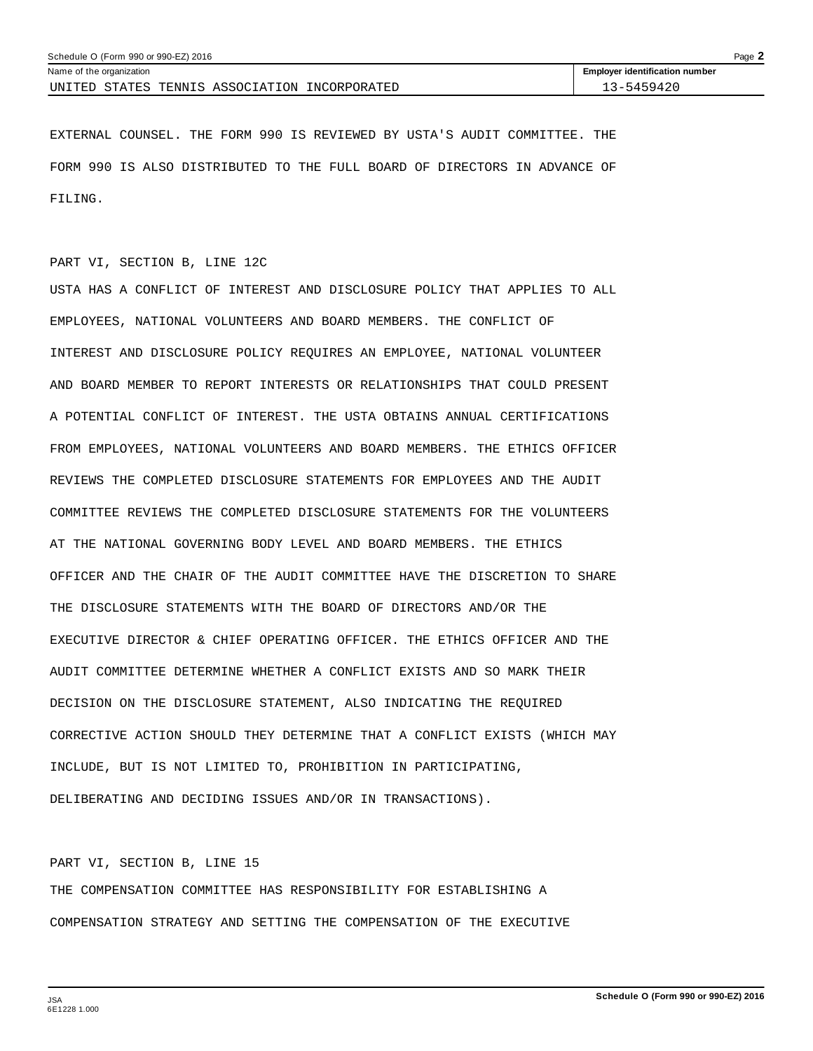EXTERNAL COUNSEL. THE FORM 990 IS REVIEWED BY USTA'S AUDIT COMMITTEE. THE FORM 990 IS ALSO DISTRIBUTED TO THE FULL BOARD OF DIRECTORS IN ADVANCE OF FILING.

PART VI, SECTION B, LINE 12C

USTA HAS A CONFLICT OF INTEREST AND DISCLOSURE POLICY THAT APPLIES TO ALL EMPLOYEES, NATIONAL VOLUNTEERS AND BOARD MEMBERS. THE CONFLICT OF INTEREST AND DISCLOSURE POLICY REQUIRES AN EMPLOYEE, NATIONAL VOLUNTEER AND BOARD MEMBER TO REPORT INTERESTS OR RELATIONSHIPS THAT COULD PRESENT A POTENTIAL CONFLICT OF INTEREST. THE USTA OBTAINS ANNUAL CERTIFICATIONS FROM EMPLOYEES, NATIONAL VOLUNTEERS AND BOARD MEMBERS. THE ETHICS OFFICER REVIEWS THE COMPLETED DISCLOSURE STATEMENTS FOR EMPLOYEES AND THE AUDIT COMMITTEE REVIEWS THE COMPLETED DISCLOSURE STATEMENTS FOR THE VOLUNTEERS AT THE NATIONAL GOVERNING BODY LEVEL AND BOARD MEMBERS. THE ETHICS OFFICER AND THE CHAIR OF THE AUDIT COMMITTEE HAVE THE DISCRETION TO SHARE THE DISCLOSURE STATEMENTS WITH THE BOARD OF DIRECTORS AND/OR THE EXECUTIVE DIRECTOR & CHIEF OPERATING OFFICER. THE ETHICS OFFICER AND THE AUDIT COMMITTEE DETERMINE WHETHER A CONFLICT EXISTS AND SO MARK THEIR DECISION ON THE DISCLOSURE STATEMENT, ALSO INDICATING THE REQUIRED CORRECTIVE ACTION SHOULD THEY DETERMINE THAT A CONFLICT EXISTS (WHICH MAY INCLUDE, BUT IS NOT LIMITED TO, PROHIBITION IN PARTICIPATING, DELIBERATING AND DECIDING ISSUES AND/OR IN TRANSACTIONS).

PART VI, SECTION B, LINE 15

THE COMPENSATION COMMITTEE HAS RESPONSIBILITY FOR ESTABLISHING A COMPENSATION STRATEGY AND SETTING THE COMPENSATION OF THE EXECUTIVE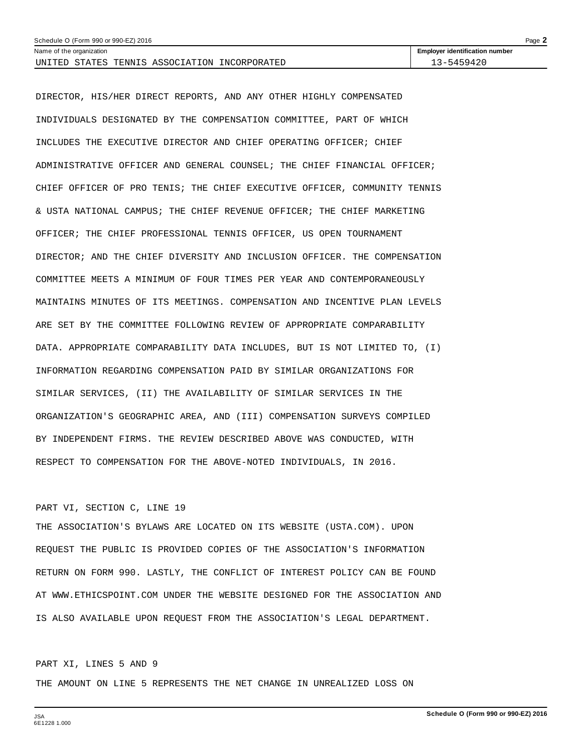Name of the organization: UNITED STATES TENNIS ASSOCIATION INCORPORATED

Employer identification number: 13-5459420

DIRECTOR, HIS/HER DIRECT REPORTS, AND ANY OTHER HIGHLY COMPENSATED INDIVIDUALS DESIGNATED BY THE COMPENSATION COMMITTEE, PART OF WHICH INCLUDES THE EXECUTIVE DIRECTOR AND CHIEF OPERATING OFFICER; CHIEF ADMINISTRATIVE OFFICER AND GENERAL COUNSEL; THE CHIEF FINANCIAL OFFICER; CHIEF OFFICER OF PRO TENIS; THE CHIEF EXECUTIVE OFFICER, COMMUNITY TENNIS & USTA NATIONAL CAMPUS; THE CHIEF REVENUE OFFICER; THE CHIEF MARKETING OFFICER; THE CHIEF PROFESSIONAL TENNIS OFFICER, US OPEN TOURNAMENT DIRECTOR; AND THE CHIEF DIVERSITY AND INCLUSION OFFICER. THE COMPENSATION COMMITTEE MEETS A MINIMUM OF FOUR TIMES PER YEAR AND CONTEMPORANEOUSLY MAINTAINS MINUTES OF ITS MEETINGS. COMPENSATION AND INCENTIVE PLAN LEVELS ARE SET BY THE COMMITTEE FOLLOWING REVIEW OF APPROPRIATE COMPARABILITY DATA. APPROPRIATE COMPARABILITY DATA INCLUDES, BUT IS NOT LIMITED TO, (I) INFORMATION REGARDING COMPENSATION PAID BY SIMILAR ORGANIZATIONS FOR SIMILAR SERVICES, (II) THE AVAILABILITY OF SIMILAR SERVICES IN THE ORGANIZATION'S GEOGRAPHIC AREA, AND (III) COMPENSATION SURVEYS COMPILED BY INDEPENDENT FIRMS. THE REVIEW DESCRIBED ABOVE WAS CONDUCTED, WITH RESPECT TO COMPENSATION FOR THE ABOVE-NOTED INDIVIDUALS, IN 2016.

PART VI, SECTION C, LINE 19

THE ASSOCIATION'S BYLAWS ARE LOCATED ON ITS WEBSITE (USTA.COM). UPON REQUEST THE PUBLIC IS PROVIDED COPIES OF THE ASSOCIATION'S INFORMATION RETURN ON FORM 990. LASTLY, THE CONFLICT OF INTEREST POLICY CAN BE FOUND AT WWW.ETHICSPOINT.COM UNDER THE WEBSITE DESIGNED FOR THE ASSOCIATION AND IS ALSO AVAILABLE UPON REQUEST FROM THE ASSOCIATION'S LEGAL DEPARTMENT.

PART XI, LINES 5 AND 9

THE AMOUNT ON LINE 5 REPRESENTS THE NET CHANGE IN UNREALIZED LOSS ON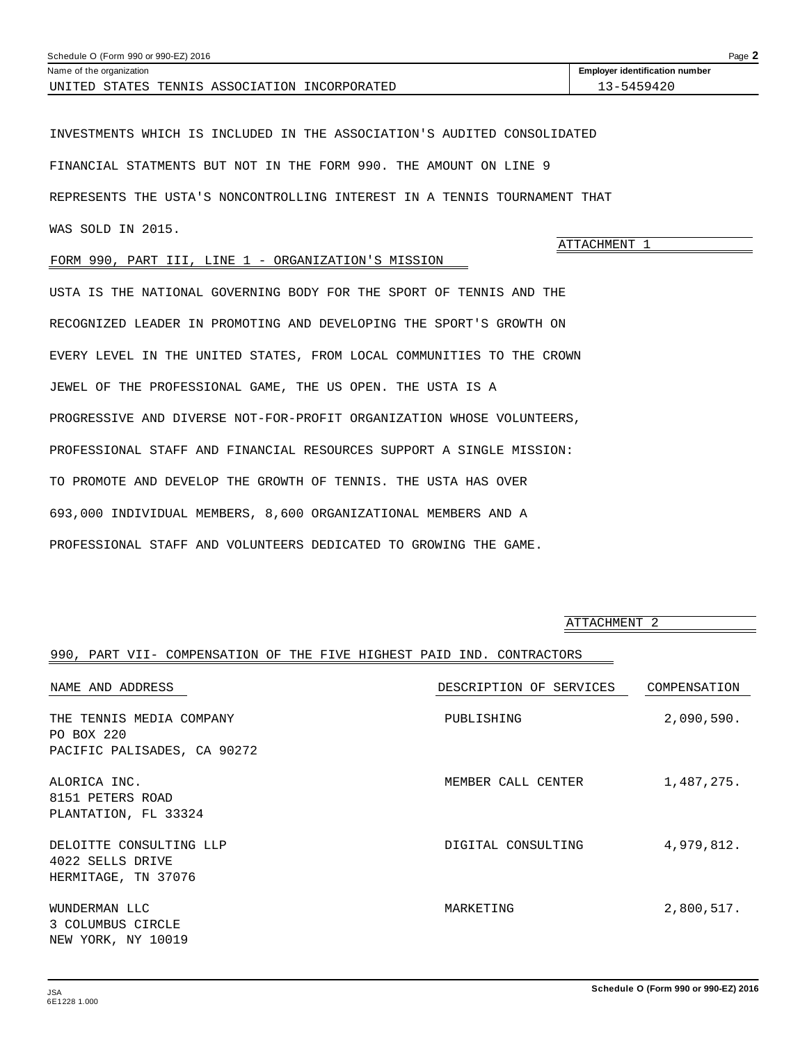Name of the organization: UNITED STATES TENNIS ASSOCIATION INCORPORATED

Employer identification number: 13-5459420

INVESTMENTS WHICH IS INCLUDED IN THE ASSOCIATION'S AUDITED CONSOLIDATED FINANCIAL STATMENTS BUT NOT IN THE FORM 990. THE AMOUNT ON LINE 9 REPRESENTS THE USTA'S NONCONTROLLING INTEREST IN A TENNIS TOURNAMENT THAT WAS SOLD IN 2015.

ATTACHMENT 1

FORM 990, PART III, LINE 1 - ORGANIZATION'S MISSION

USTA IS THE NATIONAL GOVERNING BODY FOR THE SPORT OF TENNIS AND THE RECOGNIZED LEADER IN PROMOTING AND DEVELOPING THE SPORT'S GROWTH ON EVERY LEVEL IN THE UNITED STATES, FROM LOCAL COMMUNITIES TO THE CROWN JEWEL OF THE PROFESSIONAL GAME, THE US OPEN. THE USTA IS A PROGRESSIVE AND DIVERSE NOT-FOR-PROFIT ORGANIZATION WHOSE VOLUNTEERS, PROFESSIONAL STAFF AND FINANCIAL RESOURCES SUPPORT A SINGLE MISSION: TO PROMOTE AND DEVELOP THE GROWTH OF TENNIS. THE USTA HAS OVER 693,000 INDIVIDUAL MEMBERS, 8,600 ORGANIZATIONAL MEMBERS AND A PROFESSIONAL STAFF AND VOLUNTEERS DEDICATED TO GROWING THE GAME.

ATTACHMENT 2

990, PART VII- COMPENSATION OF THE FIVE HIGHEST PAID IND. CONTRACTORS

| NAME AND ADDRESS | DESCRIPTION OF SERVICES | COMPENSATION |
|---|---|---|
| THE TENNIS MEDIA COMPANY<br>PO BOX 220<br>PACIFIC PALISADES, CA 90272 | PUBLISHING | 2,090,590. |
| ALORICA INC.<br>8151 PETERS ROAD<br>PLANTATION, FL 33324 | MEMBER CALL CENTER | 1,487,275. |
| DELOITTE CONSULTING LLP<br>4022 SELLS DRIVE<br>HERMITAGE, TN 37076 | DIGITAL CONSULTING | 4,979,812. |
| WUNDERMAN LLC<br>3 COLUMBUS CIRCLE<br>NEW YORK, NY 10019 | MARKETING | 2,800,517. |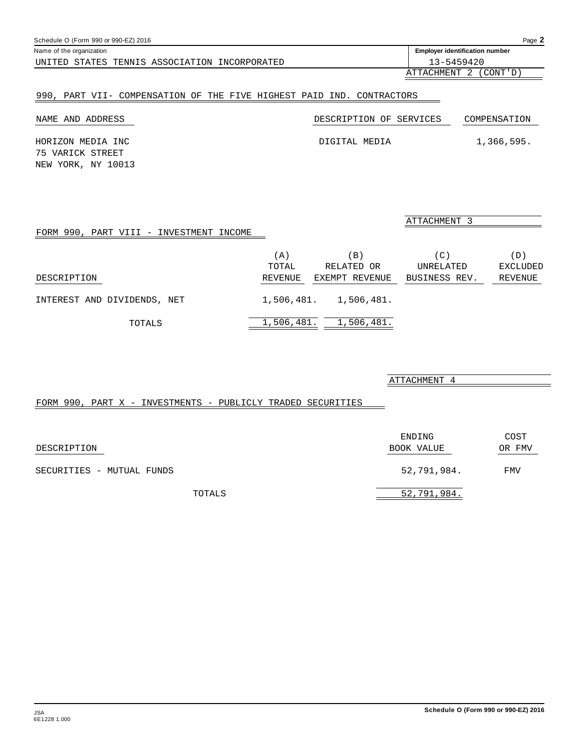Name of the organization: UNITED STATES TENNIS ASSOCIATION INCORPORATED

Employer identification number: 13-5459420

ATTACHMENT 2 (CONT'D)

## 990, PART VII- COMPENSATION OF THE FIVE HIGHEST PAID IND. CONTRACTORS

| NAME AND ADDRESS | DESCRIPTION OF SERVICES | COMPENSATION |
|---|---|---|
| HORIZON MEDIA INC<br>75 VARICK STREET<br>NEW YORK, NY 10013 | DIGITAL MEDIA | 1,366,595. |

ATTACHMENT 3

## FORM 990, PART VIII - INVESTMENT INCOME

| DESCRIPTION | (A) TOTAL REVENUE | (B) RELATED OR EXEMPT REVENUE | (C) UNRELATED BUSINESS REV. | (D) EXCLUDED REVENUE |
|---|---|---|---|---|
| INTEREST AND DIVIDENDS, NET | 1,506,481. | 1,506,481. | | |
| TOTALS | 1,506,481. | 1,506,481. | | |

ATTACHMENT 4

## FORM 990, PART X - INVESTMENTS - PUBLICLY TRADED SECURITIES

| DESCRIPTION | ENDING BOOK VALUE | COST OR FMV |
|---|---|---|
| SECURITIES - MUTUAL FUNDS | 52,791,984. | FMV |
| TOTALS | 52,791,984. | |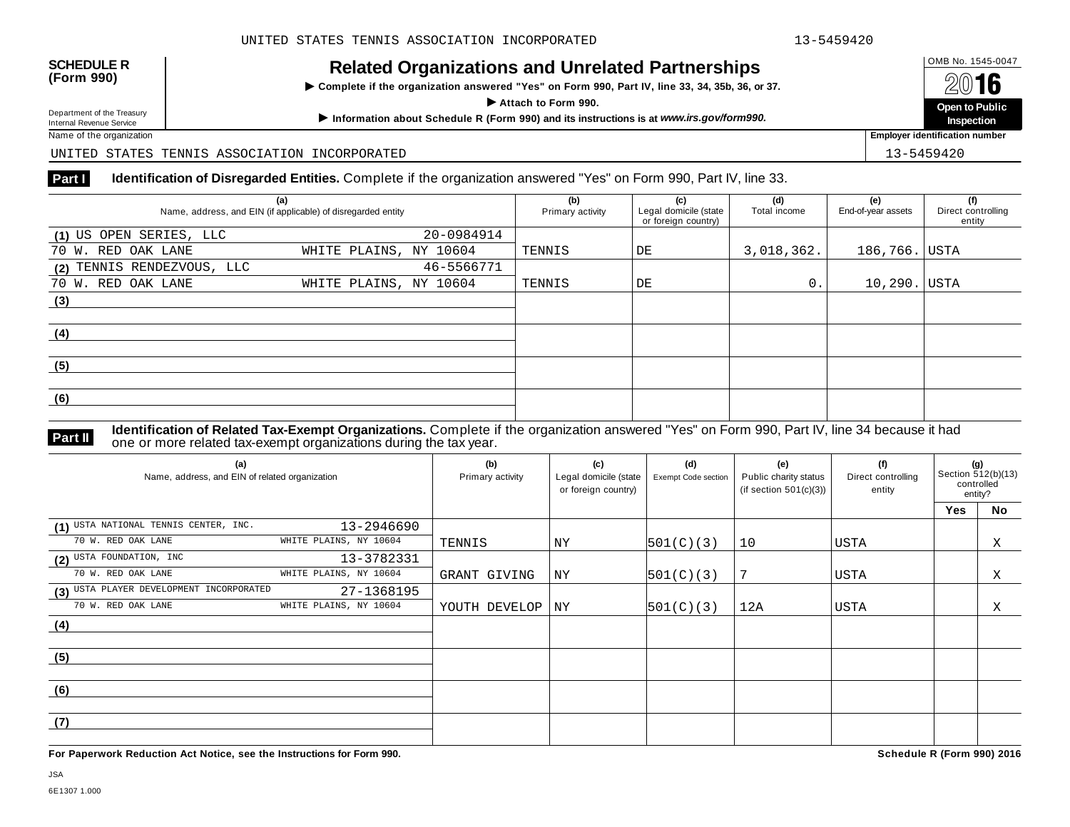UNITED STATES TENNIS ASSOCIATION INCORPORATED 13-5459420

**SCHEDULE R (Form 990)**

Department of the Treasury
Internal Revenue Service

# Related Organizations and Unrelated Partnerships

▶ **Complete if the organization answered "Yes" on Form 990, Part IV, line 33, 34, 35b, 36, or 37.**

▶ **Attach to Form 990.**

▶ **Information about Schedule R (Form 990) and its instructions is at *www.irs.gov/form990.***

OMB No. 1545-0047

**2016**

**Open to Public Inspection**

Name of the organization: UNITED STATES TENNIS ASSOCIATION INCORPORATED

Employer identification number: 13-5459420

## Part I Identification of Disregarded Entities. Complete if the organization answered "Yes" on Form 990, Part IV, line 33.

| (a) Name, address, and EIN (if applicable) of disregarded entity | (b) Primary activity | (c) Legal domicile (state or foreign country) | (d) Total income | (e) End-of-year assets | (f) Direct controlling entity |
|---|---|---|---|---|---|
| (1) US OPEN SERIES, LLC 20-0984914<br>70 W. RED OAK LANE WHITE PLAINS, NY 10604 | TENNIS | DE | 3,018,362. | 186,766. | USTA |
| (2) TENNIS RENDEZVOUS, LLC 46-5566771<br>70 W. RED OAK LANE WHITE PLAINS, NY 10604 | TENNIS | DE | 0. | 10,290. | USTA |
| (3) | | | | | |
| (4) | | | | | |
| (5) | | | | | |
| (6) | | | | | |

## Part II Identification of Related Tax-Exempt Organizations. Complete if the organization answered "Yes" on Form 990, Part IV, line 34 because it had one or more related tax-exempt organizations during the tax year.

| (a) Name, address, and EIN of related organization | (b) Primary activity | (c) Legal domicile (state or foreign country) | (d) Exempt Code section | (e) Public charity status (if section 501(c)(3)) | (f) Direct controlling entity | (g) Section 512(b)(13) controlled entity? Yes | No |
|---|---|---|---|---|---|---|---|
| (1) USTA NATIONAL TENNIS CENTER, INC. 13-2946690<br>70 W. RED OAK LANE WHITE PLAINS, NY 10604 | TENNIS | NY | 501(C)(3) | 10 | USTA | | X |
| (2) USTA FOUNDATION, INC 13-3782331<br>70 W. RED OAK LANE WHITE PLAINS, NY 10604 | GRANT GIVING | NY | 501(C)(3) | 7 | USTA | | X |
| (3) USTA PLAYER DEVELOPMENT INCORPORATED 27-1368195<br>70 W. RED OAK LANE WHITE PLAINS, NY 10604 | YOUTH DEVELOP | NY | 501(C)(3) | 12A | USTA | | X |
| (4) | | | | | | | |
| (5) | | | | | | | |
| (6) | | | | | | | |
| (7) | | | | | | | |

**For Paperwork Reduction Act Notice, see the Instructions for Form 990.**

**Schedule R (Form 990) 2016**

JSA
6E1307 1.000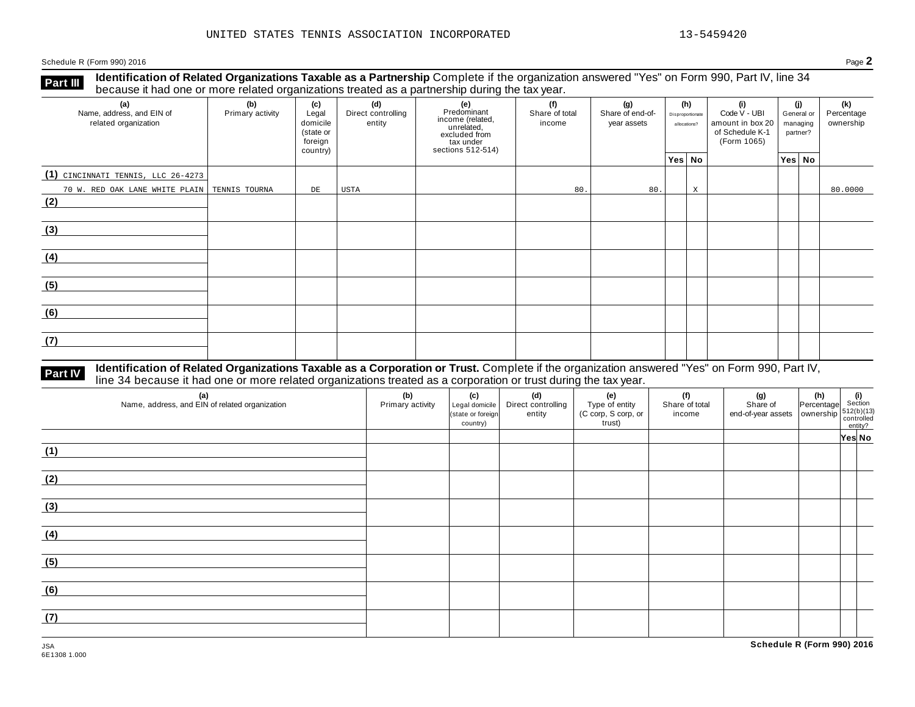UNITED STATES TENNIS ASSOCIATION INCORPORATED 13-5459420

Schedule R (Form 990) 2016 Page **2**

**Part III** **Identification of Related Organizations Taxable as a Partnership** Complete if the organization answered "Yes" on Form 990, Part IV, line 34 because it had one or more related organizations treated as a partnership during the tax year.

| (a) Name, address, and EIN of related organization | (b) Primary activity | (c) Legal domicile (state or foreign country) | (d) Direct controlling entity | (e) Predominant income (related, unrelated, excluded from tax under sections 512-514) | (f) Share of total income | (g) Share of end-of-year assets | (h) Disproportionate allocations? Yes | (h) No | (i) Code V - UBI amount in box 20 of Schedule K-1 (Form 1065) | (j) General or managing partner? Yes | (j) No | (k) Percentage ownership |
|---|---|---|---|---|---|---|---|---|---|---|---|---|
| (1) CINCINNATI TENNIS, LLC 26-4273 70 W. RED OAK LANE WHITE PLAIN | TENNIS TOURNA | DE | USTA | | 80. | 80. | | X | | | | 80.0000 |
| (2) | | | | | | | | | | | | |
| (3) | | | | | | | | | | | | |
| (4) | | | | | | | | | | | | |
| (5) | | | | | | | | | | | | |
| (6) | | | | | | | | | | | | |
| (7) | | | | | | | | | | | | |

**Part IV** **Identification of Related Organizations Taxable as a Corporation or Trust.** Complete if the organization answered "Yes" on Form 990, Part IV, line 34 because it had one or more related organizations treated as a corporation or trust during the tax year.

| (a) Name, address, and EIN of related organization | (b) Primary activity | (c) Legal domicile (state or foreign country) | (d) Direct controlling entity | (e) Type of entity (C corp, S corp, or trust) | (f) Share of total income | (g) Share of end-of-year assets | (h) Percentage ownership | (i) Section 512(b)(13) controlled entity? Yes | (i) No |
|---|---|---|---|---|---|---|---|---|---|
| (1) | | | | | | | | | |
| (2) | | | | | | | | | |
| (3) | | | | | | | | | |
| (4) | | | | | | | | | |
| (5) | | | | | | | | | |
| (6) | | | | | | | | | |
| (7) | | | | | | | | | |

JSA
6E1308 1.000

**Schedule R (Form 990) 2016**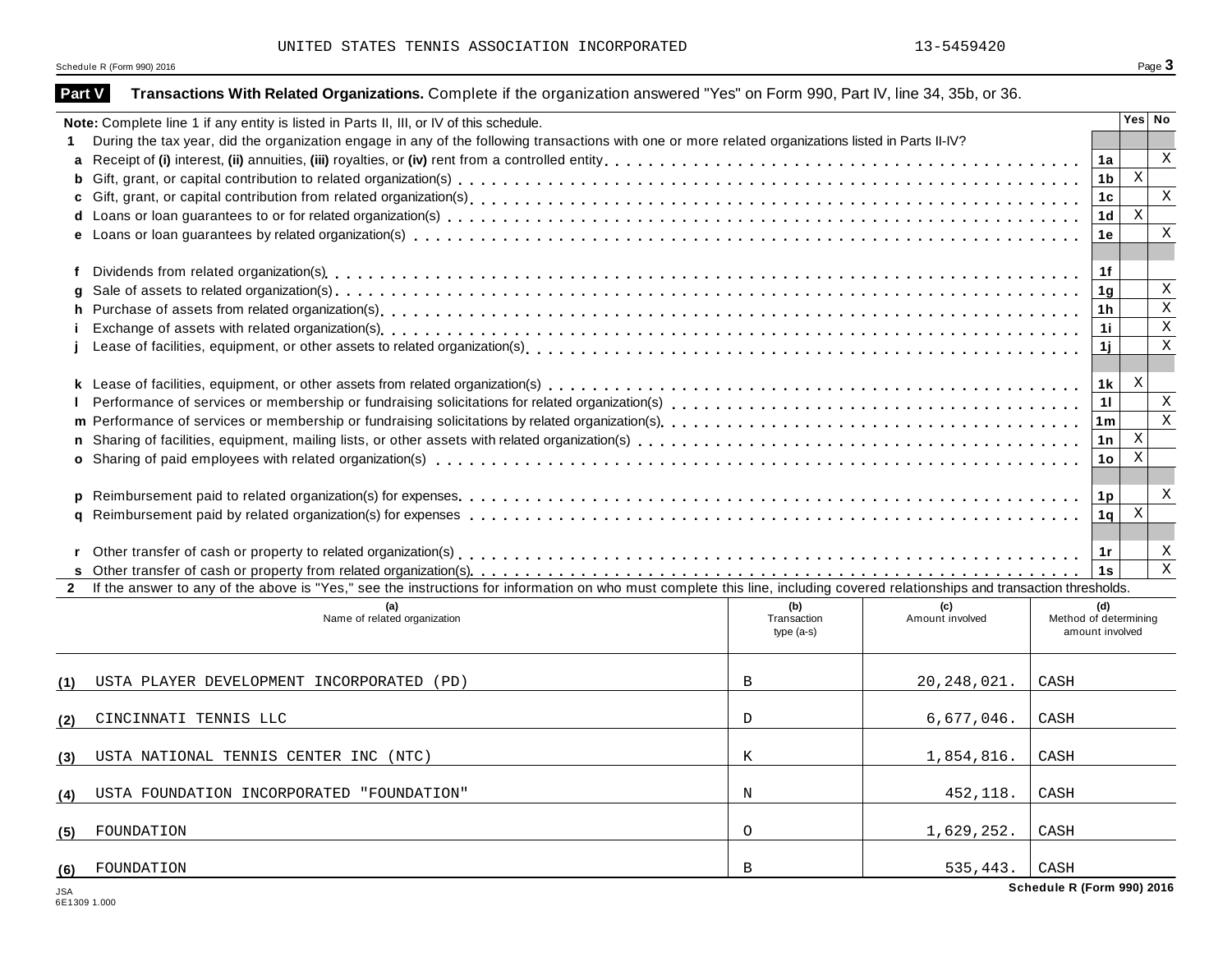UNITED STATES TENNIS ASSOCIATION INCORPORATED 13-5459420

Schedule R (Form 990) 2016

## Part V Transactions With Related Organizations. Complete if the organization answered "Yes" on Form 990, Part IV, line 34, 35b, or 36.

| Note: Complete line 1 if any entity is listed in Parts II, III, or IV of this schedule. | | Yes | No |
|---|---|---|---|
| **1** During the tax year, did the organization engage in any of the following transactions with one or more related organizations listed in Parts II-IV? | | | |
| **a** Receipt of **(i)** interest, **(ii)** annuities, **(iii)** royalties, or **(iv)** rent from a controlled entity | 1a | | X |
| **b** Gift, grant, or capital contribution to related organization(s) | 1b | X | |
| **c** Gift, grant, or capital contribution from related organization(s) | 1c | | X |
| **d** Loans or loan guarantees to or for related organization(s) | 1d | X | |
| **e** Loans or loan guarantees by related organization(s) | 1e | | X |
| **f** Dividends from related organization(s) | 1f | | |
| **g** Sale of assets to related organization(s) | 1g | | X |
| **h** Purchase of assets from related organization(s) | 1h | | X |
| **i** Exchange of assets with related organization(s) | 1i | | X |
| **j** Lease of facilities, equipment, or other assets to related organization(s) | 1j | | X |
| **k** Lease of facilities, equipment, or other assets from related organization(s) | 1k | X | |
| **l** Performance of services or membership or fundraising solicitations for related organization(s) | 1l | | X |
| **m** Performance of services or membership or fundraising solicitations by related organization(s) | 1m | | X |
| **n** Sharing of facilities, equipment, mailing lists, or other assets with related organization(s) | 1n | X | |
| **o** Sharing of paid employees with related organization(s) | 1o | X | |
| **p** Reimbursement paid to related organization(s) for expenses | 1p | | X |
| **q** Reimbursement paid by related organization(s) for expenses | 1q | X | |
| **r** Other transfer of cash or property to related organization(s) | 1r | | X |
| **s** Other transfer of cash or property from related organization(s) | 1s | | X |

**2** If the answer to any of the above is "Yes," see the instructions for information on who must complete this line, including covered relationships and transaction thresholds.

| | (a) Name of related organization | (b) Transaction type (a-s) | (c) Amount involved | (d) Method of determining amount involved |
|---|---|---|---|---|
| (1) | USTA PLAYER DEVELOPMENT INCORPORATED (PD) | B | 20,248,021. | CASH |
| (2) | CINCINNATI TENNIS LLC | D | 6,677,046. | CASH |
| (3) | USTA NATIONAL TENNIS CENTER INC (NTC) | K | 1,854,816. | CASH |
| (4) | USTA FOUNDATION INCORPORATED "FOUNDATION" | N | 452,118. | CASH |
| (5) | FOUNDATION | O | 1,629,252. | CASH |
| (6) | FOUNDATION | B | 535,443. | CASH |

Schedule R (Form 990) 2016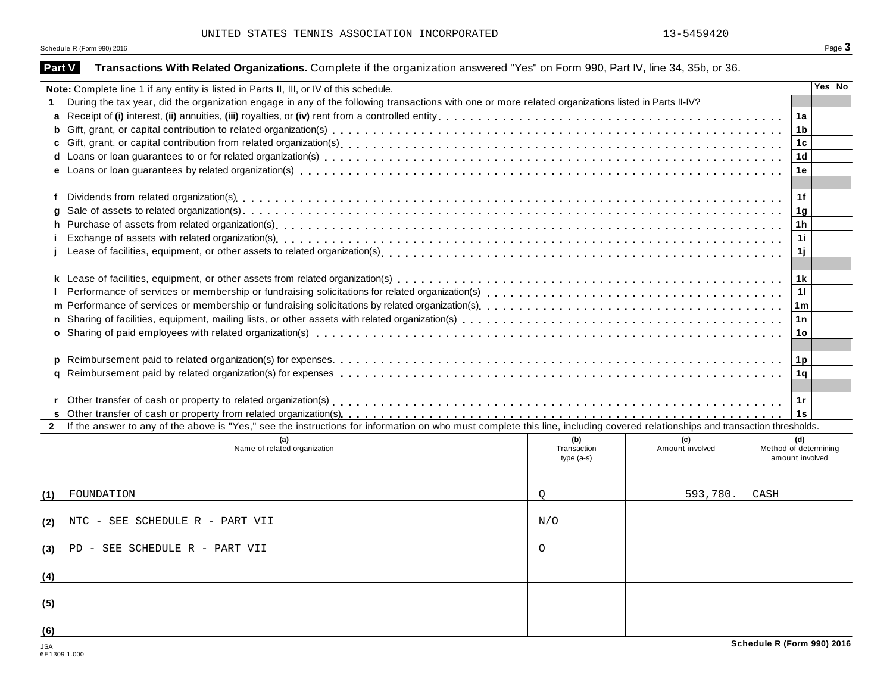UNITED STATES TENNIS ASSOCIATION INCORPORATED 13-5459420

Schedule R (Form 990) 2016

## Part V Transactions With Related Organizations. Complete if the organization answered "Yes" on Form 990, Part IV, line 34, 35b, or 36.

**Note:** Complete line 1 if any entity is listed in Parts II, III, or IV of this schedule.

| | | | Yes | No |
|---|---|---|---|---|
| **1** | During the tax year, did the organization engage in any of the following transactions with one or more related organizations listed in Parts II-IV? | | | |
| **a** | Receipt of **(i)** interest, **(ii)** annuities, **(iii)** royalties, or **(iv)** rent from a controlled entity | 1a | | |
| **b** | Gift, grant, or capital contribution to related organization(s) | 1b | | |
| **c** | Gift, grant, or capital contribution from related organization(s) | 1c | | |
| **d** | Loans or loan guarantees to or for related organization(s) | 1d | | |
| **e** | Loans or loan guarantees by related organization(s) | 1e | | |
| **f** | Dividends from related organization(s) | 1f | | |
| **g** | Sale of assets to related organization(s) | 1g | | |
| **h** | Purchase of assets from related organization(s) | 1h | | |
| **i** | Exchange of assets with related organization(s) | 1i | | |
| **j** | Lease of facilities, equipment, or other assets to related organization(s) | 1j | | |
| **k** | Lease of facilities, equipment, or other assets from related organization(s) | 1k | | |
| **l** | Performance of services or membership or fundraising solicitations for related organization(s) | 1l | | |
| **m** | Performance of services or membership or fundraising solicitations by related organization(s) | 1m | | |
| **n** | Sharing of facilities, equipment, mailing lists, or other assets with related organization(s) | 1n | | |
| **o** | Sharing of paid employees with related organization(s) | 1o | | |
| **p** | Reimbursement paid to related organization(s) for expenses | 1p | | |
| **q** | Reimbursement paid by related organization(s) for expenses | 1q | | |
| **r** | Other transfer of cash or property to related organization(s) | 1r | | |
| **s** | Other transfer of cash or property from related organization(s) | 1s | | |

**2** If the answer to any of the above is "Yes," see the instructions for information on who must complete this line, including covered relationships and transaction thresholds.

| | (a) Name of related organization | (b) Transaction type (a-s) | (c) Amount involved | (d) Method of determining amount involved |
|---|---|---|---|---|
| (1) | FOUNDATION | Q | 593,780. | CASH |
| (2) | NTC - SEE SCHEDULE R - PART VII | N/O | | |
| (3) | PD - SEE SCHEDULE R - PART VII | O | | |
| (4) | | | | |
| (5) | | | | |
| (6) | | | | |

JSA
6E1309 1.000

**Schedule R (Form 990) 2016**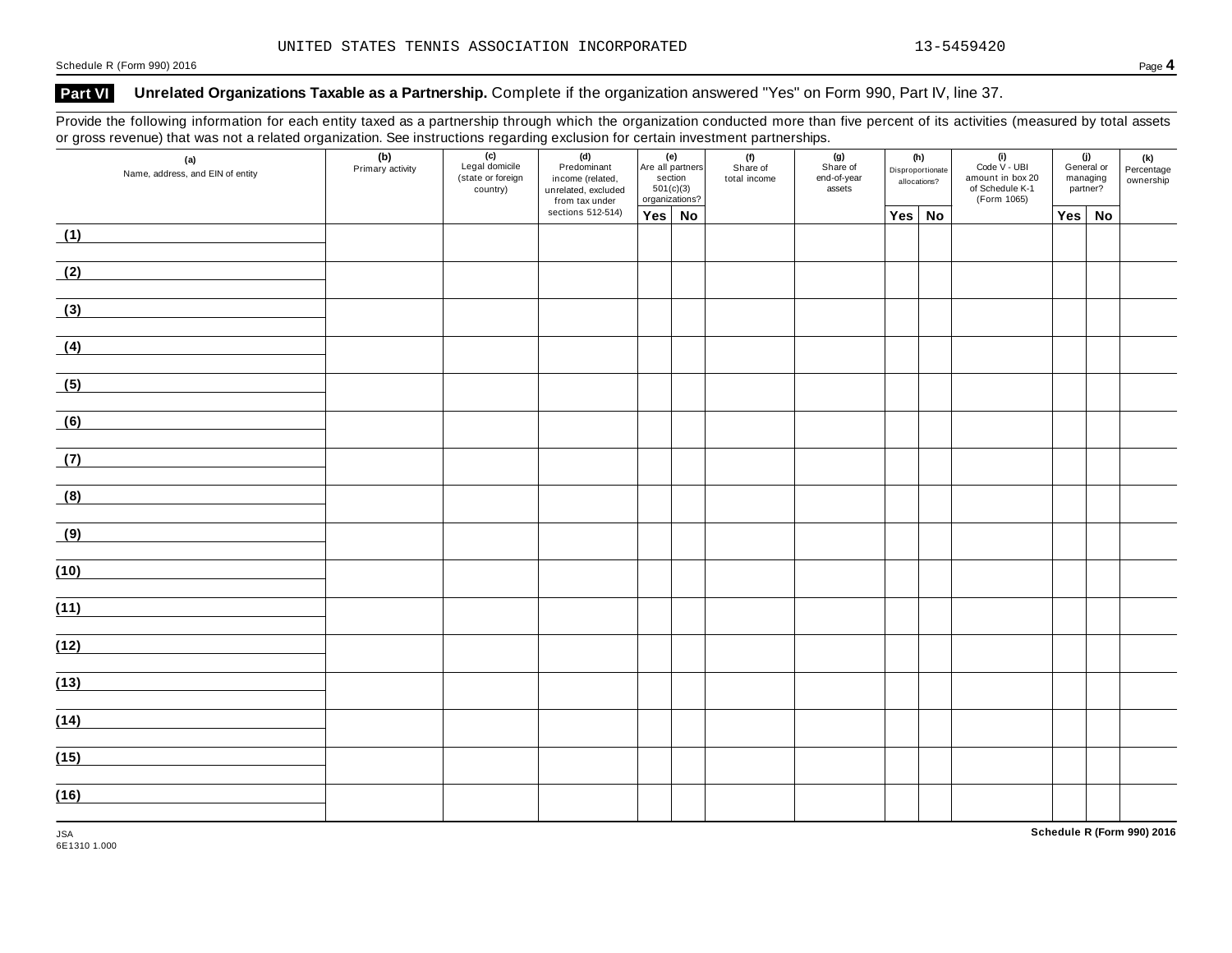UNITED STATES TENNIS ASSOCIATION INCORPORATED 13-5459420

## Part VI Unrelated Organizations Taxable as a Partnership. 

Complete if the organization answered "Yes" on Form 990, Part IV, line 37.

Provide the following information for each entity taxed as a partnership through which the organization conducted more than five percent of its activities (measured by total assets or gross revenue) that was not a related organization. See instructions regarding exclusion for certain investment partnerships.

| (a) Name, address, and EIN of entity | (b) Primary activity | (c) Legal domicile (state or foreign country) | (d) Predominant income (related, unrelated, excluded from tax under sections 512-514) | (e) Are all partners section 501(c)(3) organizations? | | (f) Share of total income | (g) Share of end-of-year assets | (h) Disproportionate allocations? | | (i) Code V - UBI amount in box 20 of Schedule K-1 (Form 1065) | (j) General or managing partner? | | (k) Percentage ownership |
|---|---|---|---|---|---|---|---|---|---|---|---|---|---|
| | | | | Yes | No | | | Yes | No | | Yes | No | |
| (1) | | | | | | | | | | | | | |
| (2) | | | | | | | | | | | | | |
| (3) | | | | | | | | | | | | | |
| (4) | | | | | | | | | | | | | |
| (5) | | | | | | | | | | | | | |
| (6) | | | | | | | | | | | | | |
| (7) | | | | | | | | | | | | | |
| (8) | | | | | | | | | | | | | |
| (9) | | | | | | | | | | | | | |
| (10) | | | | | | | | | | | | | |
| (11) | | | | | | | | | | | | | |
| (12) | | | | | | | | | | | | | |
| (13) | | | | | | | | | | | | | |
| (14) | | | | | | | | | | | | | |
| (15) | | | | | | | | | | | | | |
| (16) | | | | | | | | | | | | | |

JSA
6E1310 1.000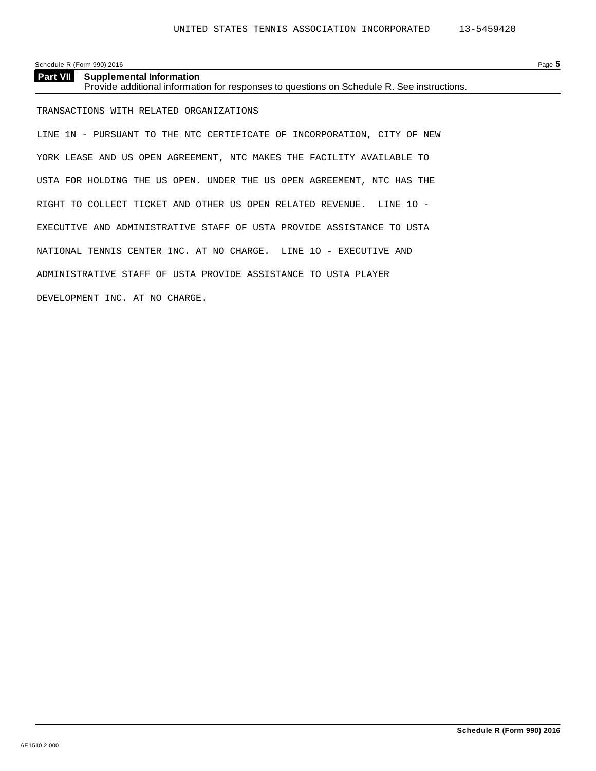UNITED STATES TENNIS ASSOCIATION INCORPORATED 13-5459420

## Part VII Supplemental Information

Provide additional information for responses to questions on Schedule R. See instructions.

TRANSACTIONS WITH RELATED ORGANIZATIONS

LINE 1N - PURSUANT TO THE NTC CERTIFICATE OF INCORPORATION, CITY OF NEW YORK LEASE AND US OPEN AGREEMENT, NTC MAKES THE FACILITY AVAILABLE TO USTA FOR HOLDING THE US OPEN. UNDER THE US OPEN AGREEMENT, NTC HAS THE RIGHT TO COLLECT TICKET AND OTHER US OPEN RELATED REVENUE. LINE 1O - EXECUTIVE AND ADMINISTRATIVE STAFF OF USTA PROVIDE ASSISTANCE TO USTA NATIONAL TENNIS CENTER INC. AT NO CHARGE. LINE 1O - EXECUTIVE AND ADMINISTRATIVE STAFF OF USTA PROVIDE ASSISTANCE TO USTA PLAYER DEVELOPMENT INC. AT NO CHARGE.